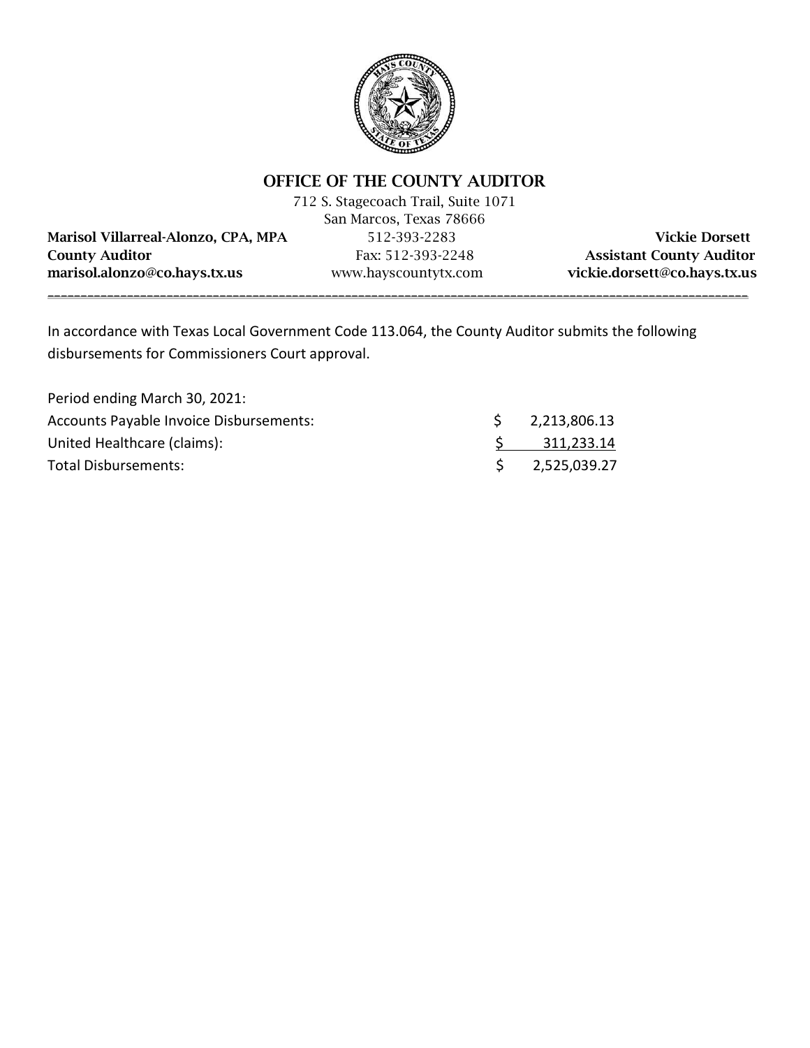# OFFICE OF THE COUNTY AUDITOR

712 S. Stagecoach Trail, Suite 1071
San Marcos, Texas 78666

| | | |
|---|---|---|
| **Marisol Villarreal-Alonzo, CPA, MPA** | 512-393-2283 | **Vickie Dorsett** |
| **County Auditor** | Fax: 512-393-2248 | **Assistant County Auditor** |
| **marisol.alonzo@co.hays.tx.us** | www.hayscountytx.com | **vickie.dorsett@co.hays.tx.us** |

---

In accordance with Texas Local Government Code 113.064, the County Auditor submits the following disbursements for Commissioners Court approval.

| | | |
|---|---|---|
| Period ending March 30, 2021: | | |
| Accounts Payable Invoice Disbursements: | $ | 2,213,806.13 |
| United Healthcare (claims): | $ | 311,233.14 |
| Total Disbursements: | $ | 2,525,039.27 |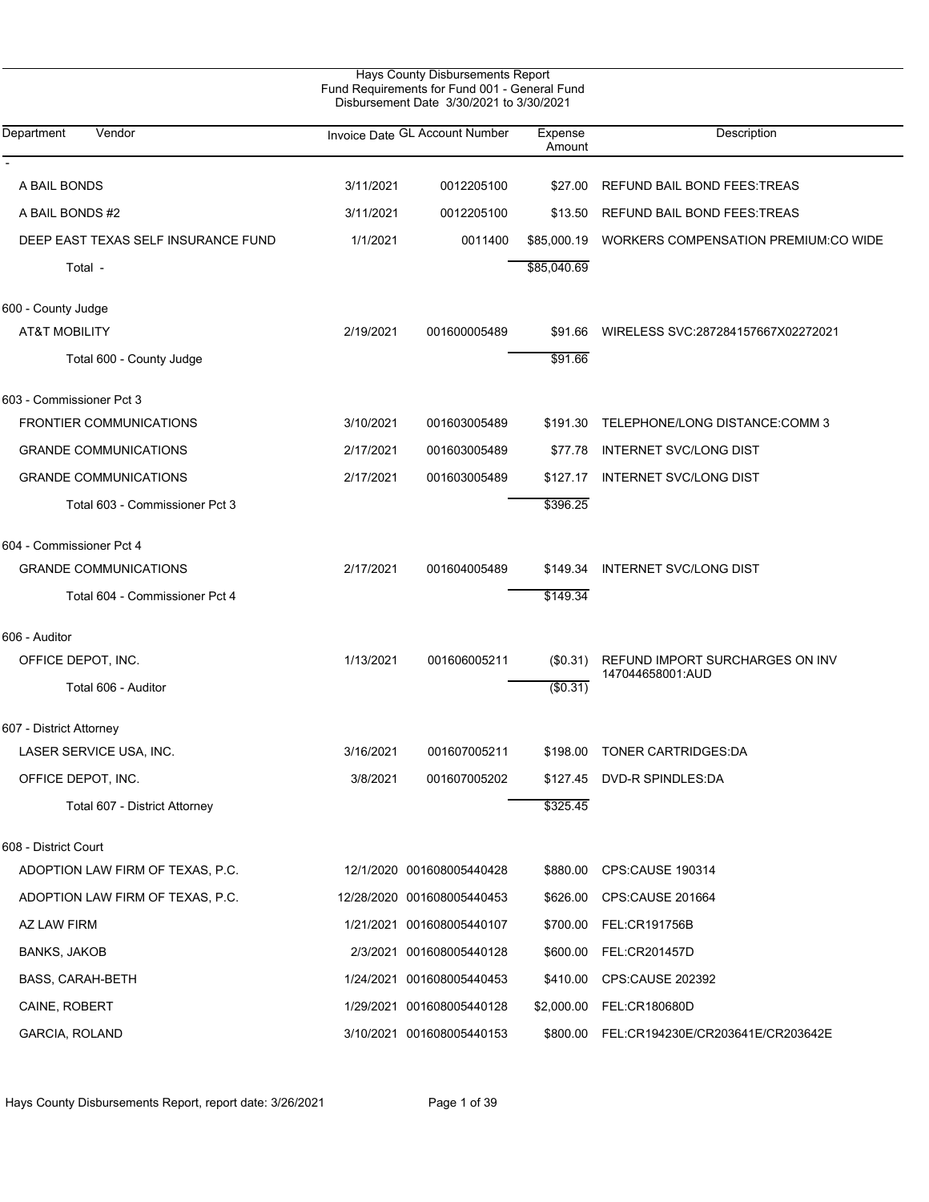# Hays County Disbursements Report

Fund Requirements for Fund 001 - General Fund
Disbursement Date 3/30/2021 to 3/30/2021

| Department Vendor | Invoice Date | GL Account Number | Expense Amount | Description |
|---|---|---|---|---|
| - | | | | |
| A BAIL BONDS | 3/11/2021 | 0012205100 | $27.00 | REFUND BAIL BOND FEES:TREAS |
| A BAIL BONDS #2 | 3/11/2021 | 0012205100 | $13.50 | REFUND BAIL BOND FEES:TREAS |
| DEEP EAST TEXAS SELF INSURANCE FUND | 1/1/2021 | 0011400 | $85,000.19 | WORKERS COMPENSATION PREMIUM:CO WIDE |
| Total - | | | $85,040.69 | |
| 600 - County Judge | | | | |
| AT&T MOBILITY | 2/19/2021 | 001600005489 | $91.66 | WIRELESS SVC:287284157667X02272021 |
| Total 600 - County Judge | | | $91.66 | |
| 603 - Commissioner Pct 3 | | | | |
| FRONTIER COMMUNICATIONS | 3/10/2021 | 001603005489 | $191.30 | TELEPHONE/LONG DISTANCE:COMM 3 |
| GRANDE COMMUNICATIONS | 2/17/2021 | 001603005489 | $77.78 | INTERNET SVC/LONG DIST |
| GRANDE COMMUNICATIONS | 2/17/2021 | 001603005489 | $127.17 | INTERNET SVC/LONG DIST |
| Total 603 - Commissioner Pct 3 | | | $396.25 | |
| 604 - Commissioner Pct 4 | | | | |
| GRANDE COMMUNICATIONS | 2/17/2021 | 001604005489 | $149.34 | INTERNET SVC/LONG DIST |
| Total 604 - Commissioner Pct 4 | | | $149.34 | |
| 606 - Auditor | | | | |
| OFFICE DEPOT, INC. | 1/13/2021 | 001606005211 | ($0.31) | REFUND IMPORT SURCHARGES ON INV 147044658001:AUD |
| Total 606 - Auditor | | | ($0.31) | |
| 607 - District Attorney | | | | |
| LASER SERVICE USA, INC. | 3/16/2021 | 001607005211 | $198.00 | TONER CARTRIDGES:DA |
| OFFICE DEPOT, INC. | 3/8/2021 | 001607005202 | $127.45 | DVD-R SPINDLES:DA |
| Total 607 - District Attorney | | | $325.45 | |
| 608 - District Court | | | | |
| ADOPTION LAW FIRM OF TEXAS, P.C. | 12/1/2020 | 001608005440428 | $880.00 | CPS:CAUSE 190314 |
| ADOPTION LAW FIRM OF TEXAS, P.C. | 12/28/2020 | 001608005440453 | $626.00 | CPS:CAUSE 201664 |
| AZ LAW FIRM | 1/21/2021 | 001608005440107 | $700.00 | FEL:CR191756B |
| BANKS, JAKOB | 2/3/2021 | 001608005440128 | $600.00 | FEL:CR201457D |
| BASS, CARAH-BETH | 1/24/2021 | 001608005440453 | $410.00 | CPS:CAUSE 202392 |
| CAINE, ROBERT | 1/29/2021 | 001608005440128 | $2,000.00 | FEL:CR180680D |
| GARCIA, ROLAND | 3/10/2021 | 001608005440153 | $800.00 | FEL:CR194230E/CR203641E/CR203642E |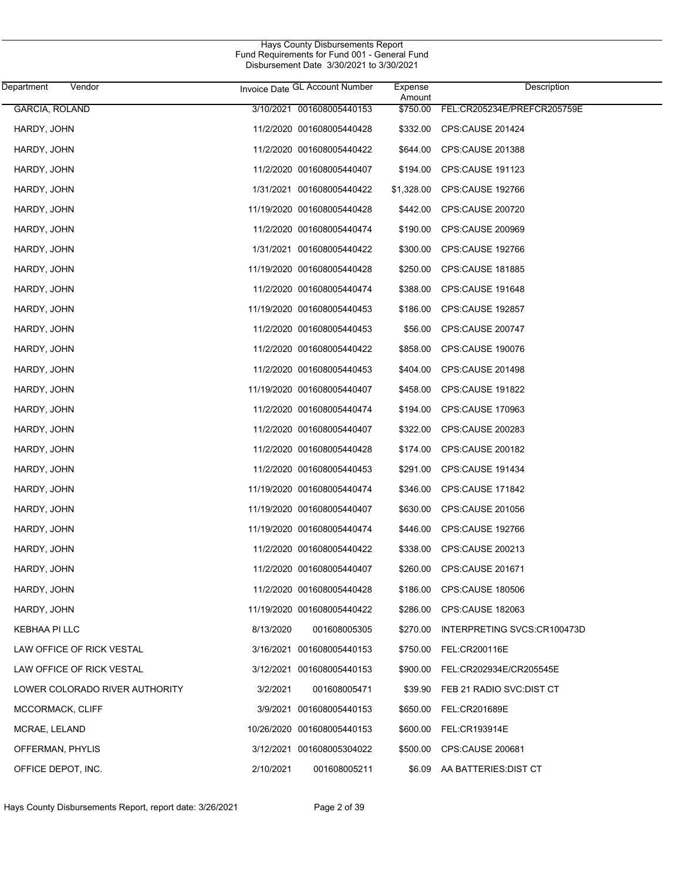Hays County Disbursements Report
Fund Requirements for Fund 001 - General Fund
Disbursement Date 3/30/2021 to 3/30/2021

| Department | Vendor | Invoice Date | GL Account Number | Expense Amount | Description |
|---|---|---|---|---|---|
| GARCIA, ROLAND | | 3/10/2021 | 001608005440153 | $750.00 | FEL:CR205234E/PREFCR205759E |
| HARDY, JOHN | | 11/2/2020 | 001608005440428 | $332.00 | CPS:CAUSE 201424 |
| HARDY, JOHN | | 11/2/2020 | 001608005440422 | $644.00 | CPS:CAUSE 201388 |
| HARDY, JOHN | | 11/2/2020 | 001608005440407 | $194.00 | CPS:CAUSE 191123 |
| HARDY, JOHN | | 1/31/2021 | 001608005440422 | $1,328.00 | CPS:CAUSE 192766 |
| HARDY, JOHN | | 11/19/2020 | 001608005440428 | $442.00 | CPS:CAUSE 200720 |
| HARDY, JOHN | | 11/2/2020 | 001608005440474 | $190.00 | CPS:CAUSE 200969 |
| HARDY, JOHN | | 1/31/2021 | 001608005440422 | $300.00 | CPS:CAUSE 192766 |
| HARDY, JOHN | | 11/19/2020 | 001608005440428 | $250.00 | CPS:CAUSE 181885 |
| HARDY, JOHN | | 11/2/2020 | 001608005440474 | $388.00 | CPS:CAUSE 191648 |
| HARDY, JOHN | | 11/19/2020 | 001608005440453 | $186.00 | CPS:CAUSE 192857 |
| HARDY, JOHN | | 11/2/2020 | 001608005440453 | $56.00 | CPS:CAUSE 200747 |
| HARDY, JOHN | | 11/2/2020 | 001608005440422 | $858.00 | CPS:CAUSE 190076 |
| HARDY, JOHN | | 11/2/2020 | 001608005440453 | $404.00 | CPS:CAUSE 201498 |
| HARDY, JOHN | | 11/19/2020 | 001608005440407 | $458.00 | CPS:CAUSE 191822 |
| HARDY, JOHN | | 11/2/2020 | 001608005440474 | $194.00 | CPS:CAUSE 170963 |
| HARDY, JOHN | | 11/2/2020 | 001608005440407 | $322.00 | CPS:CAUSE 200283 |
| HARDY, JOHN | | 11/2/2020 | 001608005440428 | $174.00 | CPS:CAUSE 200182 |
| HARDY, JOHN | | 11/2/2020 | 001608005440453 | $291.00 | CPS:CAUSE 191434 |
| HARDY, JOHN | | 11/19/2020 | 001608005440474 | $346.00 | CPS:CAUSE 171842 |
| HARDY, JOHN | | 11/19/2020 | 001608005440407 | $630.00 | CPS:CAUSE 201056 |
| HARDY, JOHN | | 11/19/2020 | 001608005440474 | $446.00 | CPS:CAUSE 192766 |
| HARDY, JOHN | | 11/2/2020 | 001608005440422 | $338.00 | CPS:CAUSE 200213 |
| HARDY, JOHN | | 11/2/2020 | 001608005440407 | $260.00 | CPS:CAUSE 201671 |
| HARDY, JOHN | | 11/2/2020 | 001608005440428 | $186.00 | CPS:CAUSE 180506 |
| HARDY, JOHN | | 11/19/2020 | 001608005440422 | $286.00 | CPS:CAUSE 182063 |
| KEBHAA PI LLC | | 8/13/2020 | 001608005305 | $270.00 | INTERPRETING SVCS:CR100473D |
| LAW OFFICE OF RICK VESTAL | | 3/16/2021 | 001608005440153 | $750.00 | FEL:CR200116E |
| LAW OFFICE OF RICK VESTAL | | 3/12/2021 | 001608005440153 | $900.00 | FEL:CR202934E/CR205545E |
| LOWER COLORADO RIVER AUTHORITY | | 3/2/2021 | 001608005471 | $39.90 | FEB 21 RADIO SVC:DIST CT |
| MCCORMACK, CLIFF | | 3/9/2021 | 001608005440153 | $650.00 | FEL:CR201689E |
| MCRAE, LELAND | | 10/26/2020 | 001608005440153 | $600.00 | FEL:CR193914E |
| OFFERMAN, PHYLIS | | 3/12/2021 | 001608005304022 | $500.00 | CPS:CAUSE 200681 |
| OFFICE DEPOT, INC. | | 2/10/2021 | 001608005211 | $6.09 | AA BATTERIES:DIST CT |

Hays County Disbursements Report, report date: 3/26/2021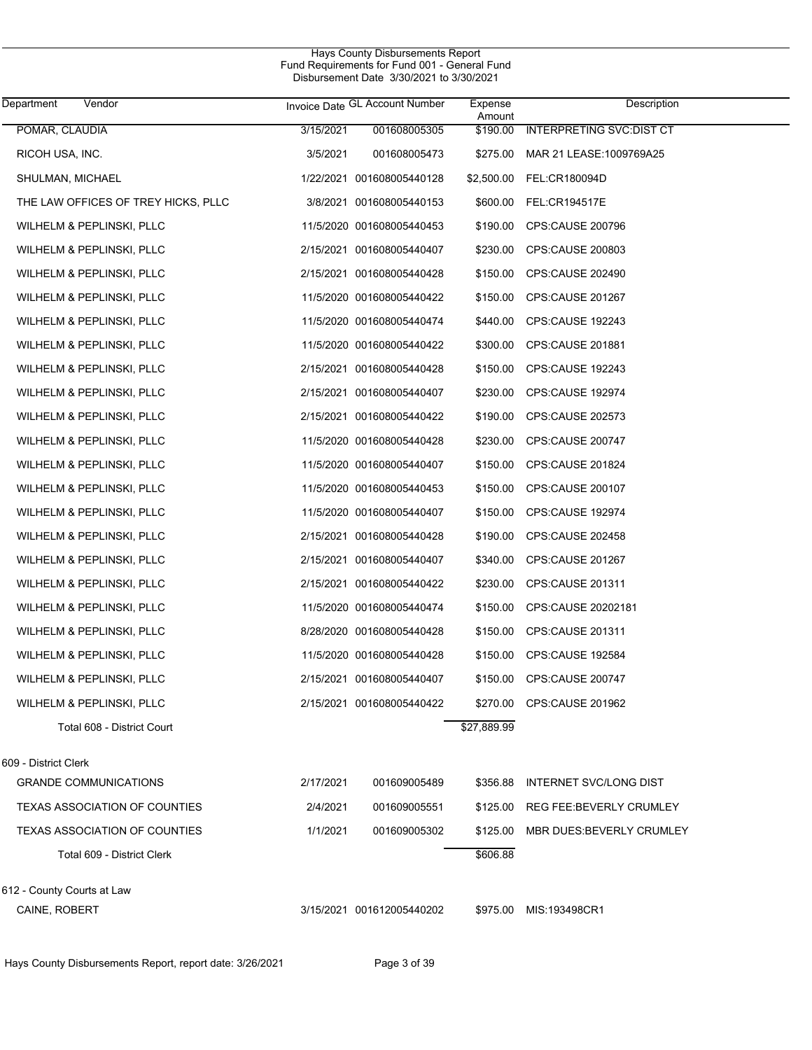Hays County Disbursements Report
Fund Requirements for Fund 001 - General Fund
Disbursement Date 3/30/2021 to 3/30/2021

| Department Vendor | Invoice Date | GL Account Number | Expense Amount | Description |
|---|---|---|---|---|
| POMAR, CLAUDIA | 3/15/2021 | 001608005305 | $190.00 | INTERPRETING SVC:DIST CT |
| RICOH USA, INC. | 3/5/2021 | 001608005473 | $275.00 | MAR 21 LEASE:1009769A25 |
| SHULMAN, MICHAEL | 1/22/2021 | 001608005440128 | $2,500.00 | FEL:CR180094D |
| THE LAW OFFICES OF TREY HICKS, PLLC | 3/8/2021 | 001608005440153 | $600.00 | FEL:CR194517E |
| WILHELM & PEPLINSKI, PLLC | 11/5/2020 | 001608005440453 | $190.00 | CPS:CAUSE 200796 |
| WILHELM & PEPLINSKI, PLLC | 2/15/2021 | 001608005440407 | $230.00 | CPS:CAUSE 200803 |
| WILHELM & PEPLINSKI, PLLC | 2/15/2021 | 001608005440428 | $150.00 | CPS:CAUSE 202490 |
| WILHELM & PEPLINSKI, PLLC | 11/5/2020 | 001608005440422 | $150.00 | CPS:CAUSE 201267 |
| WILHELM & PEPLINSKI, PLLC | 11/5/2020 | 001608005440474 | $440.00 | CPS:CAUSE 192243 |
| WILHELM & PEPLINSKI, PLLC | 11/5/2020 | 001608005440422 | $300.00 | CPS:CAUSE 201881 |
| WILHELM & PEPLINSKI, PLLC | 2/15/2021 | 001608005440428 | $150.00 | CPS:CAUSE 192243 |
| WILHELM & PEPLINSKI, PLLC | 2/15/2021 | 001608005440407 | $230.00 | CPS:CAUSE 192974 |
| WILHELM & PEPLINSKI, PLLC | 2/15/2021 | 001608005440422 | $190.00 | CPS:CAUSE 202573 |
| WILHELM & PEPLINSKI, PLLC | 11/5/2020 | 001608005440428 | $230.00 | CPS:CAUSE 200747 |
| WILHELM & PEPLINSKI, PLLC | 11/5/2020 | 001608005440407 | $150.00 | CPS:CAUSE 201824 |
| WILHELM & PEPLINSKI, PLLC | 11/5/2020 | 001608005440453 | $150.00 | CPS:CAUSE 200107 |
| WILHELM & PEPLINSKI, PLLC | 11/5/2020 | 001608005440407 | $150.00 | CPS:CAUSE 192974 |
| WILHELM & PEPLINSKI, PLLC | 2/15/2021 | 001608005440428 | $190.00 | CPS:CAUSE 202458 |
| WILHELM & PEPLINSKI, PLLC | 2/15/2021 | 001608005440407 | $340.00 | CPS:CAUSE 201267 |
| WILHELM & PEPLINSKI, PLLC | 2/15/2021 | 001608005440422 | $230.00 | CPS:CAUSE 201311 |
| WILHELM & PEPLINSKI, PLLC | 11/5/2020 | 001608005440474 | $150.00 | CPS:CAUSE 20202181 |
| WILHELM & PEPLINSKI, PLLC | 8/28/2020 | 001608005440428 | $150.00 | CPS:CAUSE 201311 |
| WILHELM & PEPLINSKI, PLLC | 11/5/2020 | 001608005440428 | $150.00 | CPS:CAUSE 192584 |
| WILHELM & PEPLINSKI, PLLC | 2/15/2021 | 001608005440407 | $150.00 | CPS:CAUSE 200747 |
| WILHELM & PEPLINSKI, PLLC | 2/15/2021 | 001608005440422 | $270.00 | CPS:CAUSE 201962 |
| Total 608 - District Court | | | $27,889.99 | |
| **609 - District Clerk** | | | | |
| GRANDE COMMUNICATIONS | 2/17/2021 | 001609005489 | $356.88 | INTERNET SVC/LONG DIST |
| TEXAS ASSOCIATION OF COUNTIES | 2/4/2021 | 001609005551 | $125.00 | REG FEE:BEVERLY CRUMLEY |
| TEXAS ASSOCIATION OF COUNTIES | 1/1/2021 | 001609005302 | $125.00 | MBR DUES:BEVERLY CRUMLEY |
| Total 609 - District Clerk | | | $606.88 | |
| **612 - County Courts at Law** | | | | |
| CAINE, ROBERT | 3/15/2021 | 001612005440202 | $975.00 | MIS:193498CR1 |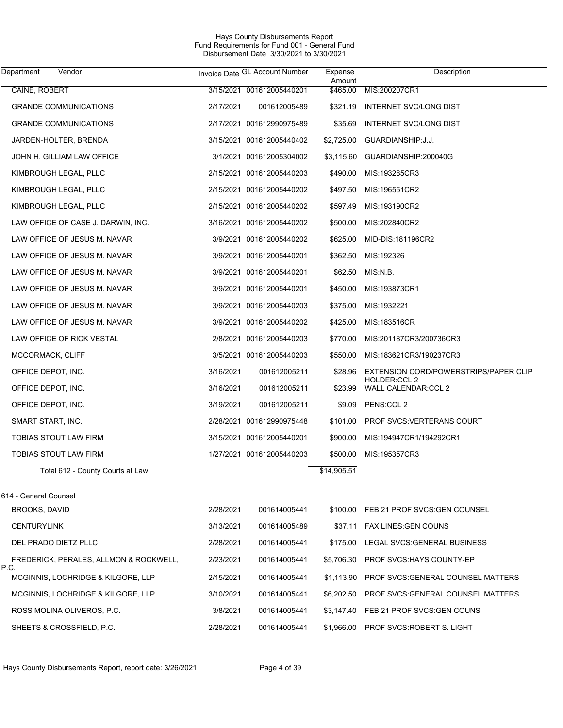# Hays County Disbursements Report
## Fund Requirements for Fund 001 - General Fund
### Disbursement Date 3/30/2021 to 3/30/2021

| Department Vendor | Invoice Date | GL Account Number | Expense Amount | Description |
|---|---|---|---|---|
| CAINE, ROBERT | 3/15/2021 | 001612005440201 | $465.00 | MIS:200207CR1 |
| GRANDE COMMUNICATIONS | 2/17/2021 | 001612005489 | $321.19 | INTERNET SVC/LONG DIST |
| GRANDE COMMUNICATIONS | 2/17/2021 | 001612990975489 | $35.69 | INTERNET SVC/LONG DIST |
| JARDEN-HOLTER, BRENDA | 3/15/2021 | 001612005440402 | $2,725.00 | GUARDIANSHIP:J.J. |
| JOHN H. GILLIAM LAW OFFICE | 3/1/2021 | 001612005304002 | $3,115.60 | GUARDIANSHIP:200040G |
| KIMBROUGH LEGAL, PLLC | 2/15/2021 | 001612005440203 | $490.00 | MIS:193285CR3 |
| KIMBROUGH LEGAL, PLLC | 2/15/2021 | 001612005440202 | $497.50 | MIS:196551CR2 |
| KIMBROUGH LEGAL, PLLC | 2/15/2021 | 001612005440202 | $597.49 | MIS:193190CR2 |
| LAW OFFICE OF CASE J. DARWIN, INC. | 3/16/2021 | 001612005440202 | $500.00 | MIS:202840CR2 |
| LAW OFFICE OF JESUS M. NAVAR | 3/9/2021 | 001612005440202 | $625.00 | MID-DIS:181196CR2 |
| LAW OFFICE OF JESUS M. NAVAR | 3/9/2021 | 001612005440201 | $362.50 | MIS:192326 |
| LAW OFFICE OF JESUS M. NAVAR | 3/9/2021 | 001612005440201 | $62.50 | MIS:N.B. |
| LAW OFFICE OF JESUS M. NAVAR | 3/9/2021 | 001612005440201 | $450.00 | MIS:193873CR1 |
| LAW OFFICE OF JESUS M. NAVAR | 3/9/2021 | 001612005440203 | $375.00 | MIS:1932221 |
| LAW OFFICE OF JESUS M. NAVAR | 3/9/2021 | 001612005440202 | $425.00 | MIS:183516CR |
| LAW OFFICE OF RICK VESTAL | 2/8/2021 | 001612005440203 | $770.00 | MIS:201187CR3/200736CR3 |
| MCCORMACK, CLIFF | 3/5/2021 | 001612005440203 | $550.00 | MIS:183621CR3/190237CR3 |
| OFFICE DEPOT, INC. | 3/16/2021 | 001612005211 | $28.96 | EXTENSION CORD/POWERSTRIPS/PAPER CLIP HOLDER:CCL 2 |
| OFFICE DEPOT, INC. | 3/16/2021 | 001612005211 | $23.99 | WALL CALENDAR:CCL 2 |
| OFFICE DEPOT, INC. | 3/19/2021 | 001612005211 | $9.09 | PENS:CCL 2 |
| SMART START, INC. | 2/28/2021 | 001612990975448 | $101.00 | PROF SVCS:VERTERANS COURT |
| TOBIAS STOUT LAW FIRM | 3/15/2021 | 001612005440201 | $900.00 | MIS:194947CR1/194292CR1 |
| TOBIAS STOUT LAW FIRM | 1/27/2021 | 001612005440203 | $500.00 | MIS:195357CR3 |
| Total 612 - County Courts at Law | | | $14,905.51 | |
| **614 - General Counsel** | | | | |
| BROOKS, DAVID | 2/28/2021 | 001614005441 | $100.00 | FEB 21 PROF SVCS:GEN COUNSEL |
| CENTURYLINK | 3/13/2021 | 001614005489 | $37.11 | FAX LINES:GEN COUNS |
| DEL PRADO DIETZ PLLC | 2/28/2021 | 001614005441 | $175.00 | LEGAL SVCS:GENERAL BUSINESS |
| FREDERICK, PERALES, ALLMON & ROCKWELL, P.C. | 2/23/2021 | 001614005441 | $5,706.30 | PROF SVCS:HAYS COUNTY-EP |
| MCGINNIS, LOCHRIDGE & KILGORE, LLP | 2/15/2021 | 001614005441 | $1,113.90 | PROF SVCS:GENERAL COUNSEL MATTERS |
| MCGINNIS, LOCHRIDGE & KILGORE, LLP | 3/10/2021 | 001614005441 | $6,202.50 | PROF SVCS:GENERAL COUNSEL MATTERS |
| ROSS MOLINA OLIVEROS, P.C. | 3/8/2021 | 001614005441 | $3,147.40 | FEB 21 PROF SVCS:GEN COUNS |
| SHEETS & CROSSFIELD, P.C. | 2/28/2021 | 001614005441 | $1,966.00 | PROF SVCS:ROBERT S. LIGHT |

Hays County Disbursements Report, report date: 3/26/2021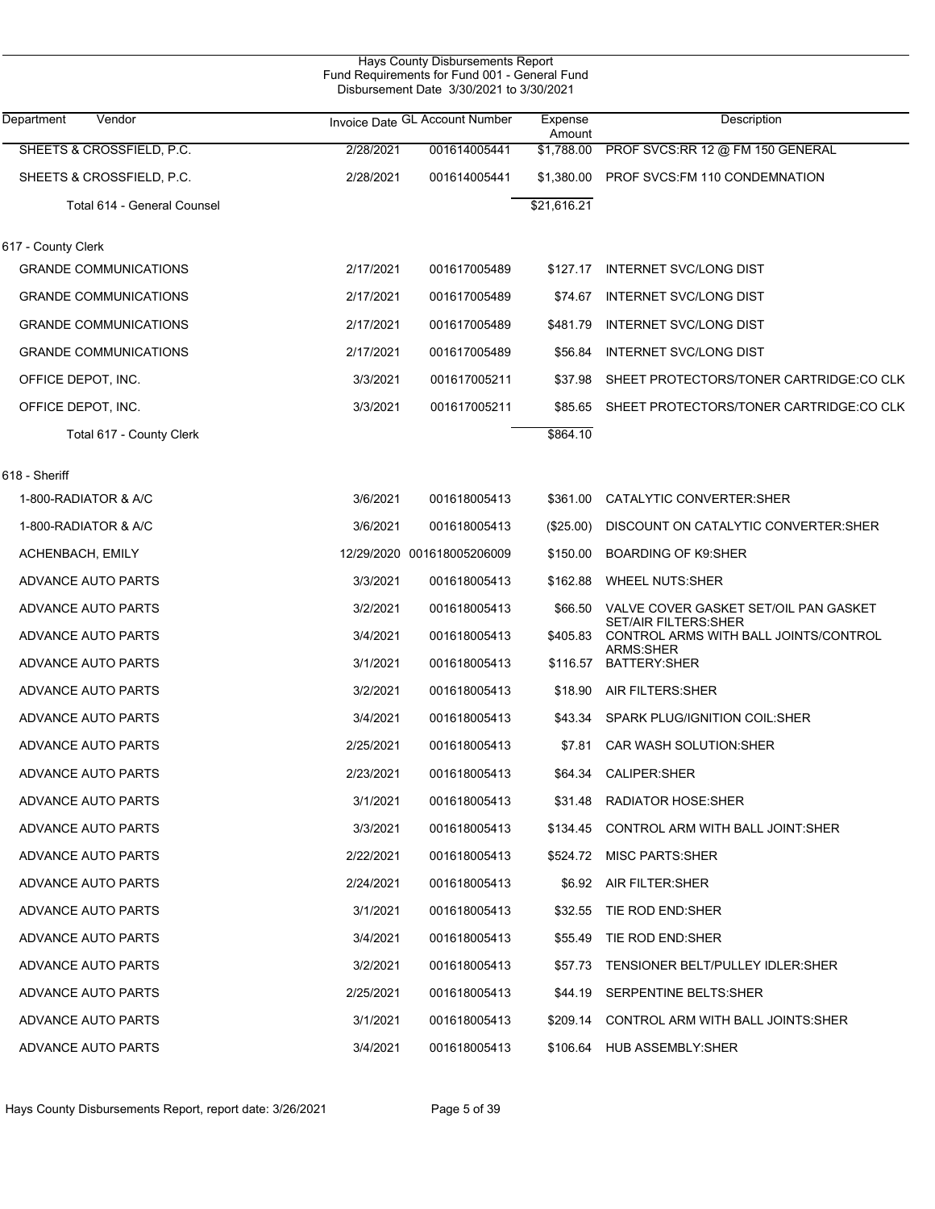Hays County Disbursements Report
Fund Requirements for Fund 001 - General Fund
Disbursement Date 3/30/2021 to 3/30/2021

| Department | Vendor | Invoice Date | GL Account Number | Expense Amount | Description |
|---|---|---|---|---|---|
| | SHEETS & CROSSFIELD, P.C. | 2/28/2021 | 001614005441 | $1,788.00 | PROF SVCS:RR 12 @ FM 150 GENERAL |
| | SHEETS & CROSSFIELD, P.C. | 2/28/2021 | 001614005441 | $1,380.00 | PROF SVCS:FM 110 CONDEMNATION |
| | Total 614 - General Counsel | | | $21,616.21 | |
| 617 - County Clerk | | | | | |
| | GRANDE COMMUNICATIONS | 2/17/2021 | 001617005489 | $127.17 | INTERNET SVC/LONG DIST |
| | GRANDE COMMUNICATIONS | 2/17/2021 | 001617005489 | $74.67 | INTERNET SVC/LONG DIST |
| | GRANDE COMMUNICATIONS | 2/17/2021 | 001617005489 | $481.79 | INTERNET SVC/LONG DIST |
| | GRANDE COMMUNICATIONS | 2/17/2021 | 001617005489 | $56.84 | INTERNET SVC/LONG DIST |
| | OFFICE DEPOT, INC. | 3/3/2021 | 001617005211 | $37.98 | SHEET PROTECTORS/TONER CARTRIDGE:CO CLK |
| | OFFICE DEPOT, INC. | 3/3/2021 | 001617005211 | $85.65 | SHEET PROTECTORS/TONER CARTRIDGE:CO CLK |
| | Total 617 - County Clerk | | | $864.10 | |
| 618 - Sheriff | | | | | |
| | 1-800-RADIATOR & A/C | 3/6/2021 | 001618005413 | $361.00 | CATALYTIC CONVERTER:SHER |
| | 1-800-RADIATOR & A/C | 3/6/2021 | 001618005413 | ($25.00) | DISCOUNT ON CATALYTIC CONVERTER:SHER |
| | ACHENBACH, EMILY | 12/29/2020 | 001618005206009 | $150.00 | BOARDING OF K9:SHER |
| | ADVANCE AUTO PARTS | 3/3/2021 | 001618005413 | $162.88 | WHEEL NUTS:SHER |
| | ADVANCE AUTO PARTS | 3/2/2021 | 001618005413 | $66.50 | VALVE COVER GASKET SET/OIL PAN GASKET SET/AIR FILTERS:SHER |
| | ADVANCE AUTO PARTS | 3/4/2021 | 001618005413 | $405.83 | CONTROL ARMS WITH BALL JOINTS/CONTROL ARMS:SHER |
| | ADVANCE AUTO PARTS | 3/1/2021 | 001618005413 | $116.57 | BATTERY:SHER |
| | ADVANCE AUTO PARTS | 3/2/2021 | 001618005413 | $18.90 | AIR FILTERS:SHER |
| | ADVANCE AUTO PARTS | 3/4/2021 | 001618005413 | $43.34 | SPARK PLUG/IGNITION COIL:SHER |
| | ADVANCE AUTO PARTS | 2/25/2021 | 001618005413 | $7.81 | CAR WASH SOLUTION:SHER |
| | ADVANCE AUTO PARTS | 2/23/2021 | 001618005413 | $64.34 | CALIPER:SHER |
| | ADVANCE AUTO PARTS | 3/1/2021 | 001618005413 | $31.48 | RADIATOR HOSE:SHER |
| | ADVANCE AUTO PARTS | 3/3/2021 | 001618005413 | $134.45 | CONTROL ARM WITH BALL JOINT:SHER |
| | ADVANCE AUTO PARTS | 2/22/2021 | 001618005413 | $524.72 | MISC PARTS:SHER |
| | ADVANCE AUTO PARTS | 2/24/2021 | 001618005413 | $6.92 | AIR FILTER:SHER |
| | ADVANCE AUTO PARTS | 3/1/2021 | 001618005413 | $32.55 | TIE ROD END:SHER |
| | ADVANCE AUTO PARTS | 3/4/2021 | 001618005413 | $55.49 | TIE ROD END:SHER |
| | ADVANCE AUTO PARTS | 3/2/2021 | 001618005413 | $57.73 | TENSIONER BELT/PULLEY IDLER:SHER |
| | ADVANCE AUTO PARTS | 2/25/2021 | 001618005413 | $44.19 | SERPENTINE BELTS:SHER |
| | ADVANCE AUTO PARTS | 3/1/2021 | 001618005413 | $209.14 | CONTROL ARM WITH BALL JOINTS:SHER |
| | ADVANCE AUTO PARTS | 3/4/2021 | 001618005413 | $106.64 | HUB ASSEMBLY:SHER |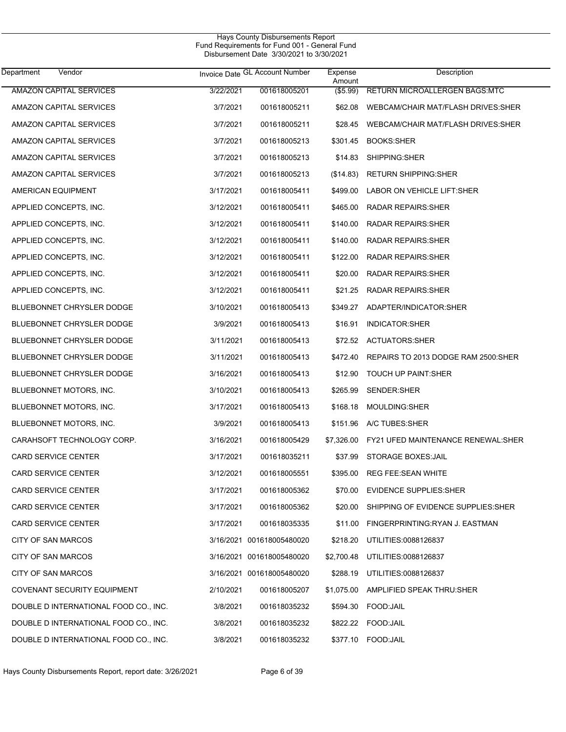Hays County Disbursements Report
Fund Requirements for Fund 001 - General Fund
Disbursement Date 3/30/2021 to 3/30/2021

| Department | Vendor | Invoice Date | GL Account Number | Expense Amount | Description |
|---|---|---|---|---|---|
| | AMAZON CAPITAL SERVICES | 3/22/2021 | 001618005201 | ($5.99) | RETURN MICROALLERGEN BAGS:MTC |
| | AMAZON CAPITAL SERVICES | 3/7/2021 | 001618005211 | $62.08 | WEBCAM/CHAIR MAT/FLASH DRIVES:SHER |
| | AMAZON CAPITAL SERVICES | 3/7/2021 | 001618005211 | $28.45 | WEBCAM/CHAIR MAT/FLASH DRIVES:SHER |
| | AMAZON CAPITAL SERVICES | 3/7/2021 | 001618005213 | $301.45 | BOOKS:SHER |
| | AMAZON CAPITAL SERVICES | 3/7/2021 | 001618005213 | $14.83 | SHIPPING:SHER |
| | AMAZON CAPITAL SERVICES | 3/7/2021 | 001618005213 | ($14.83) | RETURN SHIPPING:SHER |
| | AMERICAN EQUIPMENT | 3/17/2021 | 001618005411 | $499.00 | LABOR ON VEHICLE LIFT:SHER |
| | APPLIED CONCEPTS, INC. | 3/12/2021 | 001618005411 | $465.00 | RADAR REPAIRS:SHER |
| | APPLIED CONCEPTS, INC. | 3/12/2021 | 001618005411 | $140.00 | RADAR REPAIRS:SHER |
| | APPLIED CONCEPTS, INC. | 3/12/2021 | 001618005411 | $140.00 | RADAR REPAIRS:SHER |
| | APPLIED CONCEPTS, INC. | 3/12/2021 | 001618005411 | $122.00 | RADAR REPAIRS:SHER |
| | APPLIED CONCEPTS, INC. | 3/12/2021 | 001618005411 | $20.00 | RADAR REPAIRS:SHER |
| | APPLIED CONCEPTS, INC. | 3/12/2021 | 001618005411 | $21.25 | RADAR REPAIRS:SHER |
| | BLUEBONNET CHRYSLER DODGE | 3/10/2021 | 001618005413 | $349.27 | ADAPTER/INDICATOR:SHER |
| | BLUEBONNET CHRYSLER DODGE | 3/9/2021 | 001618005413 | $16.91 | INDICATOR:SHER |
| | BLUEBONNET CHRYSLER DODGE | 3/11/2021 | 001618005413 | $72.52 | ACTUATORS:SHER |
| | BLUEBONNET CHRYSLER DODGE | 3/11/2021 | 001618005413 | $472.40 | REPAIRS TO 2013 DODGE RAM 2500:SHER |
| | BLUEBONNET CHRYSLER DODGE | 3/16/2021 | 001618005413 | $12.90 | TOUCH UP PAINT:SHER |
| | BLUEBONNET MOTORS, INC. | 3/10/2021 | 001618005413 | $265.99 | SENDER:SHER |
| | BLUEBONNET MOTORS, INC. | 3/17/2021 | 001618005413 | $168.18 | MOULDING:SHER |
| | BLUEBONNET MOTORS, INC. | 3/9/2021 | 001618005413 | $151.96 | A/C TUBES:SHER |
| | CARAHSOFT TECHNOLOGY CORP. | 3/16/2021 | 001618005429 | $7,326.00 | FY21 UFED MAINTENANCE RENEWAL:SHER |
| | CARD SERVICE CENTER | 3/17/2021 | 001618035211 | $37.99 | STORAGE BOXES:JAIL |
| | CARD SERVICE CENTER | 3/12/2021 | 001618005551 | $395.00 | REG FEE:SEAN WHITE |
| | CARD SERVICE CENTER | 3/17/2021 | 001618005362 | $70.00 | EVIDENCE SUPPLIES:SHER |
| | CARD SERVICE CENTER | 3/17/2021 | 001618005362 | $20.00 | SHIPPING OF EVIDENCE SUPPLIES:SHER |
| | CARD SERVICE CENTER | 3/17/2021 | 001618035335 | $11.00 | FINGERPRINTING:RYAN J. EASTMAN |
| | CITY OF SAN MARCOS | 3/16/2021 | 001618005480020 | $218.20 | UTILITIES:0088126837 |
| | CITY OF SAN MARCOS | 3/16/2021 | 001618005480020 | $2,700.48 | UTILITIES:0088126837 |
| | CITY OF SAN MARCOS | 3/16/2021 | 001618005480020 | $288.19 | UTILITIES:0088126837 |
| | COVENANT SECURITY EQUIPMENT | 2/10/2021 | 001618005207 | $1,075.00 | AMPLIFIED SPEAK THRU:SHER |
| | DOUBLE D INTERNATIONAL FOOD CO., INC. | 3/8/2021 | 001618035232 | $594.30 | FOOD:JAIL |
| | DOUBLE D INTERNATIONAL FOOD CO., INC. | 3/8/2021 | 001618035232 | $822.22 | FOOD:JAIL |
| | DOUBLE D INTERNATIONAL FOOD CO., INC. | 3/8/2021 | 001618035232 | $377.10 | FOOD:JAIL |

Hays County Disbursements Report, report date: 3/26/2021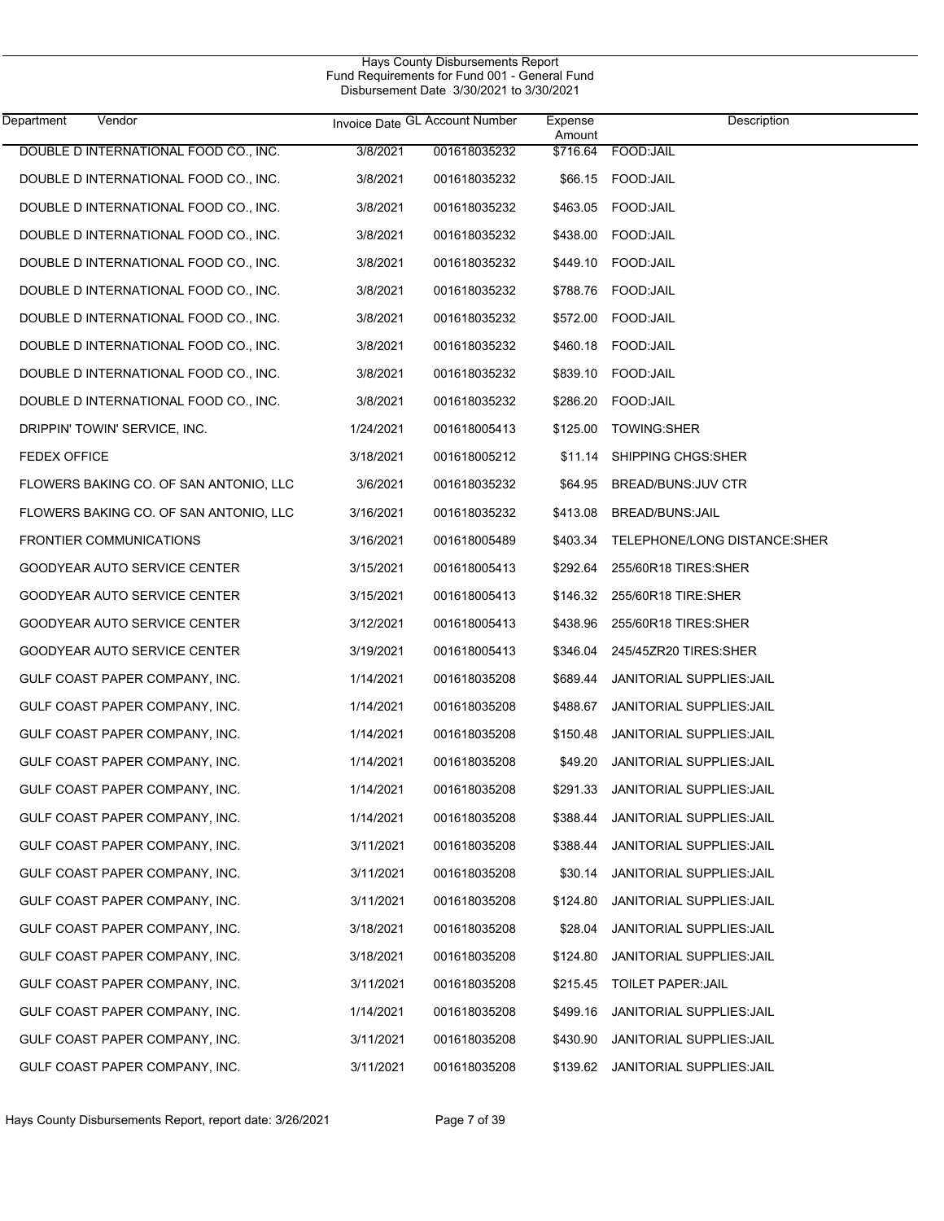Hays County Disbursements Report
Fund Requirements for Fund 001 - General Fund
Disbursement Date 3/30/2021 to 3/30/2021

| Department Vendor | Invoice Date | GL Account Number | Expense Amount | Description |
|---|---|---|---|---|
| DOUBLE D INTERNATIONAL FOOD CO., INC. | 3/8/2021 | 001618035232 | $716.64 | FOOD:JAIL |
| DOUBLE D INTERNATIONAL FOOD CO., INC. | 3/8/2021 | 001618035232 | $66.15 | FOOD:JAIL |
| DOUBLE D INTERNATIONAL FOOD CO., INC. | 3/8/2021 | 001618035232 | $463.05 | FOOD:JAIL |
| DOUBLE D INTERNATIONAL FOOD CO., INC. | 3/8/2021 | 001618035232 | $438.00 | FOOD:JAIL |
| DOUBLE D INTERNATIONAL FOOD CO., INC. | 3/8/2021 | 001618035232 | $449.10 | FOOD:JAIL |
| DOUBLE D INTERNATIONAL FOOD CO., INC. | 3/8/2021 | 001618035232 | $788.76 | FOOD:JAIL |
| DOUBLE D INTERNATIONAL FOOD CO., INC. | 3/8/2021 | 001618035232 | $572.00 | FOOD:JAIL |
| DOUBLE D INTERNATIONAL FOOD CO., INC. | 3/8/2021 | 001618035232 | $460.18 | FOOD:JAIL |
| DOUBLE D INTERNATIONAL FOOD CO., INC. | 3/8/2021 | 001618035232 | $839.10 | FOOD:JAIL |
| DOUBLE D INTERNATIONAL FOOD CO., INC. | 3/8/2021 | 001618035232 | $286.20 | FOOD:JAIL |
| DRIPPIN' TOWIN' SERVICE, INC. | 1/24/2021 | 001618005413 | $125.00 | TOWING:SHER |
| FEDEX OFFICE | 3/18/2021 | 001618005212 | $11.14 | SHIPPING CHGS:SHER |
| FLOWERS BAKING CO. OF SAN ANTONIO, LLC | 3/6/2021 | 001618035232 | $64.95 | BREAD/BUNS:JUV CTR |
| FLOWERS BAKING CO. OF SAN ANTONIO, LLC | 3/16/2021 | 001618035232 | $413.08 | BREAD/BUNS:JAIL |
| FRONTIER COMMUNICATIONS | 3/16/2021 | 001618005489 | $403.34 | TELEPHONE/LONG DISTANCE:SHER |
| GOODYEAR AUTO SERVICE CENTER | 3/15/2021 | 001618005413 | $292.64 | 255/60R18 TIRES:SHER |
| GOODYEAR AUTO SERVICE CENTER | 3/15/2021 | 001618005413 | $146.32 | 255/60R18 TIRE:SHER |
| GOODYEAR AUTO SERVICE CENTER | 3/12/2021 | 001618005413 | $438.96 | 255/60R18 TIRES:SHER |
| GOODYEAR AUTO SERVICE CENTER | 3/19/2021 | 001618005413 | $346.04 | 245/45ZR20 TIRES:SHER |
| GULF COAST PAPER COMPANY, INC. | 1/14/2021 | 001618035208 | $689.44 | JANITORIAL SUPPLIES:JAIL |
| GULF COAST PAPER COMPANY, INC. | 1/14/2021 | 001618035208 | $488.67 | JANITORIAL SUPPLIES:JAIL |
| GULF COAST PAPER COMPANY, INC. | 1/14/2021 | 001618035208 | $150.48 | JANITORIAL SUPPLIES:JAIL |
| GULF COAST PAPER COMPANY, INC. | 1/14/2021 | 001618035208 | $49.20 | JANITORIAL SUPPLIES:JAIL |
| GULF COAST PAPER COMPANY, INC. | 1/14/2021 | 001618035208 | $291.33 | JANITORIAL SUPPLIES:JAIL |
| GULF COAST PAPER COMPANY, INC. | 1/14/2021 | 001618035208 | $388.44 | JANITORIAL SUPPLIES:JAIL |
| GULF COAST PAPER COMPANY, INC. | 3/11/2021 | 001618035208 | $388.44 | JANITORIAL SUPPLIES:JAIL |
| GULF COAST PAPER COMPANY, INC. | 3/11/2021 | 001618035208 | $30.14 | JANITORIAL SUPPLIES:JAIL |
| GULF COAST PAPER COMPANY, INC. | 3/11/2021 | 001618035208 | $124.80 | JANITORIAL SUPPLIES:JAIL |
| GULF COAST PAPER COMPANY, INC. | 3/18/2021 | 001618035208 | $28.04 | JANITORIAL SUPPLIES:JAIL |
| GULF COAST PAPER COMPANY, INC. | 3/18/2021 | 001618035208 | $124.80 | JANITORIAL SUPPLIES:JAIL |
| GULF COAST PAPER COMPANY, INC. | 3/11/2021 | 001618035208 | $215.45 | TOILET PAPER:JAIL |
| GULF COAST PAPER COMPANY, INC. | 1/14/2021 | 001618035208 | $499.16 | JANITORIAL SUPPLIES:JAIL |
| GULF COAST PAPER COMPANY, INC. | 3/11/2021 | 001618035208 | $430.90 | JANITORIAL SUPPLIES:JAIL |
| GULF COAST PAPER COMPANY, INC. | 3/11/2021 | 001618035208 | $139.62 | JANITORIAL SUPPLIES:JAIL |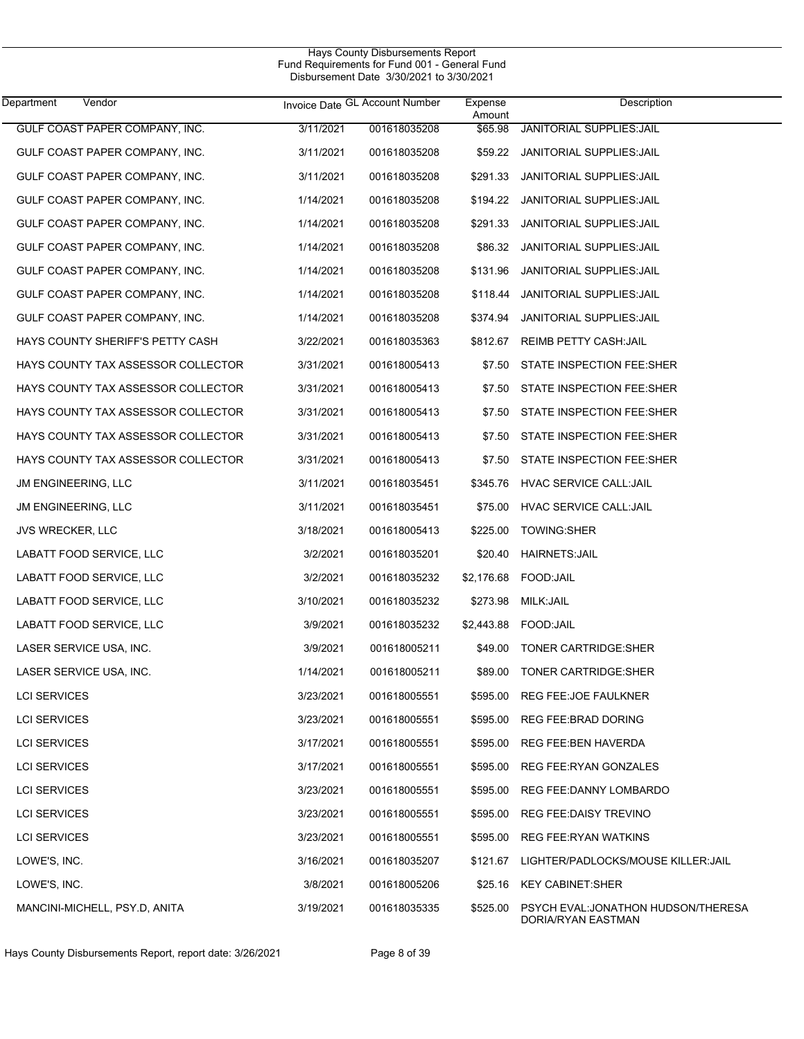Hays County Disbursements Report
Fund Requirements for Fund 001 - General Fund
Disbursement Date 3/30/2021 to 3/30/2021

| Department Vendor | Invoice Date | GL Account Number | Expense Amount | Description |
|---|---|---|---|---|
| GULF COAST PAPER COMPANY, INC. | 3/11/2021 | 001618035208 | $65.98 | JANITORIAL SUPPLIES:JAIL |
| GULF COAST PAPER COMPANY, INC. | 3/11/2021 | 001618035208 | $59.22 | JANITORIAL SUPPLIES:JAIL |
| GULF COAST PAPER COMPANY, INC. | 3/11/2021 | 001618035208 | $291.33 | JANITORIAL SUPPLIES:JAIL |
| GULF COAST PAPER COMPANY, INC. | 1/14/2021 | 001618035208 | $194.22 | JANITORIAL SUPPLIES:JAIL |
| GULF COAST PAPER COMPANY, INC. | 1/14/2021 | 001618035208 | $291.33 | JANITORIAL SUPPLIES:JAIL |
| GULF COAST PAPER COMPANY, INC. | 1/14/2021 | 001618035208 | $86.32 | JANITORIAL SUPPLIES:JAIL |
| GULF COAST PAPER COMPANY, INC. | 1/14/2021 | 001618035208 | $131.96 | JANITORIAL SUPPLIES:JAIL |
| GULF COAST PAPER COMPANY, INC. | 1/14/2021 | 001618035208 | $118.44 | JANITORIAL SUPPLIES:JAIL |
| GULF COAST PAPER COMPANY, INC. | 1/14/2021 | 001618035208 | $374.94 | JANITORIAL SUPPLIES:JAIL |
| HAYS COUNTY SHERIFF'S PETTY CASH | 3/22/2021 | 001618035363 | $812.67 | REIMB PETTY CASH:JAIL |
| HAYS COUNTY TAX ASSESSOR COLLECTOR | 3/31/2021 | 001618005413 | $7.50 | STATE INSPECTION FEE:SHER |
| HAYS COUNTY TAX ASSESSOR COLLECTOR | 3/31/2021 | 001618005413 | $7.50 | STATE INSPECTION FEE:SHER |
| HAYS COUNTY TAX ASSESSOR COLLECTOR | 3/31/2021 | 001618005413 | $7.50 | STATE INSPECTION FEE:SHER |
| HAYS COUNTY TAX ASSESSOR COLLECTOR | 3/31/2021 | 001618005413 | $7.50 | STATE INSPECTION FEE:SHER |
| HAYS COUNTY TAX ASSESSOR COLLECTOR | 3/31/2021 | 001618005413 | $7.50 | STATE INSPECTION FEE:SHER |
| JM ENGINEERING, LLC | 3/11/2021 | 001618035451 | $345.76 | HVAC SERVICE CALL:JAIL |
| JM ENGINEERING, LLC | 3/11/2021 | 001618035451 | $75.00 | HVAC SERVICE CALL:JAIL |
| JVS WRECKER, LLC | 3/18/2021 | 001618005413 | $225.00 | TOWING:SHER |
| LABATT FOOD SERVICE, LLC | 3/2/2021 | 001618035201 | $20.40 | HAIRNETS:JAIL |
| LABATT FOOD SERVICE, LLC | 3/2/2021 | 001618035232 | $2,176.68 | FOOD:JAIL |
| LABATT FOOD SERVICE, LLC | 3/10/2021 | 001618035232 | $273.98 | MILK:JAIL |
| LABATT FOOD SERVICE, LLC | 3/9/2021 | 001618035232 | $2,443.88 | FOOD:JAIL |
| LASER SERVICE USA, INC. | 3/9/2021 | 001618005211 | $49.00 | TONER CARTRIDGE:SHER |
| LASER SERVICE USA, INC. | 1/14/2021 | 001618005211 | $89.00 | TONER CARTRIDGE:SHER |
| LCI SERVICES | 3/23/2021 | 001618005551 | $595.00 | REG FEE:JOE FAULKNER |
| LCI SERVICES | 3/23/2021 | 001618005551 | $595.00 | REG FEE:BRAD DORING |
| LCI SERVICES | 3/17/2021 | 001618005551 | $595.00 | REG FEE:BEN HAVERDA |
| LCI SERVICES | 3/17/2021 | 001618005551 | $595.00 | REG FEE:RYAN GONZALES |
| LCI SERVICES | 3/23/2021 | 001618005551 | $595.00 | REG FEE:DANNY LOMBARDO |
| LCI SERVICES | 3/23/2021 | 001618005551 | $595.00 | REG FEE:DAISY TREVINO |
| LCI SERVICES | 3/23/2021 | 001618005551 | $595.00 | REG FEE:RYAN WATKINS |
| LOWE'S, INC. | 3/16/2021 | 001618035207 | $121.67 | LIGHTER/PADLOCKS/MOUSE KILLER:JAIL |
| LOWE'S, INC. | 3/8/2021 | 001618005206 | $25.16 | KEY CABINET:SHER |
| MANCINI-MICHELL, PSY.D, ANITA | 3/19/2021 | 001618035335 | $525.00 | PSYCH EVAL:JONATHON HUDSON/THERESA DORIA/RYAN EASTMAN |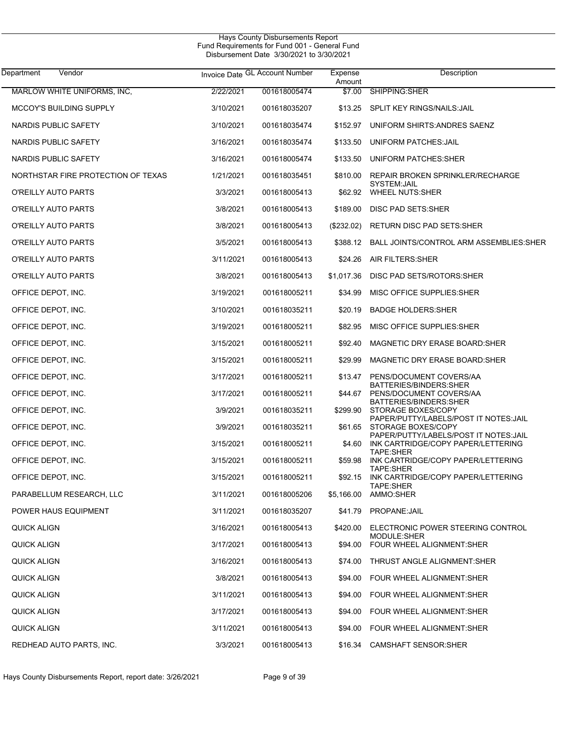Hays County Disbursements Report
Fund Requirements for Fund 001 - General Fund
Disbursement Date 3/30/2021 to 3/30/2021

| Department | Vendor | Invoice Date | GL Account Number | Expense Amount | Description |
|---|---|---|---|---|---|
| | MARLOW WHITE UNIFORMS, INC, | 2/22/2021 | 001618005474 | $7.00 | SHIPPING:SHER |
| | MCCOY'S BUILDING SUPPLY | 3/10/2021 | 001618035207 | $13.25 | SPLIT KEY RINGS/NAILS:JAIL |
| | NARDIS PUBLIC SAFETY | 3/10/2021 | 001618035474 | $152.97 | UNIFORM SHIRTS:ANDRES SAENZ |
| | NARDIS PUBLIC SAFETY | 3/16/2021 | 001618035474 | $133.50 | UNIFORM PATCHES:JAIL |
| | NARDIS PUBLIC SAFETY | 3/16/2021 | 001618005474 | $133.50 | UNIFORM PATCHES:SHER |
| | NORTHSTAR FIRE PROTECTION OF TEXAS | 1/21/2021 | 001618035451 | $810.00 | REPAIR BROKEN SPRINKLER/RECHARGE SYSTEM:JAIL |
| | O'REILLY AUTO PARTS | 3/3/2021 | 001618005413 | $62.92 | WHEEL NUTS:SHER |
| | O'REILLY AUTO PARTS | 3/8/2021 | 001618005413 | $189.00 | DISC PAD SETS:SHER |
| | O'REILLY AUTO PARTS | 3/8/2021 | 001618005413 | ($232.02) | RETURN DISC PAD SETS:SHER |
| | O'REILLY AUTO PARTS | 3/5/2021 | 001618005413 | $388.12 | BALL JOINTS/CONTROL ARM ASSEMBLIES:SHER |
| | O'REILLY AUTO PARTS | 3/11/2021 | 001618005413 | $24.26 | AIR FILTERS:SHER |
| | O'REILLY AUTO PARTS | 3/8/2021 | 001618005413 | $1,017.36 | DISC PAD SETS/ROTORS:SHER |
| | OFFICE DEPOT, INC. | 3/19/2021 | 001618005211 | $34.99 | MISC OFFICE SUPPLIES:SHER |
| | OFFICE DEPOT, INC. | 3/10/2021 | 001618035211 | $20.19 | BADGE HOLDERS:SHER |
| | OFFICE DEPOT, INC. | 3/19/2021 | 001618005211 | $82.95 | MISC OFFICE SUPPLIES:SHER |
| | OFFICE DEPOT, INC. | 3/15/2021 | 001618005211 | $92.40 | MAGNETIC DRY ERASE BOARD:SHER |
| | OFFICE DEPOT, INC. | 3/15/2021 | 001618005211 | $29.99 | MAGNETIC DRY ERASE BOARD:SHER |
| | OFFICE DEPOT, INC. | 3/17/2021 | 001618005211 | $13.47 | PENS/DOCUMENT COVERS/AA BATTERIES/BINDERS:SHER |
| | OFFICE DEPOT, INC. | 3/17/2021 | 001618005211 | $44.67 | PENS/DOCUMENT COVERS/AA BATTERIES/BINDERS:SHER |
| | OFFICE DEPOT, INC. | 3/9/2021 | 001618035211 | $299.90 | STORAGE BOXES/COPY PAPER/PUTTY/LABELS/POST IT NOTES:JAIL |
| | OFFICE DEPOT, INC. | 3/9/2021 | 001618035211 | $61.65 | STORAGE BOXES/COPY PAPER/PUTTY/LABELS/POST IT NOTES:JAIL |
| | OFFICE DEPOT, INC. | 3/15/2021 | 001618005211 | $4.60 | INK CARTRIDGE/COPY PAPER/LETTERING TAPE:SHER |
| | OFFICE DEPOT, INC. | 3/15/2021 | 001618005211 | $59.98 | INK CARTRIDGE/COPY PAPER/LETTERING TAPE:SHER |
| | OFFICE DEPOT, INC. | 3/15/2021 | 001618005211 | $92.15 | INK CARTRIDGE/COPY PAPER/LETTERING TAPE:SHER |
| | PARABELLUM RESEARCH, LLC | 3/11/2021 | 001618005206 | $5,166.00 | AMMO:SHER |
| | POWER HAUS EQUIPMENT | 3/11/2021 | 001618035207 | $41.79 | PROPANE:JAIL |
| | QUICK ALIGN | 3/16/2021 | 001618005413 | $420.00 | ELECTRONIC POWER STEERING CONTROL MODULE:SHER |
| | QUICK ALIGN | 3/17/2021 | 001618005413 | $94.00 | FOUR WHEEL ALIGNMENT:SHER |
| | QUICK ALIGN | 3/16/2021 | 001618005413 | $74.00 | THRUST ANGLE ALIGNMENT:SHER |
| | QUICK ALIGN | 3/8/2021 | 001618005413 | $94.00 | FOUR WHEEL ALIGNMENT:SHER |
| | QUICK ALIGN | 3/11/2021 | 001618005413 | $94.00 | FOUR WHEEL ALIGNMENT:SHER |
| | QUICK ALIGN | 3/17/2021 | 001618005413 | $94.00 | FOUR WHEEL ALIGNMENT:SHER |
| | QUICK ALIGN | 3/11/2021 | 001618005413 | $94.00 | FOUR WHEEL ALIGNMENT:SHER |
| | REDHEAD AUTO PARTS, INC. | 3/3/2021 | 001618005413 | $16.34 | CAMSHAFT SENSOR:SHER |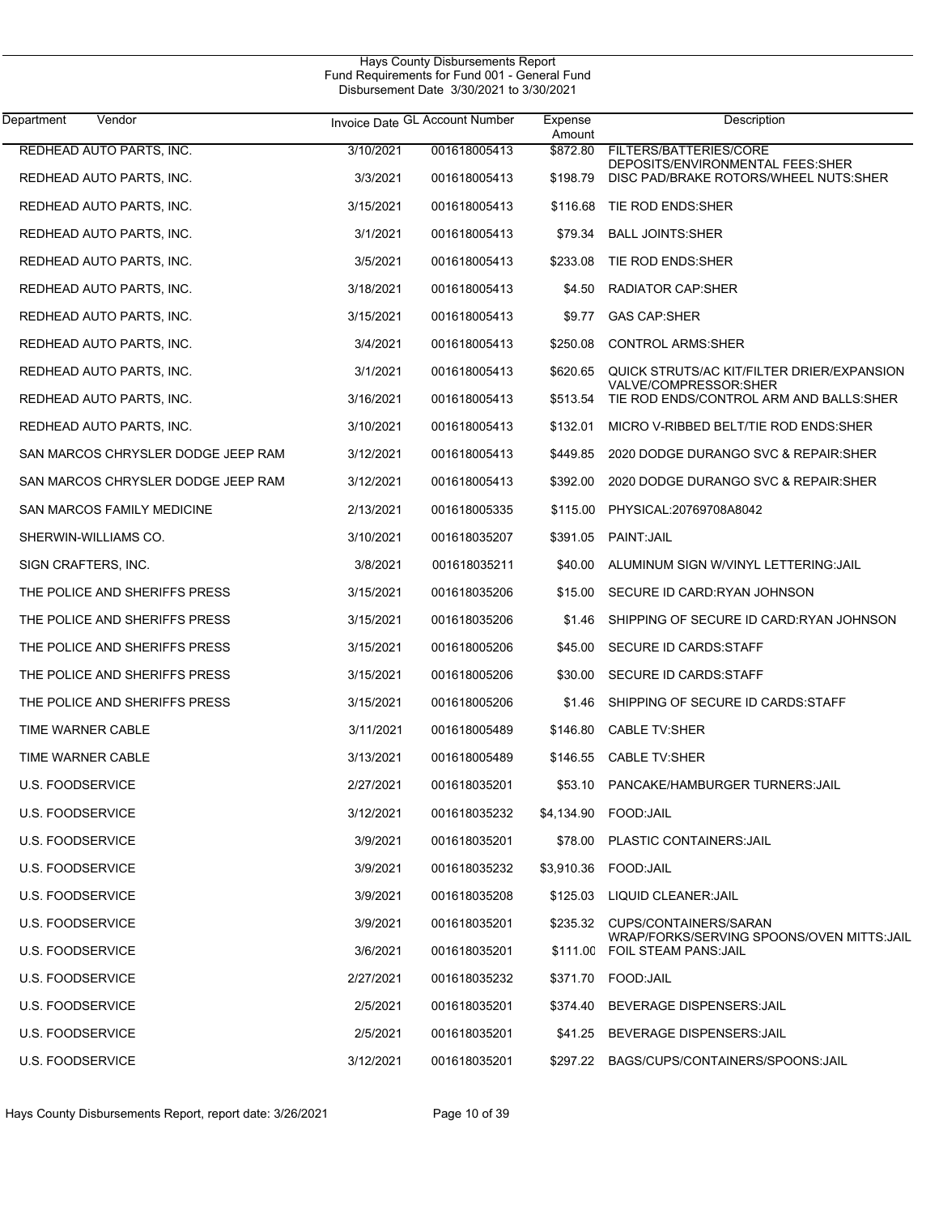Hays County Disbursements Report
Fund Requirements for Fund 001 - General Fund
Disbursement Date 3/30/2021 to 3/30/2021

| Department | Vendor | Invoice Date | GL Account Number | Expense Amount | Description |
|---|---|---|---|---|---|
| | REDHEAD AUTO PARTS, INC. | 3/10/2021 | 001618005413 | $872.80 | FILTERS/BATTERIES/CORE DEPOSITS/ENVIRONMENTAL FEES:SHER |
| | REDHEAD AUTO PARTS, INC. | 3/3/2021 | 001618005413 | $198.79 | DISC PAD/BRAKE ROTORS/WHEEL NUTS:SHER |
| | REDHEAD AUTO PARTS, INC. | 3/15/2021 | 001618005413 | $116.68 | TIE ROD ENDS:SHER |
| | REDHEAD AUTO PARTS, INC. | 3/1/2021 | 001618005413 | $79.34 | BALL JOINTS:SHER |
| | REDHEAD AUTO PARTS, INC. | 3/5/2021 | 001618005413 | $233.08 | TIE ROD ENDS:SHER |
| | REDHEAD AUTO PARTS, INC. | 3/18/2021 | 001618005413 | $4.50 | RADIATOR CAP:SHER |
| | REDHEAD AUTO PARTS, INC. | 3/15/2021 | 001618005413 | $9.77 | GAS CAP:SHER |
| | REDHEAD AUTO PARTS, INC. | 3/4/2021 | 001618005413 | $250.08 | CONTROL ARMS:SHER |
| | REDHEAD AUTO PARTS, INC. | 3/1/2021 | 001618005413 | $620.65 | QUICK STRUTS/AC KIT/FILTER DRIER/EXPANSION VALVE/COMPRESSOR:SHER |
| | REDHEAD AUTO PARTS, INC. | 3/16/2021 | 001618005413 | $513.54 | TIE ROD ENDS/CONTROL ARM AND BALLS:SHER |
| | REDHEAD AUTO PARTS, INC. | 3/10/2021 | 001618005413 | $132.01 | MICRO V-RIBBED BELT/TIE ROD ENDS:SHER |
| | SAN MARCOS CHRYSLER DODGE JEEP RAM | 3/12/2021 | 001618005413 | $449.85 | 2020 DODGE DURANGO SVC & REPAIR:SHER |
| | SAN MARCOS CHRYSLER DODGE JEEP RAM | 3/12/2021 | 001618005413 | $392.00 | 2020 DODGE DURANGO SVC & REPAIR:SHER |
| | SAN MARCOS FAMILY MEDICINE | 2/13/2021 | 001618005335 | $115.00 | PHYSICAL:20769708A8042 |
| | SHERWIN-WILLIAMS CO. | 3/10/2021 | 001618035207 | $391.05 | PAINT:JAIL |
| | SIGN CRAFTERS, INC. | 3/8/2021 | 001618035211 | $40.00 | ALUMINUM SIGN W/VINYL LETTERING:JAIL |
| | THE POLICE AND SHERIFFS PRESS | 3/15/2021 | 001618035206 | $15.00 | SECURE ID CARD:RYAN JOHNSON |
| | THE POLICE AND SHERIFFS PRESS | 3/15/2021 | 001618035206 | $1.46 | SHIPPING OF SECURE ID CARD:RYAN JOHNSON |
| | THE POLICE AND SHERIFFS PRESS | 3/15/2021 | 001618005206 | $45.00 | SECURE ID CARDS:STAFF |
| | THE POLICE AND SHERIFFS PRESS | 3/15/2021 | 001618005206 | $30.00 | SECURE ID CARDS:STAFF |
| | THE POLICE AND SHERIFFS PRESS | 3/15/2021 | 001618005206 | $1.46 | SHIPPING OF SECURE ID CARDS:STAFF |
| | TIME WARNER CABLE | 3/11/2021 | 001618005489 | $146.80 | CABLE TV:SHER |
| | TIME WARNER CABLE | 3/13/2021 | 001618005489 | $146.55 | CABLE TV:SHER |
| | U.S. FOODSERVICE | 2/27/2021 | 001618035201 | $53.10 | PANCAKE/HAMBURGER TURNERS:JAIL |
| | U.S. FOODSERVICE | 3/12/2021 | 001618035232 | $4,134.90 | FOOD:JAIL |
| | U.S. FOODSERVICE | 3/9/2021 | 001618035201 | $78.00 | PLASTIC CONTAINERS:JAIL |
| | U.S. FOODSERVICE | 3/9/2021 | 001618035232 | $3,910.36 | FOOD:JAIL |
| | U.S. FOODSERVICE | 3/9/2021 | 001618035208 | $125.03 | LIQUID CLEANER:JAIL |
| | U.S. FOODSERVICE | 3/9/2021 | 001618035201 | $235.32 | CUPS/CONTAINERS/SARAN WRAP/FORKS/SERVING SPOONS/OVEN MITTS:JAIL |
| | U.S. FOODSERVICE | 3/6/2021 | 001618035201 | $111.00 | FOIL STEAM PANS:JAIL |
| | U.S. FOODSERVICE | 2/27/2021 | 001618035232 | $371.70 | FOOD:JAIL |
| | U.S. FOODSERVICE | 2/5/2021 | 001618035201 | $374.40 | BEVERAGE DISPENSERS:JAIL |
| | U.S. FOODSERVICE | 2/5/2021 | 001618035201 | $41.25 | BEVERAGE DISPENSERS:JAIL |
| | U.S. FOODSERVICE | 3/12/2021 | 001618035201 | $297.22 | BAGS/CUPS/CONTAINERS/SPOONS:JAIL |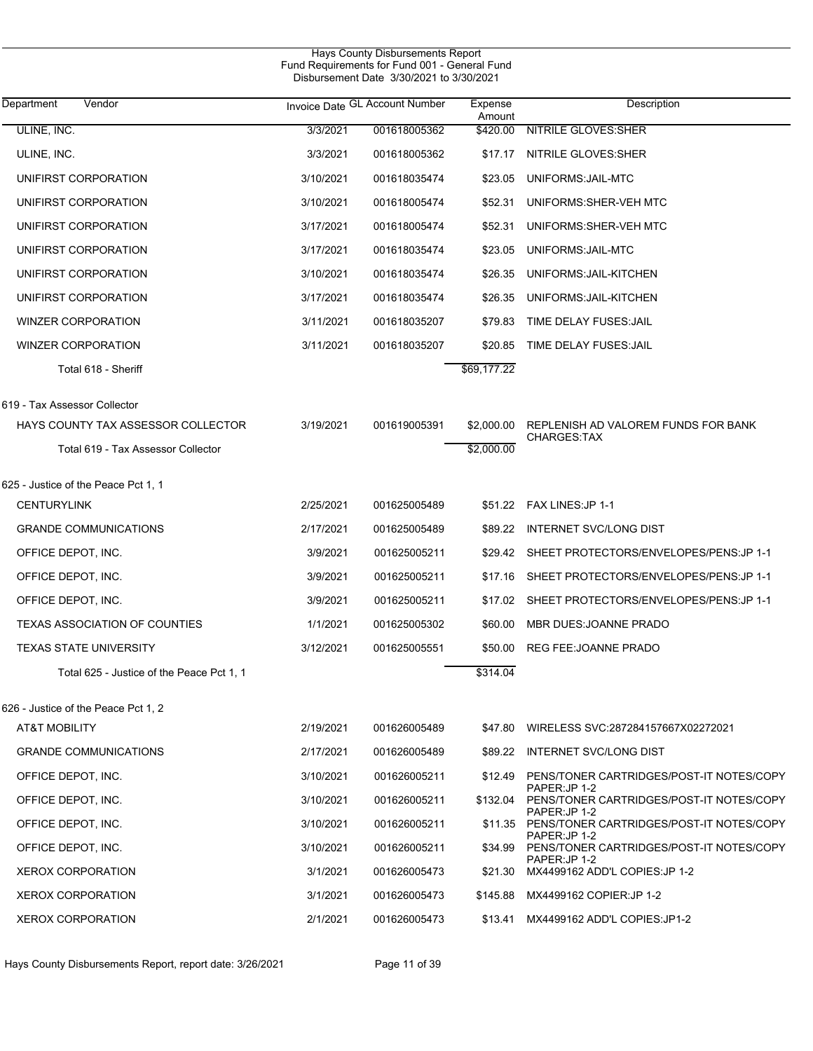Hays County Disbursements Report
Fund Requirements for Fund 001 - General Fund
Disbursement Date 3/30/2021 to 3/30/2021

| Department Vendor | Invoice Date | GL Account Number | Expense Amount | Description |
|---|---|---|---|---|
| ULINE, INC. | 3/3/2021 | 001618005362 | $420.00 | NITRILE GLOVES:SHER |
| ULINE, INC. | 3/3/2021 | 001618005362 | $17.17 | NITRILE GLOVES:SHER |
| UNIFIRST CORPORATION | 3/10/2021 | 001618035474 | $23.05 | UNIFORMS:JAIL-MTC |
| UNIFIRST CORPORATION | 3/10/2021 | 001618005474 | $52.31 | UNIFORMS:SHER-VEH MTC |
| UNIFIRST CORPORATION | 3/17/2021 | 001618005474 | $52.31 | UNIFORMS:SHER-VEH MTC |
| UNIFIRST CORPORATION | 3/17/2021 | 001618035474 | $23.05 | UNIFORMS:JAIL-MTC |
| UNIFIRST CORPORATION | 3/10/2021 | 001618035474 | $26.35 | UNIFORMS:JAIL-KITCHEN |
| UNIFIRST CORPORATION | 3/17/2021 | 001618035474 | $26.35 | UNIFORMS:JAIL-KITCHEN |
| WINZER CORPORATION | 3/11/2021 | 001618035207 | $79.83 | TIME DELAY FUSES:JAIL |
| WINZER CORPORATION | 3/11/2021 | 001618035207 | $20.85 | TIME DELAY FUSES:JAIL |
| Total 618 - Sheriff | | | $69,177.22 | |
| **619 - Tax Assessor Collector** | | | | |
| HAYS COUNTY TAX ASSESSOR COLLECTOR | 3/19/2021 | 001619005391 | $2,000.00 | REPLENISH AD VALOREM FUNDS FOR BANK CHARGES:TAX |
| Total 619 - Tax Assessor Collector | | | $2,000.00 | |
| **625 - Justice of the Peace Pct 1, 1** | | | | |
| CENTURYLINK | 2/25/2021 | 001625005489 | $51.22 | FAX LINES:JP 1-1 |
| GRANDE COMMUNICATIONS | 2/17/2021 | 001625005489 | $89.22 | INTERNET SVC/LONG DIST |
| OFFICE DEPOT, INC. | 3/9/2021 | 001625005211 | $29.42 | SHEET PROTECTORS/ENVELOPES/PENS:JP 1-1 |
| OFFICE DEPOT, INC. | 3/9/2021 | 001625005211 | $17.16 | SHEET PROTECTORS/ENVELOPES/PENS:JP 1-1 |
| OFFICE DEPOT, INC. | 3/9/2021 | 001625005211 | $17.02 | SHEET PROTECTORS/ENVELOPES/PENS:JP 1-1 |
| TEXAS ASSOCIATION OF COUNTIES | 1/1/2021 | 001625005302 | $60.00 | MBR DUES:JOANNE PRADO |
| TEXAS STATE UNIVERSITY | 3/12/2021 | 001625005551 | $50.00 | REG FEE:JOANNE PRADO |
| Total 625 - Justice of the Peace Pct 1, 1 | | | $314.04 | |
| **626 - Justice of the Peace Pct 1, 2** | | | | |
| AT&T MOBILITY | 2/19/2021 | 001626005489 | $47.80 | WIRELESS SVC:287284157667X02272021 |
| GRANDE COMMUNICATIONS | 2/17/2021 | 001626005489 | $89.22 | INTERNET SVC/LONG DIST |
| OFFICE DEPOT, INC. | 3/10/2021 | 001626005211 | $12.49 | PENS/TONER CARTRIDGES/POST-IT NOTES/COPY PAPER:JP 1-2 |
| OFFICE DEPOT, INC. | 3/10/2021 | 001626005211 | $132.04 | PENS/TONER CARTRIDGES/POST-IT NOTES/COPY PAPER:JP 1-2 |
| OFFICE DEPOT, INC. | 3/10/2021 | 001626005211 | $11.35 | PENS/TONER CARTRIDGES/POST-IT NOTES/COPY PAPER:JP 1-2 |
| OFFICE DEPOT, INC. | 3/10/2021 | 001626005211 | $34.99 | PENS/TONER CARTRIDGES/POST-IT NOTES/COPY PAPER:JP 1-2 |
| XEROX CORPORATION | 3/1/2021 | 001626005473 | $21.30 | MX4499162 ADD'L COPIES:JP 1-2 |
| XEROX CORPORATION | 3/1/2021 | 001626005473 | $145.88 | MX4499162 COPIER:JP 1-2 |
| XEROX CORPORATION | 2/1/2021 | 001626005473 | $13.41 | MX4499162 ADD'L COPIES:JP1-2 |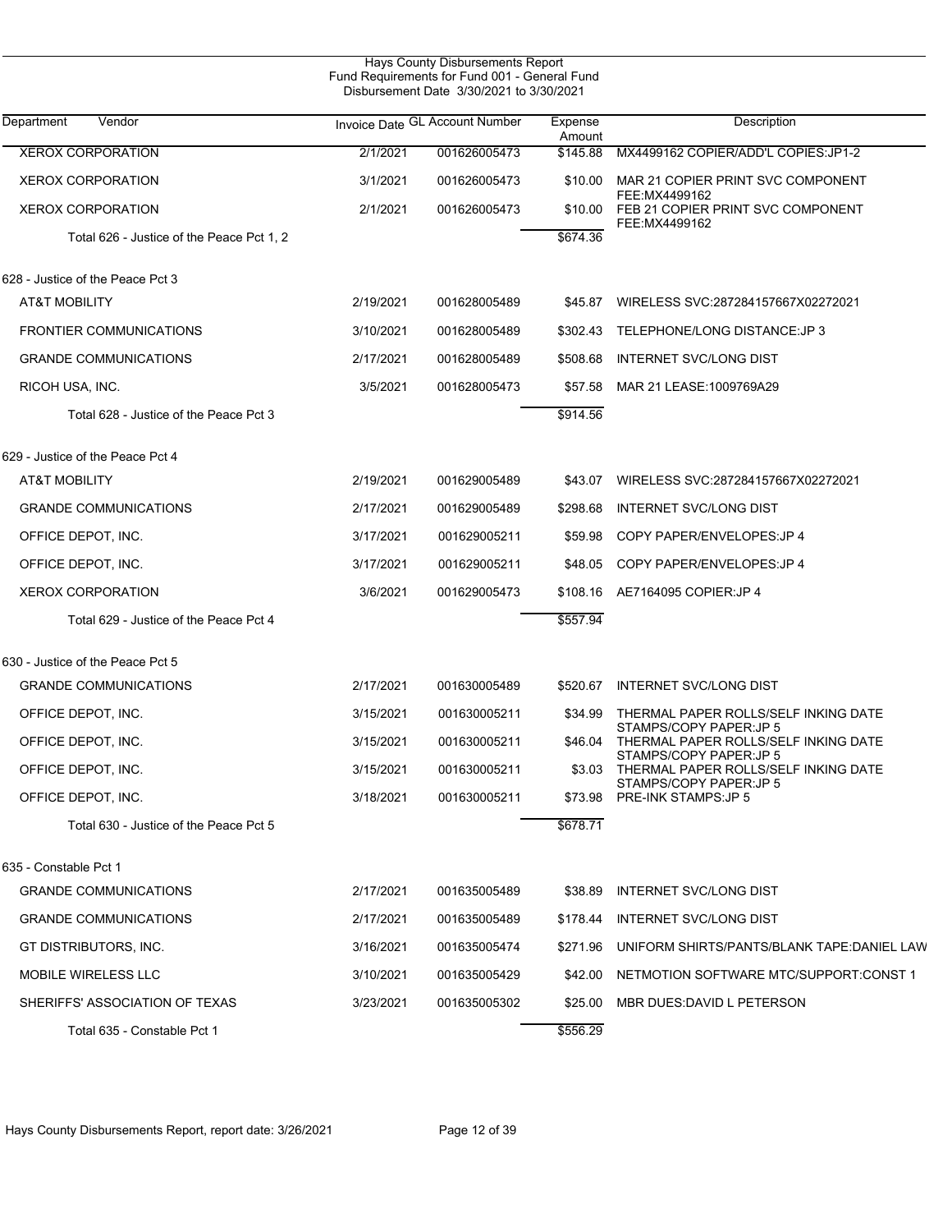Hays County Disbursements Report
Fund Requirements for Fund 001 - General Fund
Disbursement Date 3/30/2021 to 3/30/2021

| Department Vendor | Invoice Date | GL Account Number | Expense Amount | Description |
|---|---|---|---|---|
| XEROX CORPORATION | 2/1/2021 | 001626005473 | $145.88 | MX4499162 COPIER/ADD'L COPIES:JP1-2 |
| XEROX CORPORATION | 3/1/2021 | 001626005473 | $10.00 | MAR 21 COPIER PRINT SVC COMPONENT FEE:MX4499162 |
| XEROX CORPORATION | 2/1/2021 | 001626005473 | $10.00 | FEB 21 COPIER PRINT SVC COMPONENT FEE:MX4499162 |
| Total 626 - Justice of the Peace Pct 1, 2 | | | $674.36 | |
| 628 - Justice of the Peace Pct 3 | | | | |
| AT&T MOBILITY | 2/19/2021 | 001628005489 | $45.87 | WIRELESS SVC:287284157667X02272021 |
| FRONTIER COMMUNICATIONS | 3/10/2021 | 001628005489 | $302.43 | TELEPHONE/LONG DISTANCE:JP 3 |
| GRANDE COMMUNICATIONS | 2/17/2021 | 001628005489 | $508.68 | INTERNET SVC/LONG DIST |
| RICOH USA, INC. | 3/5/2021 | 001628005473 | $57.58 | MAR 21 LEASE:1009769A29 |
| Total 628 - Justice of the Peace Pct 3 | | | $914.56 | |
| 629 - Justice of the Peace Pct 4 | | | | |
| AT&T MOBILITY | 2/19/2021 | 001629005489 | $43.07 | WIRELESS SVC:287284157667X02272021 |
| GRANDE COMMUNICATIONS | 2/17/2021 | 001629005489 | $298.68 | INTERNET SVC/LONG DIST |
| OFFICE DEPOT, INC. | 3/17/2021 | 001629005211 | $59.98 | COPY PAPER/ENVELOPES:JP 4 |
| OFFICE DEPOT, INC. | 3/17/2021 | 001629005211 | $48.05 | COPY PAPER/ENVELOPES:JP 4 |
| XEROX CORPORATION | 3/6/2021 | 001629005473 | $108.16 | AE7164095 COPIER:JP 4 |
| Total 629 - Justice of the Peace Pct 4 | | | $557.94 | |
| 630 - Justice of the Peace Pct 5 | | | | |
| GRANDE COMMUNICATIONS | 2/17/2021 | 001630005489 | $520.67 | INTERNET SVC/LONG DIST |
| OFFICE DEPOT, INC. | 3/15/2021 | 001630005211 | $34.99 | THERMAL PAPER ROLLS/SELF INKING DATE STAMPS/COPY PAPER:JP 5 |
| OFFICE DEPOT, INC. | 3/15/2021 | 001630005211 | $46.04 | THERMAL PAPER ROLLS/SELF INKING DATE STAMPS/COPY PAPER:JP 5 |
| OFFICE DEPOT, INC. | 3/15/2021 | 001630005211 | $3.03 | THERMAL PAPER ROLLS/SELF INKING DATE STAMPS/COPY PAPER:JP 5 |
| OFFICE DEPOT, INC. | 3/18/2021 | 001630005211 | $73.98 | PRE-INK STAMPS:JP 5 |
| Total 630 - Justice of the Peace Pct 5 | | | $678.71 | |
| 635 - Constable Pct 1 | | | | |
| GRANDE COMMUNICATIONS | 2/17/2021 | 001635005489 | $38.89 | INTERNET SVC/LONG DIST |
| GRANDE COMMUNICATIONS | 2/17/2021 | 001635005489 | $178.44 | INTERNET SVC/LONG DIST |
| GT DISTRIBUTORS, INC. | 3/16/2021 | 001635005474 | $271.96 | UNIFORM SHIRTS/PANTS/BLANK TAPE:DANIEL LAW |
| MOBILE WIRELESS LLC | 3/10/2021 | 001635005429 | $42.00 | NETMOTION SOFTWARE MTC/SUPPORT:CONST 1 |
| SHERIFFS' ASSOCIATION OF TEXAS | 3/23/2021 | 001635005302 | $25.00 | MBR DUES:DAVID L PETERSON |
| Total 635 - Constable Pct 1 | | | $556.29 | |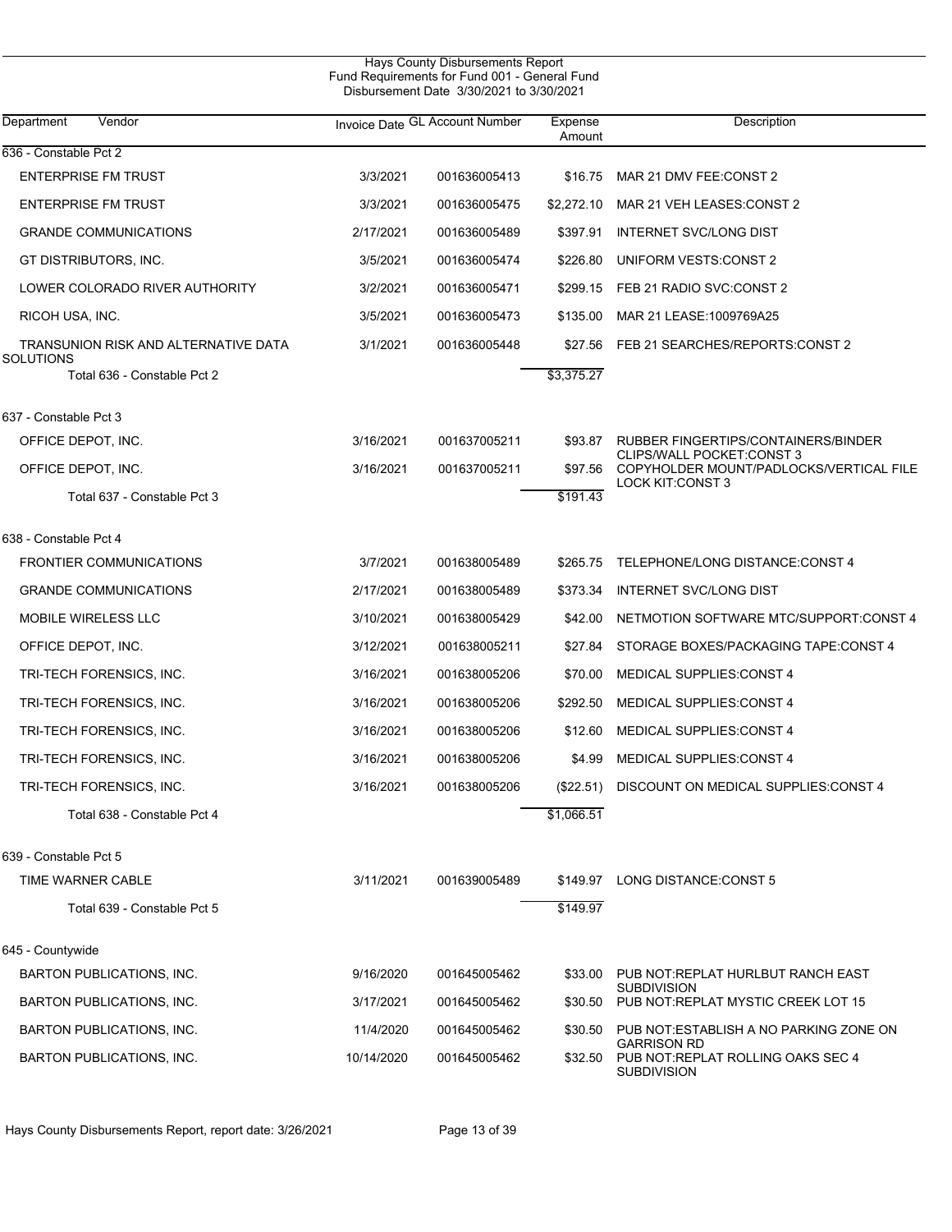Hays County Disbursements Report
Fund Requirements for Fund 001 - General Fund
Disbursement Date 3/30/2021 to 3/30/2021

| Department Vendor | Invoice Date | GL Account Number | Expense Amount | Description |
|---|---|---|---|---|
| **636 - Constable Pct 2** | | | | |
| ENTERPRISE FM TRUST | 3/3/2021 | 001636005413 | $16.75 | MAR 21 DMV FEE:CONST 2 |
| ENTERPRISE FM TRUST | 3/3/2021 | 001636005475 | $2,272.10 | MAR 21 VEH LEASES:CONST 2 |
| GRANDE COMMUNICATIONS | 2/17/2021 | 001636005489 | $397.91 | INTERNET SVC/LONG DIST |
| GT DISTRIBUTORS, INC. | 3/5/2021 | 001636005474 | $226.80 | UNIFORM VESTS:CONST 2 |
| LOWER COLORADO RIVER AUTHORITY | 3/2/2021 | 001636005471 | $299.15 | FEB 21 RADIO SVC:CONST 2 |
| RICOH USA, INC. | 3/5/2021 | 001636005473 | $135.00 | MAR 21 LEASE:1009769A25 |
| TRANSUNION RISK AND ALTERNATIVE DATA SOLUTIONS | 3/1/2021 | 001636005448 | $27.56 | FEB 21 SEARCHES/REPORTS:CONST 2 |
| Total 636 - Constable Pct 2 | | | $3,375.27 | |
| **637 - Constable Pct 3** | | | | |
| OFFICE DEPOT, INC. | 3/16/2021 | 001637005211 | $93.87 | RUBBER FINGERTIPS/CONTAINERS/BINDER CLIPS/WALL POCKET:CONST 3 |
| OFFICE DEPOT, INC. | 3/16/2021 | 001637005211 | $97.56 | COPYHOLDER MOUNT/PADLOCKS/VERTICAL FILE LOCK KIT:CONST 3 |
| Total 637 - Constable Pct 3 | | | $191.43 | |
| **638 - Constable Pct 4** | | | | |
| FRONTIER COMMUNICATIONS | 3/7/2021 | 001638005489 | $265.75 | TELEPHONE/LONG DISTANCE:CONST 4 |
| GRANDE COMMUNICATIONS | 2/17/2021 | 001638005489 | $373.34 | INTERNET SVC/LONG DIST |
| MOBILE WIRELESS LLC | 3/10/2021 | 001638005429 | $42.00 | NETMOTION SOFTWARE MTC/SUPPORT:CONST 4 |
| OFFICE DEPOT, INC. | 3/12/2021 | 001638005211 | $27.84 | STORAGE BOXES/PACKAGING TAPE:CONST 4 |
| TRI-TECH FORENSICS, INC. | 3/16/2021 | 001638005206 | $70.00 | MEDICAL SUPPLIES:CONST 4 |
| TRI-TECH FORENSICS, INC. | 3/16/2021 | 001638005206 | $292.50 | MEDICAL SUPPLIES:CONST 4 |
| TRI-TECH FORENSICS, INC. | 3/16/2021 | 001638005206 | $12.60 | MEDICAL SUPPLIES:CONST 4 |
| TRI-TECH FORENSICS, INC. | 3/16/2021 | 001638005206 | $4.99 | MEDICAL SUPPLIES:CONST 4 |
| TRI-TECH FORENSICS, INC. | 3/16/2021 | 001638005206 | ($22.51) | DISCOUNT ON MEDICAL SUPPLIES:CONST 4 |
| Total 638 - Constable Pct 4 | | | $1,066.51 | |
| **639 - Constable Pct 5** | | | | |
| TIME WARNER CABLE | 3/11/2021 | 001639005489 | $149.97 | LONG DISTANCE:CONST 5 |
| Total 639 - Constable Pct 5 | | | $149.97 | |
| **645 - Countywide** | | | | |
| BARTON PUBLICATIONS, INC. | 9/16/2020 | 001645005462 | $33.00 | PUB NOT:REPLAT HURLBUT RANCH EAST SUBDIVISION |
| BARTON PUBLICATIONS, INC. | 3/17/2021 | 001645005462 | $30.50 | PUB NOT:REPLAT MYSTIC CREEK LOT 15 |
| BARTON PUBLICATIONS, INC. | 11/4/2020 | 001645005462 | $30.50 | PUB NOT:ESTABLISH A NO PARKING ZONE ON GARRISON RD |
| BARTON PUBLICATIONS, INC. | 10/14/2020 | 001645005462 | $32.50 | PUB NOT:REPLAT ROLLING OAKS SEC 4 SUBDIVISION |

Hays County Disbursements Report, report date: 3/26/2021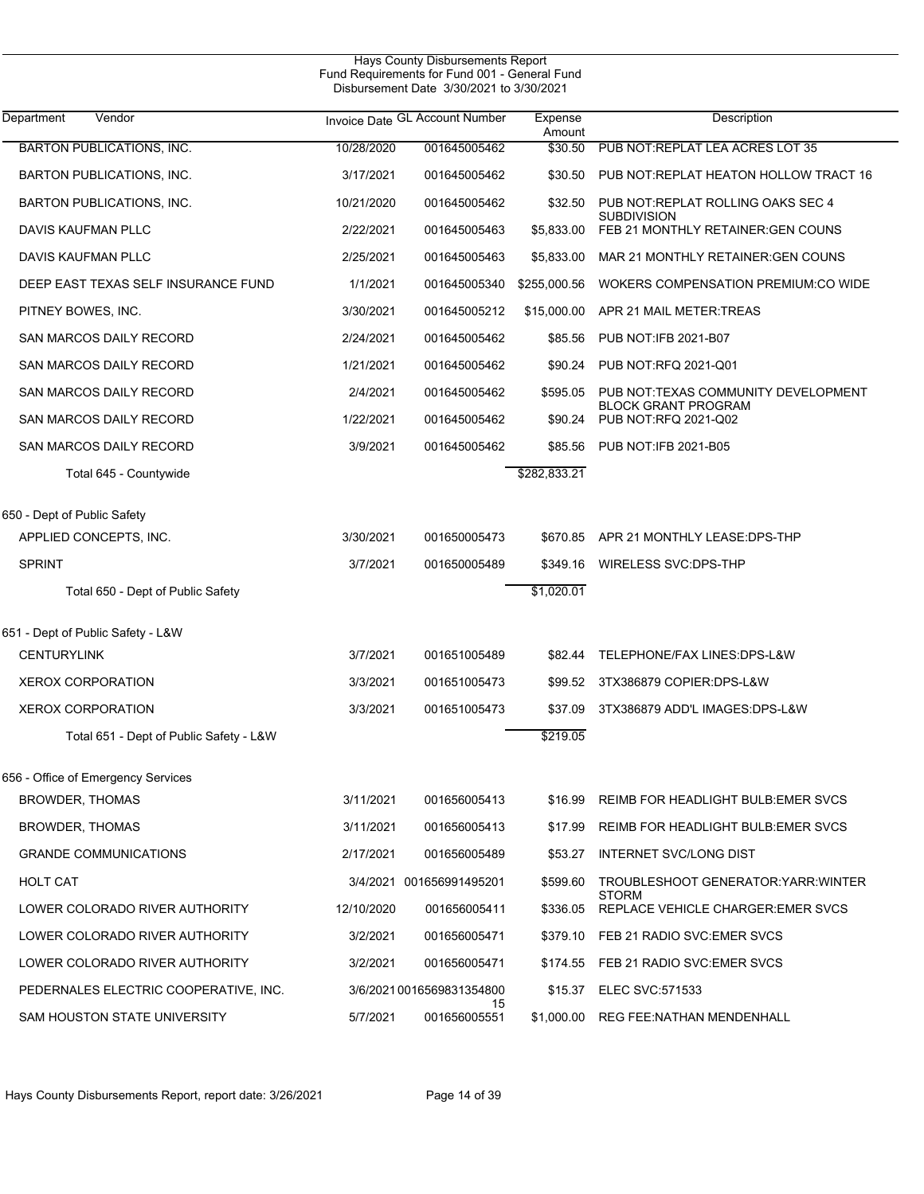Hays County Disbursements Report
Fund Requirements for Fund 001 - General Fund
Disbursement Date 3/30/2021 to 3/30/2021

| Department Vendor | Invoice Date | GL Account Number | Expense Amount | Description |
|---|---|---|---|---|
| BARTON PUBLICATIONS, INC. | 10/28/2020 | 001645005462 | $30.50 | PUB NOT:REPLAT LEA ACRES LOT 35 |
| BARTON PUBLICATIONS, INC. | 3/17/2021 | 001645005462 | $30.50 | PUB NOT:REPLAT HEATON HOLLOW TRACT 16 |
| BARTON PUBLICATIONS, INC. | 10/21/2020 | 001645005462 | $32.50 | PUB NOT:REPLAT ROLLING OAKS SEC 4 SUBDIVISION |
| DAVIS KAUFMAN PLLC | 2/22/2021 | 001645005463 | $5,833.00 | FEB 21 MONTHLY RETAINER:GEN COUNS |
| DAVIS KAUFMAN PLLC | 2/25/2021 | 001645005463 | $5,833.00 | MAR 21 MONTHLY RETAINER:GEN COUNS |
| DEEP EAST TEXAS SELF INSURANCE FUND | 1/1/2021 | 001645005340 | $255,000.56 | WOKERS COMPENSATION PREMIUM:CO WIDE |
| PITNEY BOWES, INC. | 3/30/2021 | 001645005212 | $15,000.00 | APR 21 MAIL METER:TREAS |
| SAN MARCOS DAILY RECORD | 2/24/2021 | 001645005462 | $85.56 | PUB NOT:IFB 2021-B07 |
| SAN MARCOS DAILY RECORD | 1/21/2021 | 001645005462 | $90.24 | PUB NOT:RFQ 2021-Q01 |
| SAN MARCOS DAILY RECORD | 2/4/2021 | 001645005462 | $595.05 | PUB NOT:TEXAS COMMUNITY DEVELOPMENT BLOCK GRANT PROGRAM |
| SAN MARCOS DAILY RECORD | 1/22/2021 | 001645005462 | $90.24 | PUB NOT:RFQ 2021-Q02 |
| SAN MARCOS DAILY RECORD | 3/9/2021 | 001645005462 | $85.56 | PUB NOT:IFB 2021-B05 |
| Total 645 - Countywide | | | $282,833.21 | |
| **650 - Dept of Public Safety** | | | | |
| APPLIED CONCEPTS, INC. | 3/30/2021 | 001650005473 | $670.85 | APR 21 MONTHLY LEASE:DPS-THP |
| SPRINT | 3/7/2021 | 001650005489 | $349.16 | WIRELESS SVC:DPS-THP |
| Total 650 - Dept of Public Safety | | | $1,020.01 | |
| **651 - Dept of Public Safety - L&W** | | | | |
| CENTURYLINK | 3/7/2021 | 001651005489 | $82.44 | TELEPHONE/FAX LINES:DPS-L&W |
| XEROX CORPORATION | 3/3/2021 | 001651005473 | $99.52 | 3TX386879 COPIER:DPS-L&W |
| XEROX CORPORATION | 3/3/2021 | 001651005473 | $37.09 | 3TX386879 ADD'L IMAGES:DPS-L&W |
| Total 651 - Dept of Public Safety - L&W | | | $219.05 | |
| **656 - Office of Emergency Services** | | | | |
| BROWDER, THOMAS | 3/11/2021 | 001656005413 | $16.99 | REIMB FOR HEADLIGHT BULB:EMER SVCS |
| BROWDER, THOMAS | 3/11/2021 | 001656005413 | $17.99 | REIMB FOR HEADLIGHT BULB:EMER SVCS |
| GRANDE COMMUNICATIONS | 2/17/2021 | 001656005489 | $53.27 | INTERNET SVC/LONG DIST |
| HOLT CAT | 3/4/2021 | 001656991495201 | $599.60 | TROUBLESHOOT GENERATOR:YARR:WINTER STORM |
| LOWER COLORADO RIVER AUTHORITY | 12/10/2020 | 001656005411 | $336.05 | REPLACE VEHICLE CHARGER:EMER SVCS |
| LOWER COLORADO RIVER AUTHORITY | 3/2/2021 | 001656005471 | $379.10 | FEB 21 RADIO SVC:EMER SVCS |
| LOWER COLORADO RIVER AUTHORITY | 3/2/2021 | 001656005471 | $174.55 | FEB 21 RADIO SVC:EMER SVCS |
| PEDERNALES ELECTRIC COOPERATIVE, INC. | 3/6/2021 | 001656983135480015 | $15.37 | ELEC SVC:571533 |
| SAM HOUSTON STATE UNIVERSITY | 5/7/2021 | 001656005551 | $1,000.00 | REG FEE:NATHAN MENDENHALL |

Hays County Disbursements Report, report date: 3/26/2021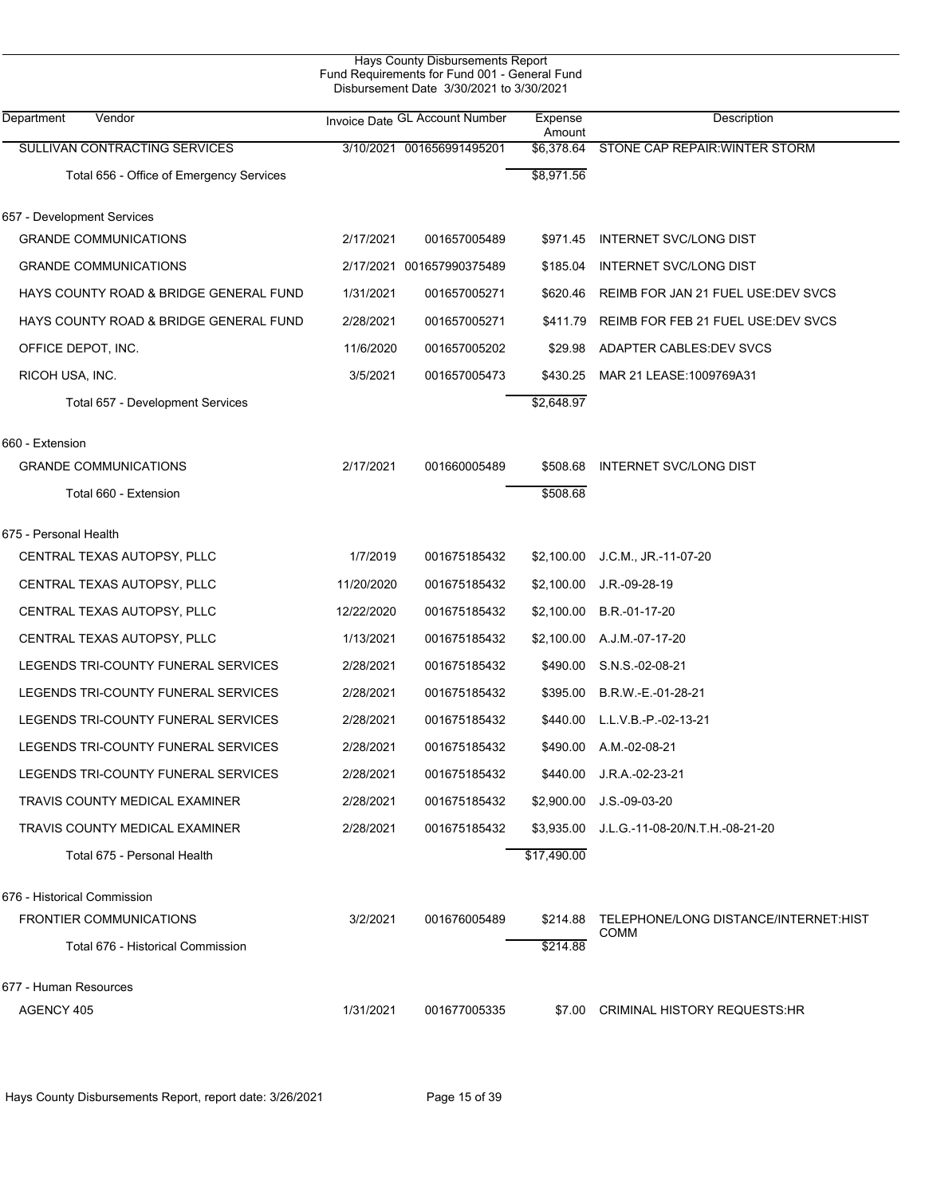Hays County Disbursements Report
Fund Requirements for Fund 001 - General Fund
Disbursement Date 3/30/2021 to 3/30/2021

| Department Vendor | Invoice Date | GL Account Number | Expense Amount | Description |
|---|---|---|---|---|
| SULLIVAN CONTRACTING SERVICES | 3/10/2021 | 001656991495201 | $6,378.64 | STONE CAP REPAIR:WINTER STORM |
| Total 656 - Office of Emergency Services | | | $8,971.56 | |
| **657 - Development Services** | | | | |
| GRANDE COMMUNICATIONS | 2/17/2021 | 001657005489 | $971.45 | INTERNET SVC/LONG DIST |
| GRANDE COMMUNICATIONS | 2/17/2021 | 001657990375489 | $185.04 | INTERNET SVC/LONG DIST |
| HAYS COUNTY ROAD & BRIDGE GENERAL FUND | 1/31/2021 | 001657005271 | $620.46 | REIMB FOR JAN 21 FUEL USE:DEV SVCS |
| HAYS COUNTY ROAD & BRIDGE GENERAL FUND | 2/28/2021 | 001657005271 | $411.79 | REIMB FOR FEB 21 FUEL USE:DEV SVCS |
| OFFICE DEPOT, INC. | 11/6/2020 | 001657005202 | $29.98 | ADAPTER CABLES:DEV SVCS |
| RICOH USA, INC. | 3/5/2021 | 001657005473 | $430.25 | MAR 21 LEASE:1009769A31 |
| Total 657 - Development Services | | | $2,648.97 | |
| **660 - Extension** | | | | |
| GRANDE COMMUNICATIONS | 2/17/2021 | 001660005489 | $508.68 | INTERNET SVC/LONG DIST |
| Total 660 - Extension | | | $508.68 | |
| **675 - Personal Health** | | | | |
| CENTRAL TEXAS AUTOPSY, PLLC | 1/7/2019 | 001675185432 | $2,100.00 | J.C.M., JR.-11-07-20 |
| CENTRAL TEXAS AUTOPSY, PLLC | 11/20/2020 | 001675185432 | $2,100.00 | J.R.-09-28-19 |
| CENTRAL TEXAS AUTOPSY, PLLC | 12/22/2020 | 001675185432 | $2,100.00 | B.R.-01-17-20 |
| CENTRAL TEXAS AUTOPSY, PLLC | 1/13/2021 | 001675185432 | $2,100.00 | A.J.M.-07-17-20 |
| LEGENDS TRI-COUNTY FUNERAL SERVICES | 2/28/2021 | 001675185432 | $490.00 | S.N.S.-02-08-21 |
| LEGENDS TRI-COUNTY FUNERAL SERVICES | 2/28/2021 | 001675185432 | $395.00 | B.R.W.-E.-01-28-21 |
| LEGENDS TRI-COUNTY FUNERAL SERVICES | 2/28/2021 | 001675185432 | $440.00 | L.L.V.B.-P.-02-13-21 |
| LEGENDS TRI-COUNTY FUNERAL SERVICES | 2/28/2021 | 001675185432 | $490.00 | A.M.-02-08-21 |
| LEGENDS TRI-COUNTY FUNERAL SERVICES | 2/28/2021 | 001675185432 | $440.00 | J.R.A.-02-23-21 |
| TRAVIS COUNTY MEDICAL EXAMINER | 2/28/2021 | 001675185432 | $2,900.00 | J.S.-09-03-20 |
| TRAVIS COUNTY MEDICAL EXAMINER | 2/28/2021 | 001675185432 | $3,935.00 | J.L.G.-11-08-20/N.T.H.-08-21-20 |
| Total 675 - Personal Health | | | $17,490.00 | |
| **676 - Historical Commission** | | | | |
| FRONTIER COMMUNICATIONS | 3/2/2021 | 001676005489 | $214.88 | TELEPHONE/LONG DISTANCE/INTERNET:HIST COMM |
| Total 676 - Historical Commission | | | $214.88 | |
| **677 - Human Resources** | | | | |
| AGENCY 405 | 1/31/2021 | 001677005335 | $7.00 | CRIMINAL HISTORY REQUESTS:HR |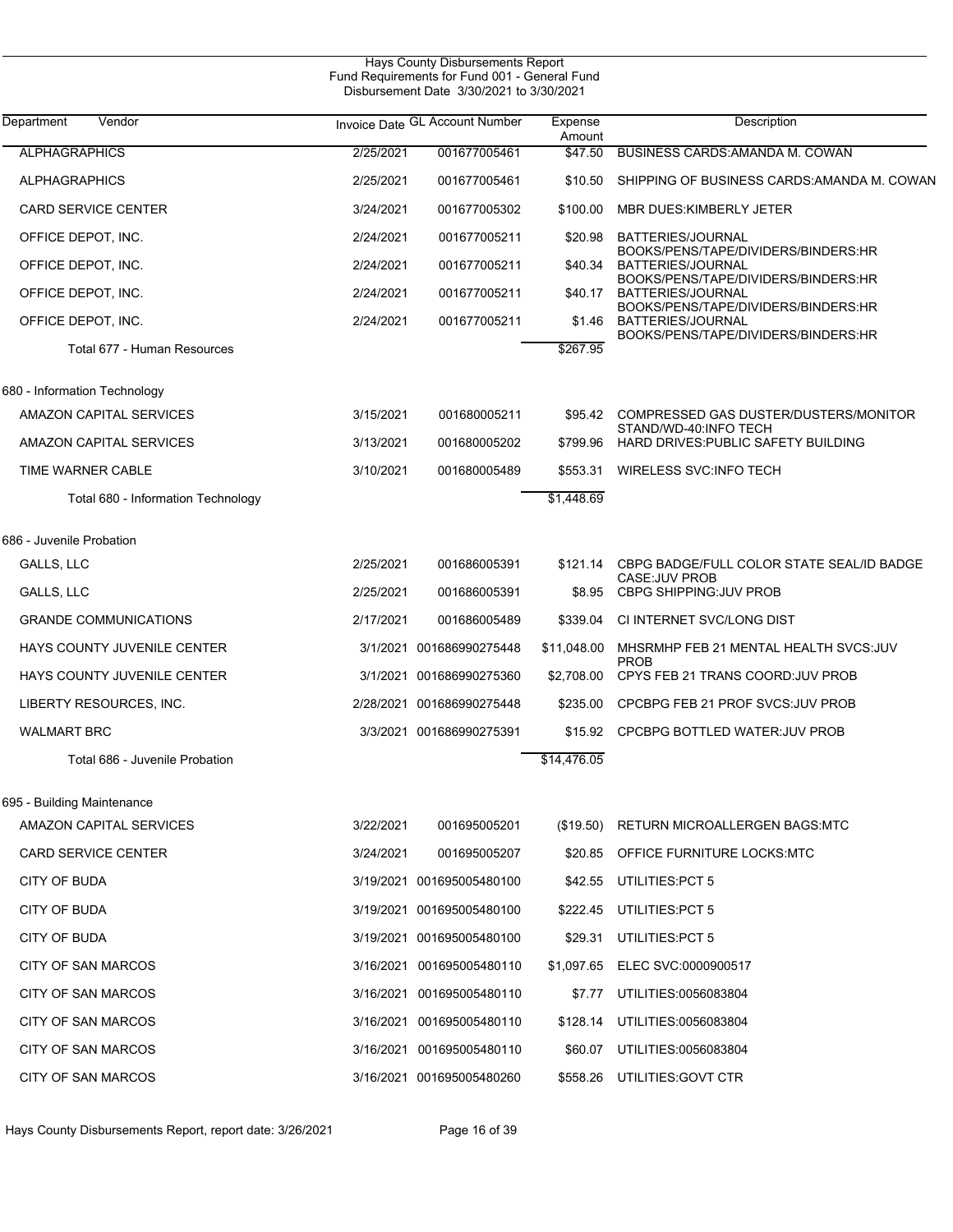Hays County Disbursements Report
Fund Requirements for Fund 001 - General Fund
Disbursement Date 3/30/2021 to 3/30/2021

| Department Vendor | Invoice Date | GL Account Number | Expense Amount | Description |
|---|---|---|---|---|
| ALPHAGRAPHICS | 2/25/2021 | 001677005461 | $47.50 | BUSINESS CARDS:AMANDA M. COWAN |
| ALPHAGRAPHICS | 2/25/2021 | 001677005461 | $10.50 | SHIPPING OF BUSINESS CARDS:AMANDA M. COWAN |
| CARD SERVICE CENTER | 3/24/2021 | 001677005302 | $100.00 | MBR DUES:KIMBERLY JETER |
| OFFICE DEPOT, INC. | 2/24/2021 | 001677005211 | $20.98 | BATTERIES/JOURNAL BOOKS/PENS/TAPE/DIVIDERS/BINDERS:HR |
| OFFICE DEPOT, INC. | 2/24/2021 | 001677005211 | $40.34 | BATTERIES/JOURNAL BOOKS/PENS/TAPE/DIVIDERS/BINDERS:HR |
| OFFICE DEPOT, INC. | 2/24/2021 | 001677005211 | $40.17 | BATTERIES/JOURNAL BOOKS/PENS/TAPE/DIVIDERS/BINDERS:HR |
| OFFICE DEPOT, INC. | 2/24/2021 | 001677005211 | $1.46 | BATTERIES/JOURNAL BOOKS/PENS/TAPE/DIVIDERS/BINDERS:HR |
| Total 677 - Human Resources | | | $267.95 | |
| **680 - Information Technology** | | | | |
| AMAZON CAPITAL SERVICES | 3/15/2021 | 001680005211 | $95.42 | COMPRESSED GAS DUSTER/DUSTERS/MONITOR STAND/WD-40:INFO TECH |
| AMAZON CAPITAL SERVICES | 3/13/2021 | 001680005202 | $799.96 | HARD DRIVES:PUBLIC SAFETY BUILDING |
| TIME WARNER CABLE | 3/10/2021 | 001680005489 | $553.31 | WIRELESS SVC:INFO TECH |
| Total 680 - Information Technology | | | $1,448.69 | |
| **686 - Juvenile Probation** | | | | |
| GALLS, LLC | 2/25/2021 | 001686005391 | $121.14 | CBPG BADGE/FULL COLOR STATE SEAL/ID BADGE CASE:JUV PROB |
| GALLS, LLC | 2/25/2021 | 001686005391 | $8.95 | CBPG SHIPPING:JUV PROB |
| GRANDE COMMUNICATIONS | 2/17/2021 | 001686005489 | $339.04 | CI INTERNET SVC/LONG DIST |
| HAYS COUNTY JUVENILE CENTER | 3/1/2021 | 001686990275448 | $11,048.00 | MHSRMHP FEB 21 MENTAL HEALTH SVCS:JUV PROB |
| HAYS COUNTY JUVENILE CENTER | 3/1/2021 | 001686990275360 | $2,708.00 | CPYS FEB 21 TRANS COORD:JUV PROB |
| LIBERTY RESOURCES, INC. | 2/28/2021 | 001686990275448 | $235.00 | CPCBPG FEB 21 PROF SVCS:JUV PROB |
| WALMART BRC | 3/3/2021 | 001686990275391 | $15.92 | CPCBPG BOTTLED WATER:JUV PROB |
| Total 686 - Juvenile Probation | | | $14,476.05 | |
| **695 - Building Maintenance** | | | | |
| AMAZON CAPITAL SERVICES | 3/22/2021 | 001695005201 | ($19.50) | RETURN MICROALLERGEN BAGS:MTC |
| CARD SERVICE CENTER | 3/24/2021 | 001695005207 | $20.85 | OFFICE FURNITURE LOCKS:MTC |
| CITY OF BUDA | 3/19/2021 | 001695005480100 | $42.55 | UTILITIES:PCT 5 |
| CITY OF BUDA | 3/19/2021 | 001695005480100 | $222.45 | UTILITIES:PCT 5 |
| CITY OF BUDA | 3/19/2021 | 001695005480100 | $29.31 | UTILITIES:PCT 5 |
| CITY OF SAN MARCOS | 3/16/2021 | 001695005480110 | $1,097.65 | ELEC SVC:0000900517 |
| CITY OF SAN MARCOS | 3/16/2021 | 001695005480110 | $7.77 | UTILITIES:0056083804 |
| CITY OF SAN MARCOS | 3/16/2021 | 001695005480110 | $128.14 | UTILITIES:0056083804 |
| CITY OF SAN MARCOS | 3/16/2021 | 001695005480110 | $60.07 | UTILITIES:0056083804 |
| CITY OF SAN MARCOS | 3/16/2021 | 001695005480260 | $558.26 | UTILITIES:GOVT CTR |

Hays County Disbursements Report, report date: 3/26/2021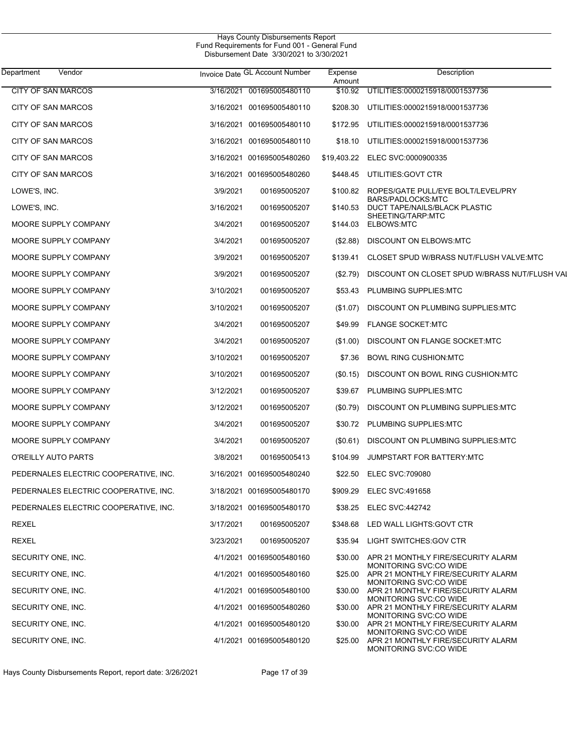Hays County Disbursements Report
Fund Requirements for Fund 001 - General Fund
Disbursement Date 3/30/2021 to 3/30/2021

| Department | Vendor | Invoice Date | GL Account Number | Expense Amount | Description |
|---|---|---|---|---|---|
| CITY OF SAN MARCOS | | 3/16/2021 | 001695005480110 | $10.92 | UTILITIES:0000215918/0001537736 |
| CITY OF SAN MARCOS | | 3/16/2021 | 001695005480110 | $208.30 | UTILITIES:0000215918/0001537736 |
| CITY OF SAN MARCOS | | 3/16/2021 | 001695005480110 | $172.95 | UTILITIES:0000215918/0001537736 |
| CITY OF SAN MARCOS | | 3/16/2021 | 001695005480110 | $18.10 | UTILITIES:0000215918/0001537736 |
| CITY OF SAN MARCOS | | 3/16/2021 | 001695005480260 | $19,403.22 | ELEC SVC:0000900335 |
| CITY OF SAN MARCOS | | 3/16/2021 | 001695005480260 | $448.45 | UTILITIES:GOVT CTR |
| LOWE'S, INC. | | 3/9/2021 | 001695005207 | $100.82 | ROPES/GATE PULL/EYE BOLT/LEVEL/PRY BARS/PADLOCKS:MTC |
| LOWE'S, INC. | | 3/16/2021 | 001695005207 | $140.53 | DUCT TAPE/NAILS/BLACK PLASTIC SHEETING/TARP:MTC |
| MOORE SUPPLY COMPANY | | 3/4/2021 | 001695005207 | $144.03 | ELBOWS:MTC |
| MOORE SUPPLY COMPANY | | 3/4/2021 | 001695005207 | ($2.88) | DISCOUNT ON ELBOWS:MTC |
| MOORE SUPPLY COMPANY | | 3/9/2021 | 001695005207 | $139.41 | CLOSET SPUD W/BRASS NUT/FLUSH VALVE:MTC |
| MOORE SUPPLY COMPANY | | 3/9/2021 | 001695005207 | ($2.79) | DISCOUNT ON CLOSET SPUD W/BRASS NUT/FLUSH VAL |
| MOORE SUPPLY COMPANY | | 3/10/2021 | 001695005207 | $53.43 | PLUMBING SUPPLIES:MTC |
| MOORE SUPPLY COMPANY | | 3/10/2021 | 001695005207 | ($1.07) | DISCOUNT ON PLUMBING SUPPLIES:MTC |
| MOORE SUPPLY COMPANY | | 3/4/2021 | 001695005207 | $49.99 | FLANGE SOCKET:MTC |
| MOORE SUPPLY COMPANY | | 3/4/2021 | 001695005207 | ($1.00) | DISCOUNT ON FLANGE SOCKET:MTC |
| MOORE SUPPLY COMPANY | | 3/10/2021 | 001695005207 | $7.36 | BOWL RING CUSHION:MTC |
| MOORE SUPPLY COMPANY | | 3/10/2021 | 001695005207 | ($0.15) | DISCOUNT ON BOWL RING CUSHION:MTC |
| MOORE SUPPLY COMPANY | | 3/12/2021 | 001695005207 | $39.67 | PLUMBING SUPPLIES:MTC |
| MOORE SUPPLY COMPANY | | 3/12/2021 | 001695005207 | ($0.79) | DISCOUNT ON PLUMBING SUPPLIES:MTC |
| MOORE SUPPLY COMPANY | | 3/4/2021 | 001695005207 | $30.72 | PLUMBING SUPPLIES:MTC |
| MOORE SUPPLY COMPANY | | 3/4/2021 | 001695005207 | ($0.61) | DISCOUNT ON PLUMBING SUPPLIES:MTC |
| O'REILLY AUTO PARTS | | 3/8/2021 | 001695005413 | $104.99 | JUMPSTART FOR BATTERY:MTC |
| PEDERNALES ELECTRIC COOPERATIVE, INC. | | 3/16/2021 | 001695005480240 | $22.50 | ELEC SVC:709080 |
| PEDERNALES ELECTRIC COOPERATIVE, INC. | | 3/18/2021 | 001695005480170 | $909.29 | ELEC SVC:491658 |
| PEDERNALES ELECTRIC COOPERATIVE, INC. | | 3/18/2021 | 001695005480170 | $38.25 | ELEC SVC:442742 |
| REXEL | | 3/17/2021 | 001695005207 | $348.68 | LED WALL LIGHTS:GOVT CTR |
| REXEL | | 3/23/2021 | 001695005207 | $35.94 | LIGHT SWITCHES:GOV CTR |
| SECURITY ONE, INC. | | 4/1/2021 | 001695005480160 | $30.00 | APR 21 MONTHLY FIRE/SECURITY ALARM MONITORING SVC:CO WIDE |
| SECURITY ONE, INC. | | 4/1/2021 | 001695005480160 | $25.00 | APR 21 MONTHLY FIRE/SECURITY ALARM MONITORING SVC:CO WIDE |
| SECURITY ONE, INC. | | 4/1/2021 | 001695005480100 | $30.00 | APR 21 MONTHLY FIRE/SECURITY ALARM MONITORING SVC:CO WIDE |
| SECURITY ONE, INC. | | 4/1/2021 | 001695005480260 | $30.00 | APR 21 MONTHLY FIRE/SECURITY ALARM MONITORING SVC:CO WIDE |
| SECURITY ONE, INC. | | 4/1/2021 | 001695005480120 | $30.00 | APR 21 MONTHLY FIRE/SECURITY ALARM MONITORING SVC:CO WIDE |
| SECURITY ONE, INC. | | 4/1/2021 | 001695005480120 | $25.00 | APR 21 MONTHLY FIRE/SECURITY ALARM MONITORING SVC:CO WIDE |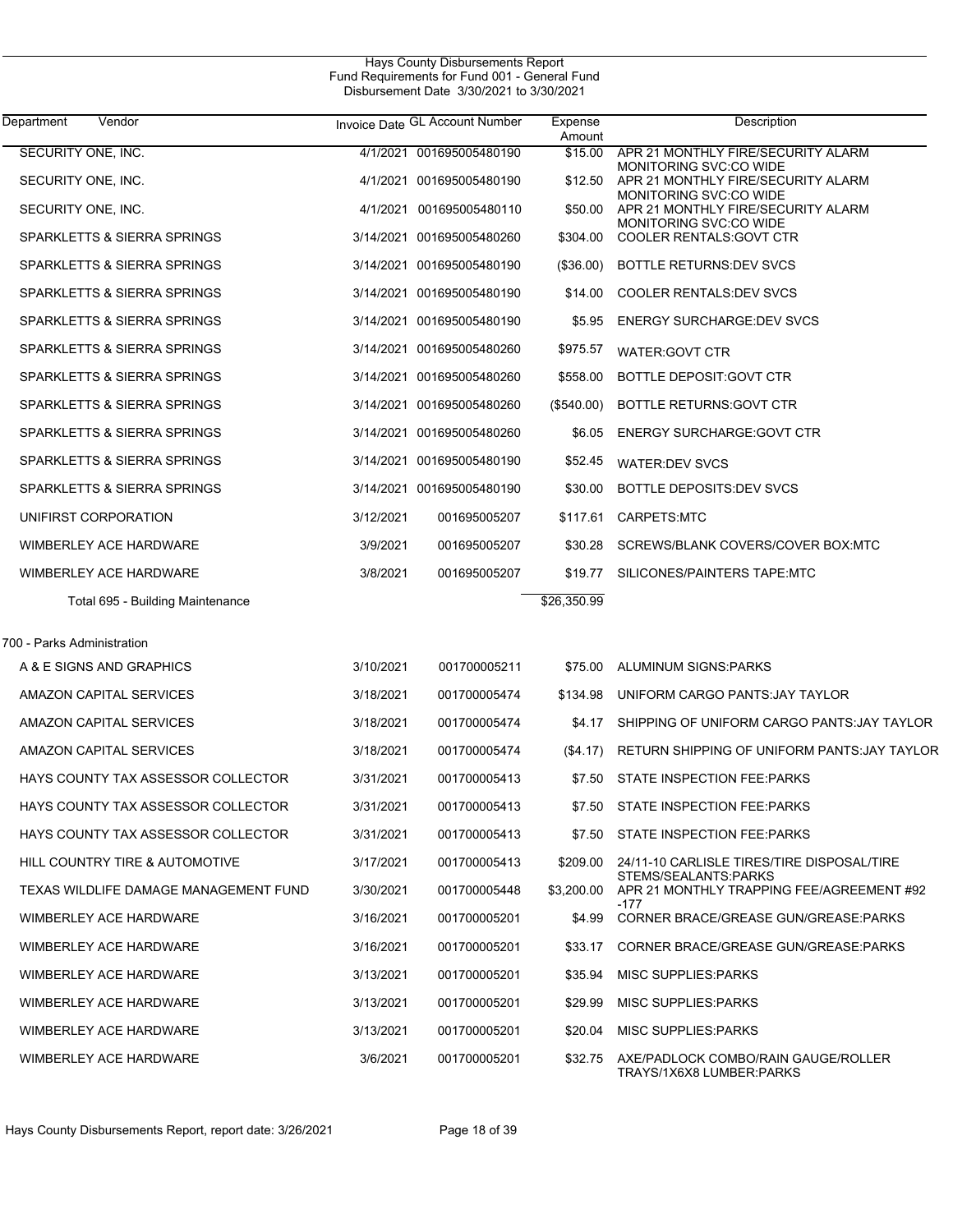Hays County Disbursements Report
Fund Requirements for Fund 001 - General Fund
Disbursement Date 3/30/2021 to 3/30/2021

| Department | Vendor | Invoice Date | GL Account Number | Expense Amount | Description |
|---|---|---|---|---|---|
| | SECURITY ONE, INC. | 4/1/2021 | 001695005480190 | $15.00 | APR 21 MONTHLY FIRE/SECURITY ALARM MONITORING SVC:CO WIDE |
| | SECURITY ONE, INC. | 4/1/2021 | 001695005480190 | $12.50 | APR 21 MONTHLY FIRE/SECURITY ALARM MONITORING SVC:CO WIDE |
| | SECURITY ONE, INC. | 4/1/2021 | 001695005480110 | $50.00 | APR 21 MONTHLY FIRE/SECURITY ALARM MONITORING SVC:CO WIDE |
| | SPARKLETTS & SIERRA SPRINGS | 3/14/2021 | 001695005480260 | $304.00 | COOLER RENTALS:GOVT CTR |
| | SPARKLETTS & SIERRA SPRINGS | 3/14/2021 | 001695005480190 | ($36.00) | BOTTLE RETURNS:DEV SVCS |
| | SPARKLETTS & SIERRA SPRINGS | 3/14/2021 | 001695005480190 | $14.00 | COOLER RENTALS:DEV SVCS |
| | SPARKLETTS & SIERRA SPRINGS | 3/14/2021 | 001695005480190 | $5.95 | ENERGY SURCHARGE:DEV SVCS |
| | SPARKLETTS & SIERRA SPRINGS | 3/14/2021 | 001695005480260 | $975.57 | WATER:GOVT CTR |
| | SPARKLETTS & SIERRA SPRINGS | 3/14/2021 | 001695005480260 | $558.00 | BOTTLE DEPOSIT:GOVT CTR |
| | SPARKLETTS & SIERRA SPRINGS | 3/14/2021 | 001695005480260 | ($540.00) | BOTTLE RETURNS:GOVT CTR |
| | SPARKLETTS & SIERRA SPRINGS | 3/14/2021 | 001695005480260 | $6.05 | ENERGY SURCHARGE:GOVT CTR |
| | SPARKLETTS & SIERRA SPRINGS | 3/14/2021 | 001695005480190 | $52.45 | WATER:DEV SVCS |
| | SPARKLETTS & SIERRA SPRINGS | 3/14/2021 | 001695005480190 | $30.00 | BOTTLE DEPOSITS:DEV SVCS |
| | UNIFIRST CORPORATION | 3/12/2021 | 001695005207 | $117.61 | CARPETS:MTC |
| | WIMBERLEY ACE HARDWARE | 3/9/2021 | 001695005207 | $30.28 | SCREWS/BLANK COVERS/COVER BOX:MTC |
| | WIMBERLEY ACE HARDWARE | 3/8/2021 | 001695005207 | $19.77 | SILICONES/PAINTERS TAPE:MTC |
| | Total 695 - Building Maintenance | | | $26,350.99 | |
| 700 - Parks Administration | | | | | |
| | A & E SIGNS AND GRAPHICS | 3/10/2021 | 001700005211 | $75.00 | ALUMINUM SIGNS:PARKS |
| | AMAZON CAPITAL SERVICES | 3/18/2021 | 001700005474 | $134.98 | UNIFORM CARGO PANTS:JAY TAYLOR |
| | AMAZON CAPITAL SERVICES | 3/18/2021 | 001700005474 | $4.17 | SHIPPING OF UNIFORM CARGO PANTS:JAY TAYLOR |
| | AMAZON CAPITAL SERVICES | 3/18/2021 | 001700005474 | ($4.17) | RETURN SHIPPING OF UNIFORM PANTS:JAY TAYLOR |
| | HAYS COUNTY TAX ASSESSOR COLLECTOR | 3/31/2021 | 001700005413 | $7.50 | STATE INSPECTION FEE:PARKS |
| | HAYS COUNTY TAX ASSESSOR COLLECTOR | 3/31/2021 | 001700005413 | $7.50 | STATE INSPECTION FEE:PARKS |
| | HAYS COUNTY TAX ASSESSOR COLLECTOR | 3/31/2021 | 001700005413 | $7.50 | STATE INSPECTION FEE:PARKS |
| | HILL COUNTRY TIRE & AUTOMOTIVE | 3/17/2021 | 001700005413 | $209.00 | 24/11-10 CARLISLE TIRES/TIRE DISPOSAL/TIRE STEMS/SEALANTS:PARKS |
| | TEXAS WILDLIFE DAMAGE MANAGEMENT FUND | 3/30/2021 | 001700005448 | $3,200.00 | APR 21 MONTHLY TRAPPING FEE/AGREEMENT #92-177 |
| | WIMBERLEY ACE HARDWARE | 3/16/2021 | 001700005201 | $4.99 | CORNER BRACE/GREASE GUN/GREASE:PARKS |
| | WIMBERLEY ACE HARDWARE | 3/16/2021 | 001700005201 | $33.17 | CORNER BRACE/GREASE GUN/GREASE:PARKS |
| | WIMBERLEY ACE HARDWARE | 3/13/2021 | 001700005201 | $35.94 | MISC SUPPLIES:PARKS |
| | WIMBERLEY ACE HARDWARE | 3/13/2021 | 001700005201 | $29.99 | MISC SUPPLIES:PARKS |
| | WIMBERLEY ACE HARDWARE | 3/13/2021 | 001700005201 | $20.04 | MISC SUPPLIES:PARKS |
| | WIMBERLEY ACE HARDWARE | 3/6/2021 | 001700005201 | $32.75 | AXE/PADLOCK COMBO/RAIN GAUGE/ROLLER TRAYS/1X6X8 LUMBER:PARKS |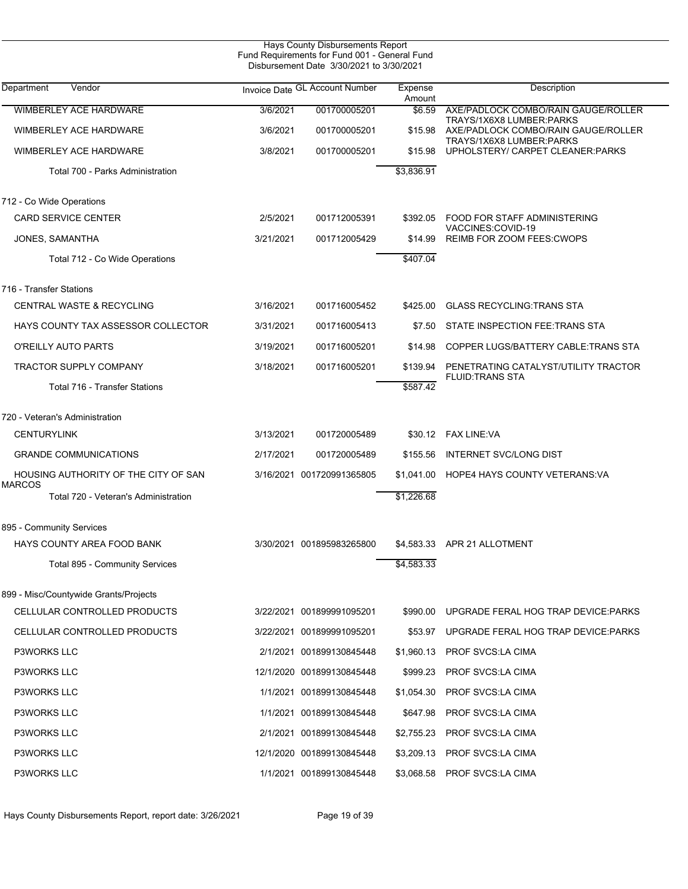Hays County Disbursements Report
Fund Requirements for Fund 001 - General Fund
Disbursement Date 3/30/2021 to 3/30/2021

| Department | Vendor | Invoice Date | GL Account Number | Expense Amount | Description |
|---|---|---|---|---|---|
| | WIMBERLEY ACE HARDWARE | 3/6/2021 | 001700005201 | $6.59 | AXE/PADLOCK COMBO/RAIN GAUGE/ROLLER TRAYS/1X6X8 LUMBER:PARKS |
| | WIMBERLEY ACE HARDWARE | 3/6/2021 | 001700005201 | $15.98 | AXE/PADLOCK COMBO/RAIN GAUGE/ROLLER TRAYS/1X6X8 LUMBER:PARKS |
| | WIMBERLEY ACE HARDWARE | 3/8/2021 | 001700005201 | $15.98 | UPHOLSTERY/ CARPET CLEANER:PARKS |
| | Total 700 - Parks Administration | | | $3,836.91 | |
| 712 - Co Wide Operations | | | | | |
| | CARD SERVICE CENTER | 2/5/2021 | 001712005391 | $392.05 | FOOD FOR STAFF ADMINISTERING VACCINES:COVID-19 |
| | JONES, SAMANTHA | 3/21/2021 | 001712005429 | $14.99 | REIMB FOR ZOOM FEES:CWOPS |
| | Total 712 - Co Wide Operations | | | $407.04 | |
| 716 - Transfer Stations | | | | | |
| | CENTRAL WASTE & RECYCLING | 3/16/2021 | 001716005452 | $425.00 | GLASS RECYCLING:TRANS STA |
| | HAYS COUNTY TAX ASSESSOR COLLECTOR | 3/31/2021 | 001716005413 | $7.50 | STATE INSPECTION FEE:TRANS STA |
| | O'REILLY AUTO PARTS | 3/19/2021 | 001716005201 | $14.98 | COPPER LUGS/BATTERY CABLE:TRANS STA |
| | TRACTOR SUPPLY COMPANY | 3/18/2021 | 001716005201 | $139.94 | PENETRATING CATALYST/UTILITY TRACTOR FLUID:TRANS STA |
| | Total 716 - Transfer Stations | | | $587.42 | |
| 720 - Veteran's Administration | | | | | |
| | CENTURYLINK | 3/13/2021 | 001720005489 | $30.12 | FAX LINE:VA |
| | GRANDE COMMUNICATIONS | 2/17/2021 | 001720005489 | $155.56 | INTERNET SVC/LONG DIST |
| | HOUSING AUTHORITY OF THE CITY OF SAN MARCOS | 3/16/2021 | 001720991365805 | $1,041.00 | HOPE4 HAYS COUNTY VETERANS:VA |
| | Total 720 - Veteran's Administration | | | $1,226.68 | |
| 895 - Community Services | | | | | |
| | HAYS COUNTY AREA FOOD BANK | 3/30/2021 | 001895983265800 | $4,583.33 | APR 21 ALLOTMENT |
| | Total 895 - Community Services | | | $4,583.33 | |
| 899 - Misc/Countywide Grants/Projects | | | | | |
| | CELLULAR CONTROLLED PRODUCTS | 3/22/2021 | 001899991095201 | $990.00 | UPGRADE FERAL HOG TRAP DEVICE:PARKS |
| | CELLULAR CONTROLLED PRODUCTS | 3/22/2021 | 001899991095201 | $53.97 | UPGRADE FERAL HOG TRAP DEVICE:PARKS |
| | P3WORKS LLC | 2/1/2021 | 001899130845448 | $1,960.13 | PROF SVCS:LA CIMA |
| | P3WORKS LLC | 12/1/2020 | 001899130845448 | $999.23 | PROF SVCS:LA CIMA |
| | P3WORKS LLC | 1/1/2021 | 001899130845448 | $1,054.30 | PROF SVCS:LA CIMA |
| | P3WORKS LLC | 1/1/2021 | 001899130845448 | $647.98 | PROF SVCS:LA CIMA |
| | P3WORKS LLC | 2/1/2021 | 001899130845448 | $2,755.23 | PROF SVCS:LA CIMA |
| | P3WORKS LLC | 12/1/2020 | 001899130845448 | $3,209.13 | PROF SVCS:LA CIMA |
| | P3WORKS LLC | 1/1/2021 | 001899130845448 | $3,068.58 | PROF SVCS:LA CIMA |

Hays County Disbursements Report, report date: 3/26/2021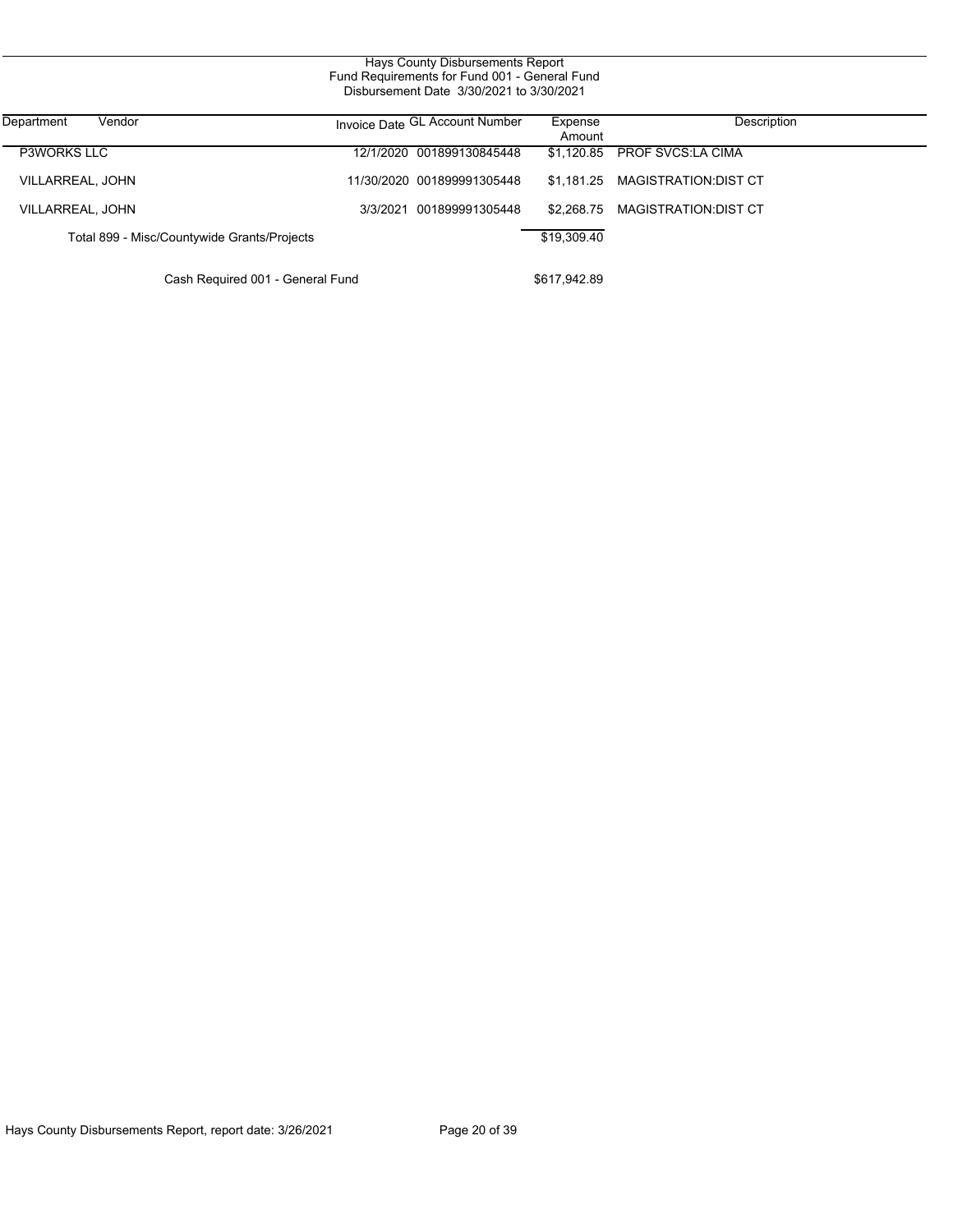Hays County Disbursements Report
Fund Requirements for Fund 001 - General Fund
Disbursement Date 3/30/2021 to 3/30/2021

| Department | Vendor | Invoice Date | GL Account Number | Expense Amount | Description |
|---|---|---|---|---|---|
| P3WORKS LLC | | 12/1/2020 | 001899130845448 | $1,120.85 | PROF SVCS:LA CIMA |
| VILLARREAL, JOHN | | 11/30/2020 | 001899991305448 | $1,181.25 | MAGISTRATION:DIST CT |
| VILLARREAL, JOHN | | 3/3/2021 | 001899991305448 | $2,268.75 | MAGISTRATION:DIST CT |
| | Total 899 - Misc/Countywide Grants/Projects | | | $19,309.40 | |
| | Cash Required 001 - General Fund | | | $617,942.89 | |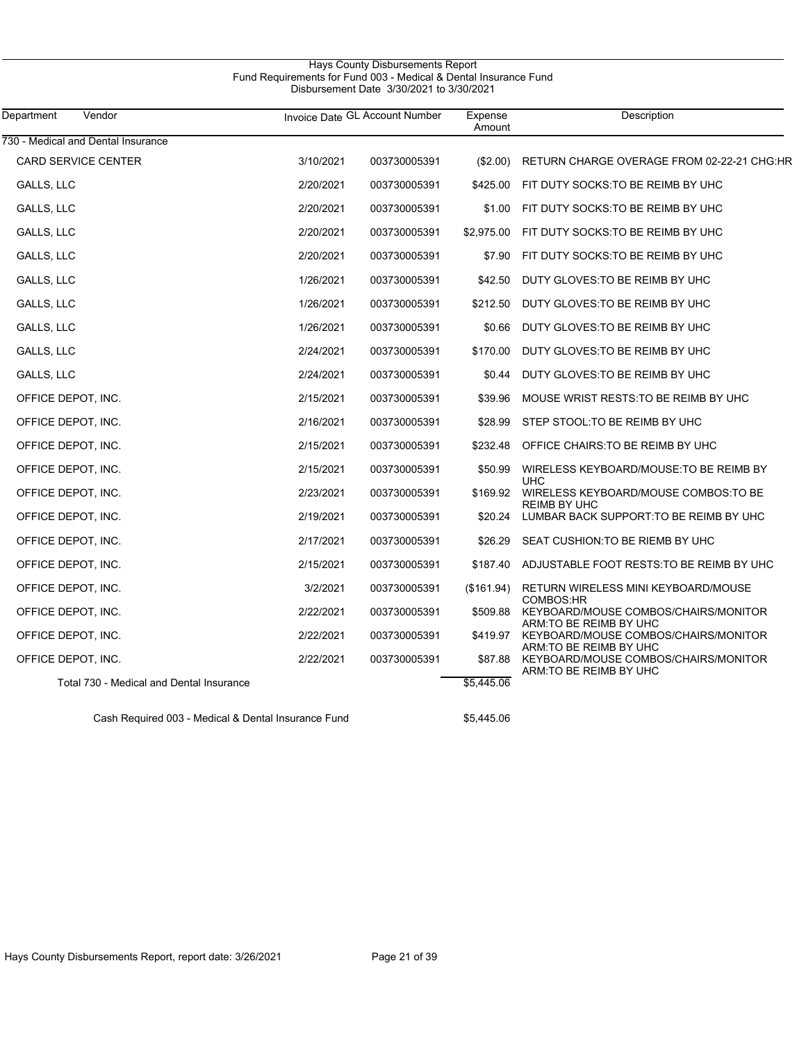Hays County Disbursements Report
Fund Requirements for Fund 003 - Medical & Dental Insurance Fund
Disbursement Date 3/30/2021 to 3/30/2021

| Department | Vendor | Invoice Date | GL Account Number | Expense Amount | Description |
|---|---|---|---|---|---|
| 730 - Medical and Dental Insurance | | | | | |
| | CARD SERVICE CENTER | 3/10/2021 | 003730005391 | ($2.00) | RETURN CHARGE OVERAGE FROM 02-22-21 CHG:HR |
| | GALLS, LLC | 2/20/2021 | 003730005391 | $425.00 | FIT DUTY SOCKS:TO BE REIMB BY UHC |
| | GALLS, LLC | 2/20/2021 | 003730005391 | $1.00 | FIT DUTY SOCKS:TO BE REIMB BY UHC |
| | GALLS, LLC | 2/20/2021 | 003730005391 | $2,975.00 | FIT DUTY SOCKS:TO BE REIMB BY UHC |
| | GALLS, LLC | 2/20/2021 | 003730005391 | $7.90 | FIT DUTY SOCKS:TO BE REIMB BY UHC |
| | GALLS, LLC | 1/26/2021 | 003730005391 | $42.50 | DUTY GLOVES:TO BE REIMB BY UHC |
| | GALLS, LLC | 1/26/2021 | 003730005391 | $212.50 | DUTY GLOVES:TO BE REIMB BY UHC |
| | GALLS, LLC | 1/26/2021 | 003730005391 | $0.66 | DUTY GLOVES:TO BE REIMB BY UHC |
| | GALLS, LLC | 2/24/2021 | 003730005391 | $170.00 | DUTY GLOVES:TO BE REIMB BY UHC |
| | GALLS, LLC | 2/24/2021 | 003730005391 | $0.44 | DUTY GLOVES:TO BE REIMB BY UHC |
| | OFFICE DEPOT, INC. | 2/15/2021 | 003730005391 | $39.96 | MOUSE WRIST RESTS:TO BE REIMB BY UHC |
| | OFFICE DEPOT, INC. | 2/16/2021 | 003730005391 | $28.99 | STEP STOOL:TO BE REIMB BY UHC |
| | OFFICE DEPOT, INC. | 2/15/2021 | 003730005391 | $232.48 | OFFICE CHAIRS:TO BE REIMB BY UHC |
| | OFFICE DEPOT, INC. | 2/15/2021 | 003730005391 | $50.99 | WIRELESS KEYBOARD/MOUSE:TO BE REIMB BY UHC |
| | OFFICE DEPOT, INC. | 2/23/2021 | 003730005391 | $169.92 | WIRELESS KEYBOARD/MOUSE COMBOS:TO BE REIMB BY UHC |
| | OFFICE DEPOT, INC. | 2/19/2021 | 003730005391 | $20.24 | LUMBAR BACK SUPPORT:TO BE REIMB BY UHC |
| | OFFICE DEPOT, INC. | 2/17/2021 | 003730005391 | $26.29 | SEAT CUSHION:TO BE RIEMB BY UHC |
| | OFFICE DEPOT, INC. | 2/15/2021 | 003730005391 | $187.40 | ADJUSTABLE FOOT RESTS:TO BE REIMB BY UHC |
| | OFFICE DEPOT, INC. | 3/2/2021 | 003730005391 | ($161.94) | RETURN WIRELESS MINI KEYBOARD/MOUSE COMBOS:HR |
| | OFFICE DEPOT, INC. | 2/22/2021 | 003730005391 | $509.88 | KEYBOARD/MOUSE COMBOS/CHAIRS/MONITOR ARM:TO BE REIMB BY UHC |
| | OFFICE DEPOT, INC. | 2/22/2021 | 003730005391 | $419.97 | KEYBOARD/MOUSE COMBOS/CHAIRS/MONITOR ARM:TO BE REIMB BY UHC |
| | OFFICE DEPOT, INC. | 2/22/2021 | 003730005391 | $87.88 | KEYBOARD/MOUSE COMBOS/CHAIRS/MONITOR ARM:TO BE REIMB BY UHC |
| | Total 730 - Medical and Dental Insurance | | | $5,445.06 | |

| | |
|---|---|
| Cash Required 003 - Medical & Dental Insurance Fund | $5,445.06 |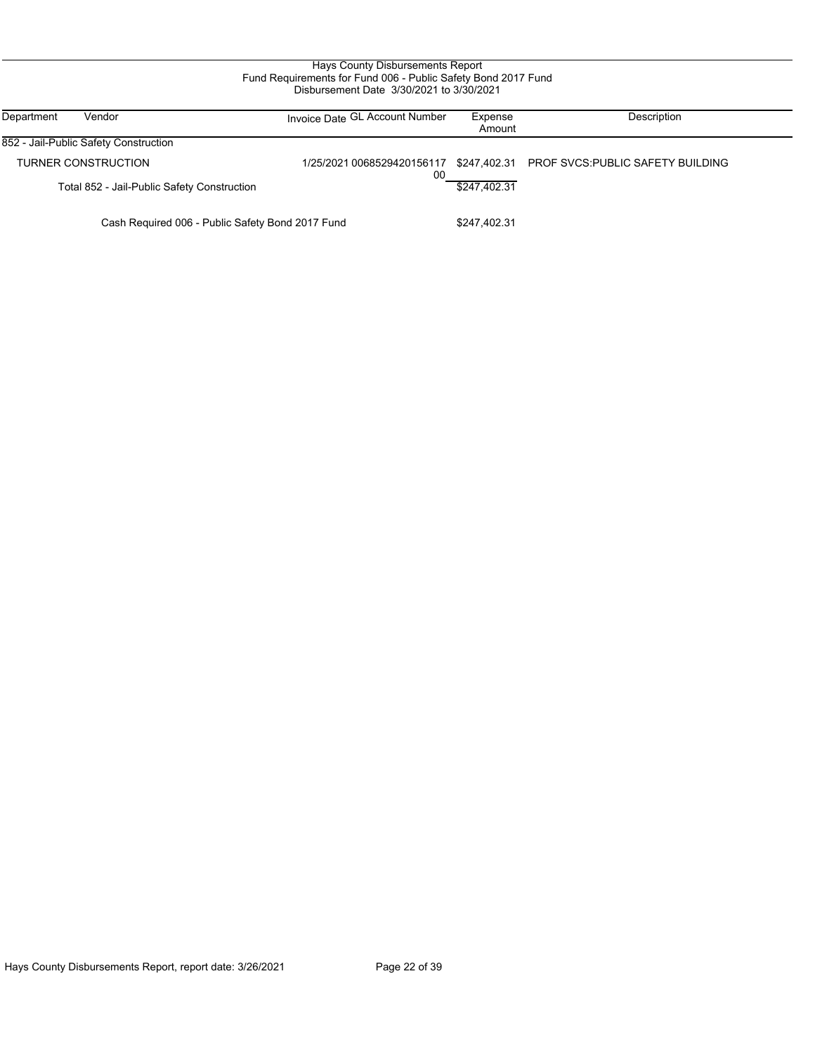Hays County Disbursements Report
Fund Requirements for Fund 006 - Public Safety Bond 2017 Fund
Disbursement Date 3/30/2021 to 3/30/2021

| Department | Vendor | Invoice Date | GL Account Number | Expense Amount | Description |
|---|---|---|---|---|---|
| 852 - Jail-Public Safety Construction | | | | | |
| | TURNER CONSTRUCTION | 1/25/2021 | 006852942015611700 | $247,402.31 | PROF SVCS:PUBLIC SAFETY BUILDING |
| | Total 852 - Jail-Public Safety Construction | | | $247,402.31 | |
| | Cash Required 006 - Public Safety Bond 2017 Fund | | | $247,402.31 | |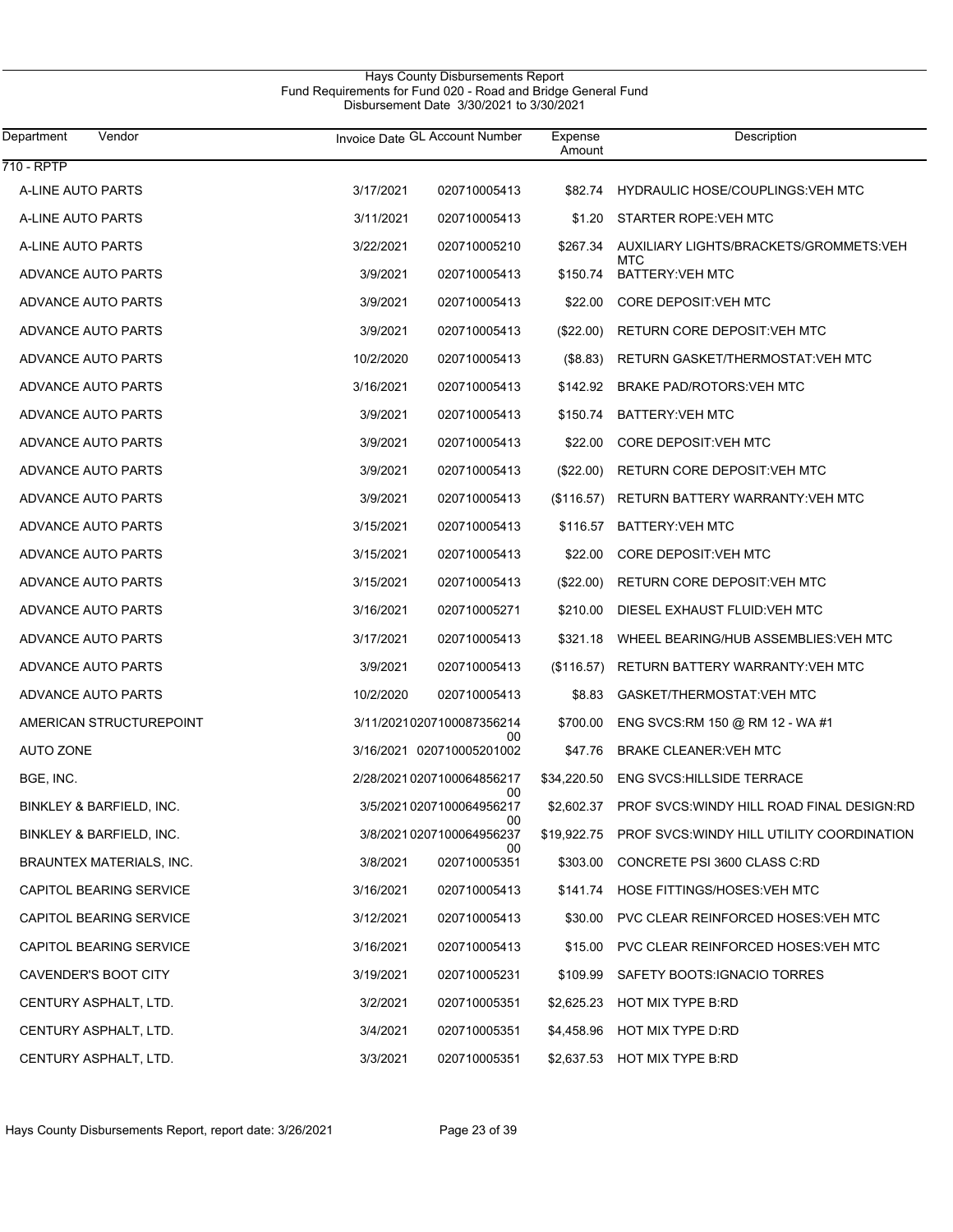# Hays County Disbursements Report

Fund Requirements for Fund 020 - Road and Bridge General Fund

Disbursement Date 3/30/2021 to 3/30/2021

| Department | Vendor | Invoice Date | GL Account Number | Expense Amount | Description |
|---|---|---|---|---|---|
| 710 - RPTP | | | | | |
| | A-LINE AUTO PARTS | 3/17/2021 | 020710005413 | $82.74 | HYDRAULIC HOSE/COUPLINGS:VEH MTC |
| | A-LINE AUTO PARTS | 3/11/2021 | 020710005413 | $1.20 | STARTER ROPE:VEH MTC |
| | A-LINE AUTO PARTS | 3/22/2021 | 020710005210 | $267.34 | AUXILIARY LIGHTS/BRACKETS/GROMMETS:VEH MTC |
| | ADVANCE AUTO PARTS | 3/9/2021 | 020710005413 | $150.74 | BATTERY:VEH MTC |
| | ADVANCE AUTO PARTS | 3/9/2021 | 020710005413 | $22.00 | CORE DEPOSIT:VEH MTC |
| | ADVANCE AUTO PARTS | 3/9/2021 | 020710005413 | ($22.00) | RETURN CORE DEPOSIT:VEH MTC |
| | ADVANCE AUTO PARTS | 10/2/2020 | 020710005413 | ($8.83) | RETURN GASKET/THERMOSTAT:VEH MTC |
| | ADVANCE AUTO PARTS | 3/16/2021 | 020710005413 | $142.92 | BRAKE PAD/ROTORS:VEH MTC |
| | ADVANCE AUTO PARTS | 3/9/2021 | 020710005413 | $150.74 | BATTERY:VEH MTC |
| | ADVANCE AUTO PARTS | 3/9/2021 | 020710005413 | $22.00 | CORE DEPOSIT:VEH MTC |
| | ADVANCE AUTO PARTS | 3/9/2021 | 020710005413 | ($22.00) | RETURN CORE DEPOSIT:VEH MTC |
| | ADVANCE AUTO PARTS | 3/9/2021 | 020710005413 | ($116.57) | RETURN BATTERY WARRANTY:VEH MTC |
| | ADVANCE AUTO PARTS | 3/15/2021 | 020710005413 | $116.57 | BATTERY:VEH MTC |
| | ADVANCE AUTO PARTS | 3/15/2021 | 020710005413 | $22.00 | CORE DEPOSIT:VEH MTC |
| | ADVANCE AUTO PARTS | 3/15/2021 | 020710005413 | ($22.00) | RETURN CORE DEPOSIT:VEH MTC |
| | ADVANCE AUTO PARTS | 3/16/2021 | 020710005271 | $210.00 | DIESEL EXHAUST FLUID:VEH MTC |
| | ADVANCE AUTO PARTS | 3/17/2021 | 020710005413 | $321.18 | WHEEL BEARING/HUB ASSEMBLIES:VEH MTC |
| | ADVANCE AUTO PARTS | 3/9/2021 | 020710005413 | ($116.57) | RETURN BATTERY WARRANTY:VEH MTC |
| | ADVANCE AUTO PARTS | 10/2/2020 | 020710005413 | $8.83 | GASKET/THERMOSTAT:VEH MTC |
| | AMERICAN STRUCTUREPOINT | 3/11/2021 | 020710008735621400 | $700.00 | ENG SVCS:RM 150 @ RM 12 - WA #1 |
| | AUTO ZONE | 3/16/2021 | 020710005201002 | $47.76 | BRAKE CLEANER:VEH MTC |
| | BGE, INC. | 2/28/2021 | 020710006485621700 | $34,220.50 | ENG SVCS:HILLSIDE TERRACE |
| | BINKLEY & BARFIELD, INC. | 3/5/2021 | 020710006495621700 | $2,602.37 | PROF SVCS:WINDY HILL ROAD FINAL DESIGN:RD |
| | BINKLEY & BARFIELD, INC. | 3/8/2021 | 020710006495623700 | $19,922.75 | PROF SVCS:WINDY HILL UTILITY COORDINATION |
| | BRAUNTEX MATERIALS, INC. | 3/8/2021 | 020710005351 | $303.00 | CONCRETE PSI 3600 CLASS C:RD |
| | CAPITOL BEARING SERVICE | 3/16/2021 | 020710005413 | $141.74 | HOSE FITTINGS/HOSES:VEH MTC |
| | CAPITOL BEARING SERVICE | 3/12/2021 | 020710005413 | $30.00 | PVC CLEAR REINFORCED HOSES:VEH MTC |
| | CAPITOL BEARING SERVICE | 3/16/2021 | 020710005413 | $15.00 | PVC CLEAR REINFORCED HOSES:VEH MTC |
| | CAVENDER'S BOOT CITY | 3/19/2021 | 020710005231 | $109.99 | SAFETY BOOTS:IGNACIO TORRES |
| | CENTURY ASPHALT, LTD. | 3/2/2021 | 020710005351 | $2,625.23 | HOT MIX TYPE B:RD |
| | CENTURY ASPHALT, LTD. | 3/4/2021 | 020710005351 | $4,458.96 | HOT MIX TYPE D:RD |
| | CENTURY ASPHALT, LTD. | 3/3/2021 | 020710005351 | $2,637.53 | HOT MIX TYPE B:RD |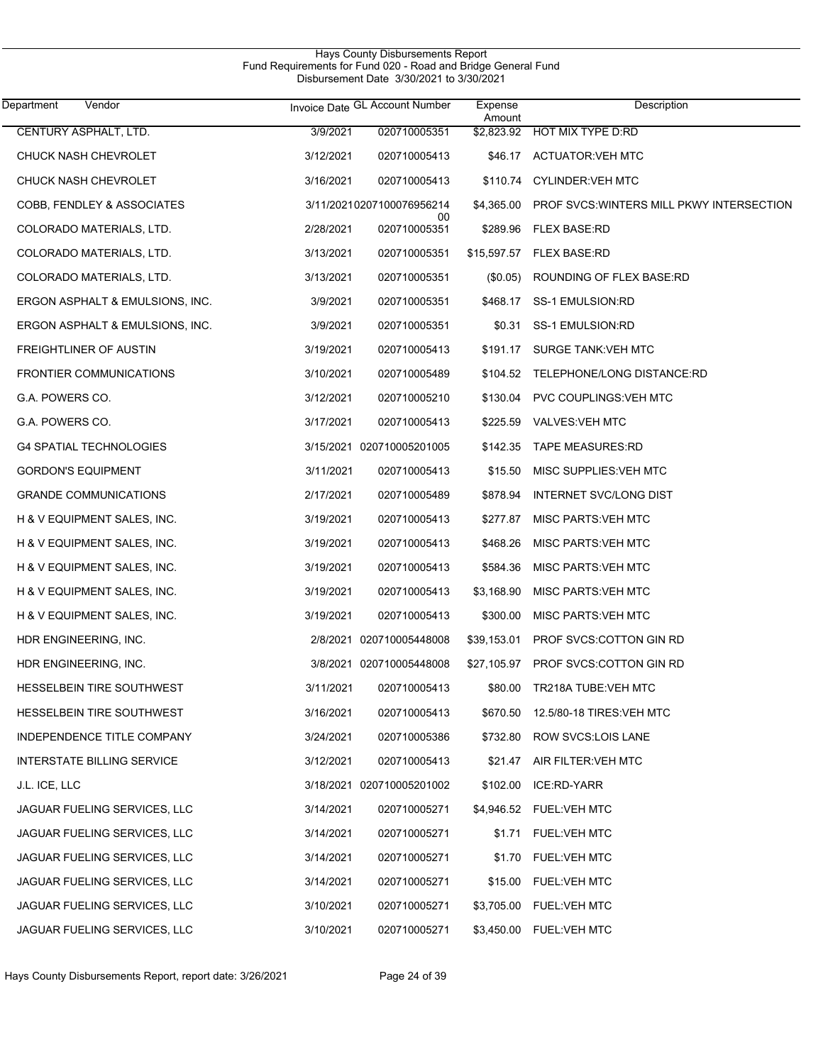# Hays County Disbursements Report
## Fund Requirements for Fund 020 - Road and Bridge General Fund
### Disbursement Date 3/30/2021 to 3/30/2021

| Department Vendor | Invoice Date | GL Account Number | Expense Amount | Description |
|---|---|---|---|---|
| CENTURY ASPHALT, LTD. | 3/9/2021 | 020710005351 | $2,823.92 | HOT MIX TYPE D:RD |
| CHUCK NASH CHEVROLET | 3/12/2021 | 020710005413 | $46.17 | ACTUATOR:VEH MTC |
| CHUCK NASH CHEVROLET | 3/16/2021 | 020710005413 | $110.74 | CYLINDER:VEH MTC |
| COBB, FENDLEY & ASSOCIATES | 3/11/2021 | 020710007695621400 | $4,365.00 | PROF SVCS:WINTERS MILL PKWY INTERSECTION |
| COLORADO MATERIALS, LTD. | 2/28/2021 | 020710005351 | $289.96 | FLEX BASE:RD |
| COLORADO MATERIALS, LTD. | 3/13/2021 | 020710005351 | $15,597.57 | FLEX BASE:RD |
| COLORADO MATERIALS, LTD. | 3/13/2021 | 020710005351 | ($0.05) | ROUNDING OF FLEX BASE:RD |
| ERGON ASPHALT & EMULSIONS, INC. | 3/9/2021 | 020710005351 | $468.17 | SS-1 EMULSION:RD |
| ERGON ASPHALT & EMULSIONS, INC. | 3/9/2021 | 020710005351 | $0.31 | SS-1 EMULSION:RD |
| FREIGHTLINER OF AUSTIN | 3/19/2021 | 020710005413 | $191.17 | SURGE TANK:VEH MTC |
| FRONTIER COMMUNICATIONS | 3/10/2021 | 020710005489 | $104.52 | TELEPHONE/LONG DISTANCE:RD |
| G.A. POWERS CO. | 3/12/2021 | 020710005210 | $130.04 | PVC COUPLINGS:VEH MTC |
| G.A. POWERS CO. | 3/17/2021 | 020710005413 | $225.59 | VALVES:VEH MTC |
| G4 SPATIAL TECHNOLOGIES | 3/15/2021 | 020710005201005 | $142.35 | TAPE MEASURES:RD |
| GORDON'S EQUIPMENT | 3/11/2021 | 020710005413 | $15.50 | MISC SUPPLIES:VEH MTC |
| GRANDE COMMUNICATIONS | 2/17/2021 | 020710005489 | $878.94 | INTERNET SVC/LONG DIST |
| H & V EQUIPMENT SALES, INC. | 3/19/2021 | 020710005413 | $277.87 | MISC PARTS:VEH MTC |
| H & V EQUIPMENT SALES, INC. | 3/19/2021 | 020710005413 | $468.26 | MISC PARTS:VEH MTC |
| H & V EQUIPMENT SALES, INC. | 3/19/2021 | 020710005413 | $584.36 | MISC PARTS:VEH MTC |
| H & V EQUIPMENT SALES, INC. | 3/19/2021 | 020710005413 | $3,168.90 | MISC PARTS:VEH MTC |
| H & V EQUIPMENT SALES, INC. | 3/19/2021 | 020710005413 | $300.00 | MISC PARTS:VEH MTC |
| HDR ENGINEERING, INC. | 2/8/2021 | 020710005448008 | $39,153.01 | PROF SVCS:COTTON GIN RD |
| HDR ENGINEERING, INC. | 3/8/2021 | 020710005448008 | $27,105.97 | PROF SVCS:COTTON GIN RD |
| HESSELBEIN TIRE SOUTHWEST | 3/11/2021 | 020710005413 | $80.00 | TR218A TUBE:VEH MTC |
| HESSELBEIN TIRE SOUTHWEST | 3/16/2021 | 020710005413 | $670.50 | 12.5/80-18 TIRES:VEH MTC |
| INDEPENDENCE TITLE COMPANY | 3/24/2021 | 020710005386 | $732.80 | ROW SVCS:LOIS LANE |
| INTERSTATE BILLING SERVICE | 3/12/2021 | 020710005413 | $21.47 | AIR FILTER:VEH MTC |
| J.L. ICE, LLC | 3/18/2021 | 020710005201002 | $102.00 | ICE:RD-YARR |
| JAGUAR FUELING SERVICES, LLC | 3/14/2021 | 020710005271 | $4,946.52 | FUEL:VEH MTC |
| JAGUAR FUELING SERVICES, LLC | 3/14/2021 | 020710005271 | $1.71 | FUEL:VEH MTC |
| JAGUAR FUELING SERVICES, LLC | 3/14/2021 | 020710005271 | $1.70 | FUEL:VEH MTC |
| JAGUAR FUELING SERVICES, LLC | 3/14/2021 | 020710005271 | $15.00 | FUEL:VEH MTC |
| JAGUAR FUELING SERVICES, LLC | 3/10/2021 | 020710005271 | $3,705.00 | FUEL:VEH MTC |
| JAGUAR FUELING SERVICES, LLC | 3/10/2021 | 020710005271 | $3,450.00 | FUEL:VEH MTC |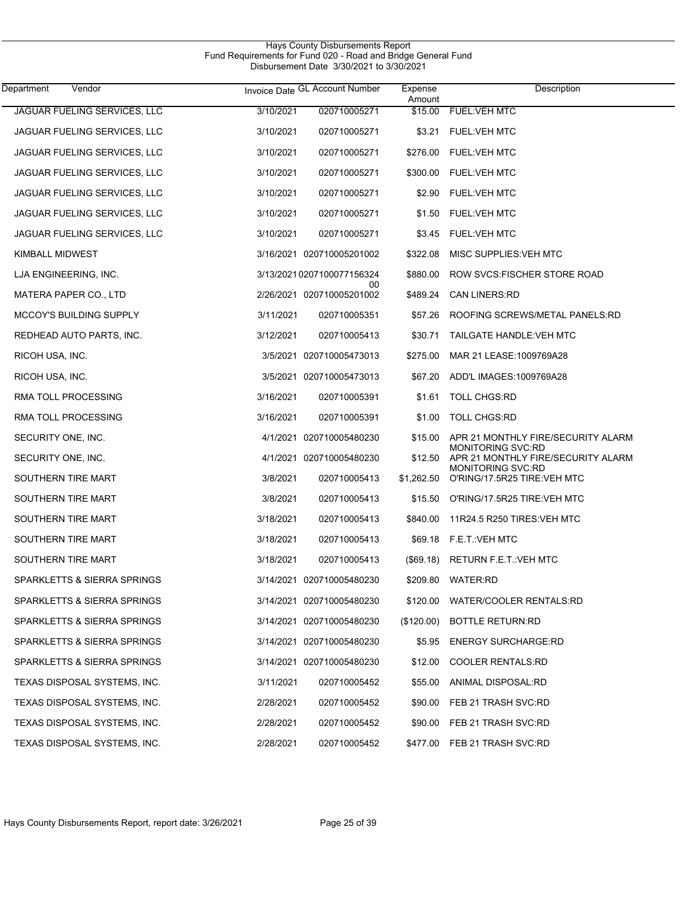Hays County Disbursements Report
Fund Requirements for Fund 020 - Road and Bridge General Fund
Disbursement Date 3/30/2021 to 3/30/2021

| Department | Vendor | Invoice Date | GL Account Number | Expense Amount | Description |
|---|---|---|---|---|---|
| | JAGUAR FUELING SERVICES, LLC | 3/10/2021 | 020710005271 | $15.00 | FUEL:VEH MTC |
| | JAGUAR FUELING SERVICES, LLC | 3/10/2021 | 020710005271 | $3.21 | FUEL:VEH MTC |
| | JAGUAR FUELING SERVICES, LLC | 3/10/2021 | 020710005271 | $276.00 | FUEL:VEH MTC |
| | JAGUAR FUELING SERVICES, LLC | 3/10/2021 | 020710005271 | $300.00 | FUEL:VEH MTC |
| | JAGUAR FUELING SERVICES, LLC | 3/10/2021 | 020710005271 | $2.90 | FUEL:VEH MTC |
| | JAGUAR FUELING SERVICES, LLC | 3/10/2021 | 020710005271 | $1.50 | FUEL:VEH MTC |
| | JAGUAR FUELING SERVICES, LLC | 3/10/2021 | 020710005271 | $3.45 | FUEL:VEH MTC |
| | KIMBALL MIDWEST | 3/16/2021 | 020710005201002 | $322.08 | MISC SUPPLIES:VEH MTC |
| | LJA ENGINEERING, INC. | 3/13/2021 | 020710007715632400 | $880.00 | ROW SVCS:FISCHER STORE ROAD |
| | MATERA PAPER CO., LTD | 2/26/2021 | 020710005201002 | $489.24 | CAN LINERS:RD |
| | MCCOY'S BUILDING SUPPLY | 3/11/2021 | 020710005351 | $57.26 | ROOFING SCREWS/METAL PANELS:RD |
| | REDHEAD AUTO PARTS, INC. | 3/12/2021 | 020710005413 | $30.71 | TAILGATE HANDLE:VEH MTC |
| | RICOH USA, INC. | 3/5/2021 | 020710005473013 | $275.00 | MAR 21 LEASE:1009769A28 |
| | RICOH USA, INC. | 3/5/2021 | 020710005473013 | $67.20 | ADD'L IMAGES:1009769A28 |
| | RMA TOLL PROCESSING | 3/16/2021 | 020710005391 | $1.61 | TOLL CHGS:RD |
| | RMA TOLL PROCESSING | 3/16/2021 | 020710005391 | $1.00 | TOLL CHGS:RD |
| | SECURITY ONE, INC. | 4/1/2021 | 020710005480230 | $15.00 | APR 21 MONTHLY FIRE/SECURITY ALARM MONITORING SVC:RD |
| | SECURITY ONE, INC. | 4/1/2021 | 020710005480230 | $12.50 | APR 21 MONTHLY FIRE/SECURITY ALARM MONITORING SVC:RD |
| | SOUTHERN TIRE MART | 3/8/2021 | 020710005413 | $1,262.50 | O'RING/17.5R25 TIRE:VEH MTC |
| | SOUTHERN TIRE MART | 3/8/2021 | 020710005413 | $15.50 | O'RING/17.5R25 TIRE:VEH MTC |
| | SOUTHERN TIRE MART | 3/18/2021 | 020710005413 | $840.00 | 11R24.5 R250 TIRES:VEH MTC |
| | SOUTHERN TIRE MART | 3/18/2021 | 020710005413 | $69.18 | F.E.T.:VEH MTC |
| | SOUTHERN TIRE MART | 3/18/2021 | 020710005413 | ($69.18) | RETURN F.E.T.:VEH MTC |
| | SPARKLETTS & SIERRA SPRINGS | 3/14/2021 | 020710005480230 | $209.80 | WATER:RD |
| | SPARKLETTS & SIERRA SPRINGS | 3/14/2021 | 020710005480230 | $120.00 | WATER/COOLER RENTALS:RD |
| | SPARKLETTS & SIERRA SPRINGS | 3/14/2021 | 020710005480230 | ($120.00) | BOTTLE RETURN:RD |
| | SPARKLETTS & SIERRA SPRINGS | 3/14/2021 | 020710005480230 | $5.95 | ENERGY SURCHARGE:RD |
| | SPARKLETTS & SIERRA SPRINGS | 3/14/2021 | 020710005480230 | $12.00 | COOLER RENTALS:RD |
| | TEXAS DISPOSAL SYSTEMS, INC. | 3/11/2021 | 020710005452 | $55.00 | ANIMAL DISPOSAL:RD |
| | TEXAS DISPOSAL SYSTEMS, INC. | 2/28/2021 | 020710005452 | $90.00 | FEB 21 TRASH SVC:RD |
| | TEXAS DISPOSAL SYSTEMS, INC. | 2/28/2021 | 020710005452 | $90.00 | FEB 21 TRASH SVC:RD |
| | TEXAS DISPOSAL SYSTEMS, INC. | 2/28/2021 | 020710005452 | $477.00 | FEB 21 TRASH SVC:RD |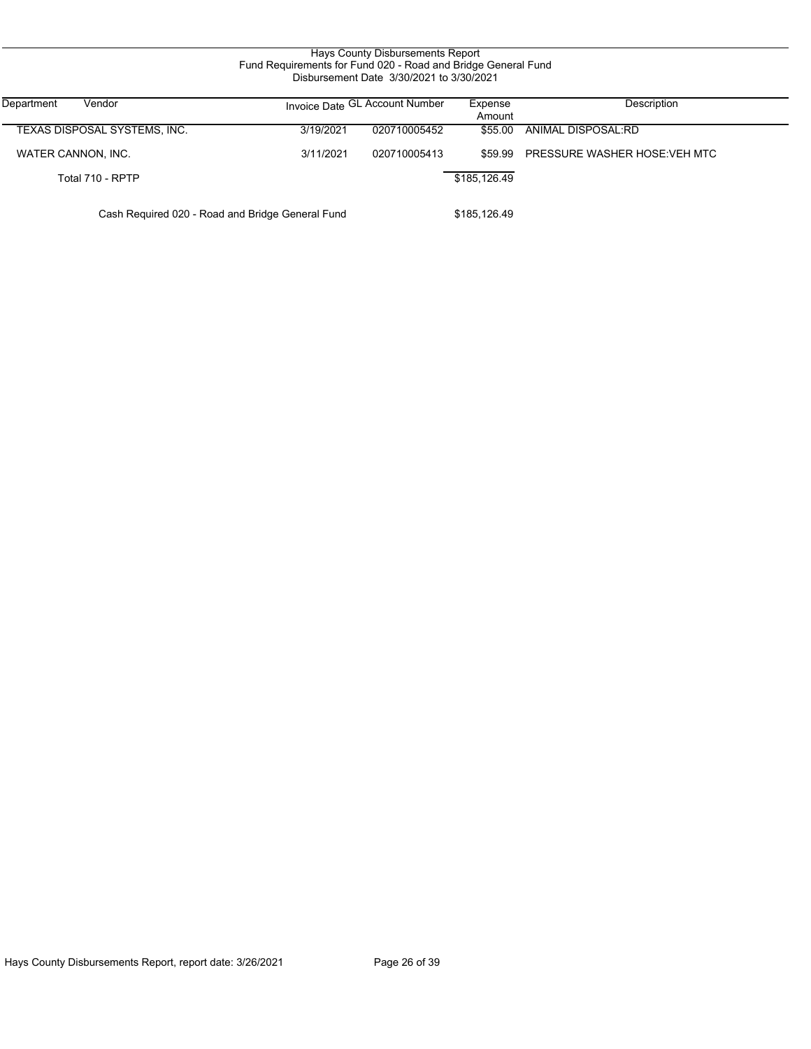# Hays County Disbursements Report
## Fund Requirements for Fund 020 - Road and Bridge General Fund
### Disbursement Date 3/30/2021 to 3/30/2021

| Department | Vendor | Invoice Date | GL Account Number | Expense Amount | Description |
|---|---|---|---|---|---|
| | TEXAS DISPOSAL SYSTEMS, INC. | 3/19/2021 | 020710005452 | $55.00 | ANIMAL DISPOSAL:RD |
| | WATER CANNON, INC. | 3/11/2021 | 020710005413 | $59.99 | PRESSURE WASHER HOSE:VEH MTC |
| | Total 710 - RPTP | | | $185,126.49 | |
| | Cash Required 020 - Road and Bridge General Fund | | | $185,126.49 | |

Hays County Disbursements Report, report date: 3/26/2021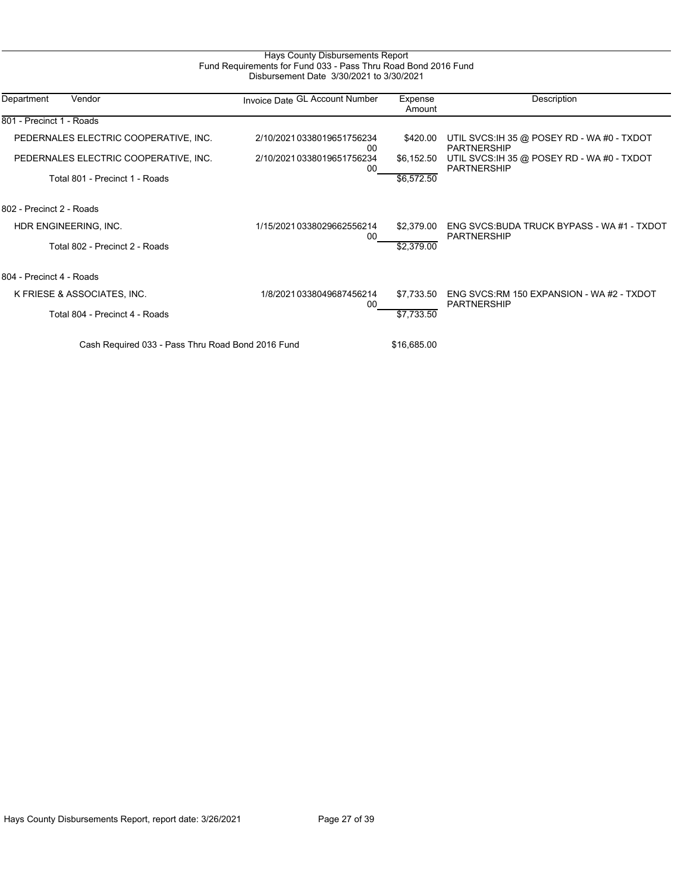# Hays County Disbursements Report

## Fund Requirements for Fund 033 - Pass Thru Road Bond 2016 Fund

Disbursement Date 3/30/2021 to 3/30/2021

| Department | Vendor | Invoice Date | GL Account Number | Expense Amount | Description |
|---|---|---|---|---|---|
| 801 - Precinct 1 - Roads | | | | | |
| | PEDERNALES ELECTRIC COOPERATIVE, INC. | 2/10/2021 | 033801965175623400 | $420.00 | UTIL SVCS:IH 35 @ POSEY RD - WA #0 - TXDOT PARTNERSHIP |
| | PEDERNALES ELECTRIC COOPERATIVE, INC. | 2/10/2021 | 033801965175623400 | $6,152.50 | UTIL SVCS:IH 35 @ POSEY RD - WA #0 - TXDOT PARTNERSHIP |
| | Total 801 - Precinct 1 - Roads | | | $6,572.50 | |
| 802 - Precinct 2 - Roads | | | | | |
| | HDR ENGINEERING, INC. | 1/15/2021 | 033802966255621400 | $2,379.00 | ENG SVCS:BUDA TRUCK BYPASS - WA #1 - TXDOT PARTNERSHIP |
| | Total 802 - Precinct 2 - Roads | | | $2,379.00 | |
| 804 - Precinct 4 - Roads | | | | | |
| | K FRIESE & ASSOCIATES, INC. | 1/8/2021 | 033804968745621400 | $7,733.50 | ENG SVCS:RM 150 EXPANSION - WA #2 - TXDOT PARTNERSHIP |
| | Total 804 - Precinct 4 - Roads | | | $7,733.50 | |
| | Cash Required 033 - Pass Thru Road Bond 2016 Fund | | | $16,685.00 | |

Hays County Disbursements Report, report date: 3/26/2021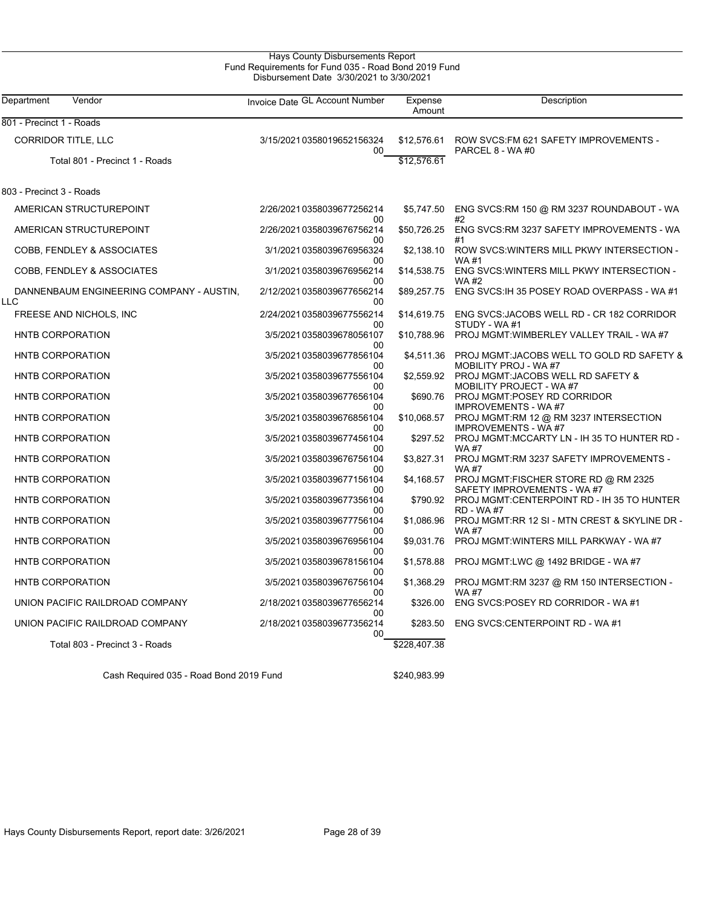# Hays County Disbursements Report

## Fund Requirements for Fund 035 - Road Bond 2019 Fund

### Disbursement Date 3/30/2021 to 3/30/2021

| Department | Vendor | Invoice Date | GL Account Number | Expense Amount | Description |
|---|---|---|---|---|---|
| 801 - Precinct 1 - Roads | | | | | |
| | CORRIDOR TITLE, LLC | 3/15/2021 | 035801965215632400 | $12,576.61 | ROW SVCS:FM 621 SAFETY IMPROVEMENTS - PARCEL 8 - WA #0 |
| | Total 801 - Precinct 1 - Roads | | | $12,576.61 | |
| 803 - Precinct 3 - Roads | | | | | |
| | AMERICAN STRUCTUREPOINT | 2/26/2021 | 035803967725621400 | $5,747.50 | ENG SVCS:RM 150 @ RM 3237 ROUNDABOUT - WA #2 |
| | AMERICAN STRUCTUREPOINT | 2/26/2021 | 035803967675621400 | $50,726.25 | ENG SVCS:RM 3237 SAFETY IMPROVEMENTS - WA #1 |
| | COBB, FENDLEY & ASSOCIATES | 3/1/2021 | 035803967695632400 | $2,138.10 | ROW SVCS:WINTERS MILL PKWY INTERSECTION - WA #1 |
| | COBB, FENDLEY & ASSOCIATES | 3/1/2021 | 035803967695621400 | $14,538.75 | ENG SVCS:WINTERS MILL PKWY INTERSECTION - WA #2 |
| | DANNENBAUM ENGINEERING COMPANY - AUSTIN, LLC | 2/12/2021 | 035803967765621400 | $89,257.75 | ENG SVCS:IH 35 POSEY ROAD OVERPASS - WA #1 |
| | FREESE AND NICHOLS, INC | 2/24/2021 | 035803967755621400 | $14,619.75 | ENG SVCS:JACOBS WELL RD - CR 182 CORRIDOR STUDY - WA #1 |
| | HNTB CORPORATION | 3/5/2021 | 035803967805610700 | $10,788.96 | PROJ MGMT:WIMBERLEY VALLEY TRAIL - WA #7 |
| | HNTB CORPORATION | 3/5/2021 | 035803967785610400 | $4,511.36 | PROJ MGMT:JACOBS WELL TO GOLD RD SAFETY & MOBILITY PROJ - WA #7 |
| | HNTB CORPORATION | 3/5/2021 | 035803967755610400 | $2,559.92 | PROJ MGMT:JACOBS WELL RD SAFETY & MOBILITY PROJECT - WA #7 |
| | HNTB CORPORATION | 3/5/2021 | 035803967765610400 | $690.76 | PROJ MGMT:POSEY RD CORRIDOR IMPROVEMENTS - WA #7 |
| | HNTB CORPORATION | 3/5/2021 | 035803967685610400 | $10,068.57 | PROJ MGMT:RM 12 @ RM 3237 INTERSECTION IMPROVEMENTS - WA #7 |
| | HNTB CORPORATION | 3/5/2021 | 035803967745610400 | $297.52 | PROJ MGMT:MCCARTY LN - IH 35 TO HUNTER RD - WA #7 |
| | HNTB CORPORATION | 3/5/2021 | 035803967675610400 | $3,827.31 | PROJ MGMT:RM 3237 SAFETY IMPROVEMENTS - WA #7 |
| | HNTB CORPORATION | 3/5/2021 | 035803967715610400 | $4,168.57 | PROJ MGMT:FISCHER STORE RD @ RM 2325 SAFETY IMPROVEMENTS - WA #7 |
| | HNTB CORPORATION | 3/5/2021 | 035803967735610400 | $790.92 | PROJ MGMT:CENTERPOINT RD - IH 35 TO HUNTER RD - WA #7 |
| | HNTB CORPORATION | 3/5/2021 | 035803967775610400 | $1,086.96 | PROJ MGMT:RR 12 SI - MTN CREST & SKYLINE DR - WA #7 |
| | HNTB CORPORATION | 3/5/2021 | 035803967695610400 | $9,031.76 | PROJ MGMT:WINTERS MILL PARKWAY - WA #7 |
| | HNTB CORPORATION | 3/5/2021 | 035803967815610400 | $1,578.88 | PROJ MGMT:LWC @ 1492 BRIDGE - WA #7 |
| | HNTB CORPORATION | 3/5/2021 | 035803967675610400 | $1,368.29 | PROJ MGMT:RM 3237 @ RM 150 INTERSECTION - WA #7 |
| | UNION PACIFIC RAILDROAD COMPANY | 2/18/2021 | 035803967765621400 | $326.00 | ENG SVCS:POSEY RD CORRIDOR - WA #1 |
| | UNION PACIFIC RAILDROAD COMPANY | 2/18/2021 | 035803967735621400 | $283.50 | ENG SVCS:CENTERPOINT RD - WA #1 |
| | Total 803 - Precinct 3 - Roads | | | $228,407.38 | |

Cash Required 035 - Road Bond 2019 Fund $240,983.99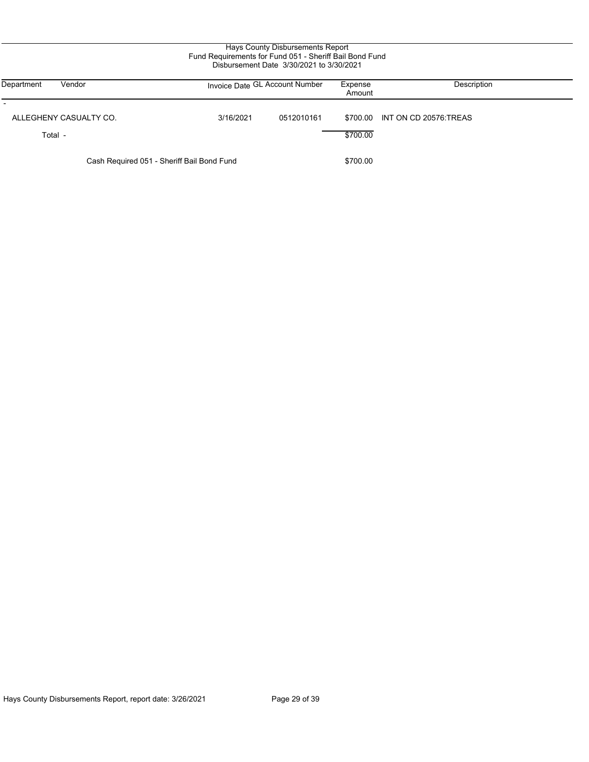# Hays County Disbursements Report

## Fund Requirements for Fund 051 - Sheriff Bail Bond Fund

Disbursement Date 3/30/2021 to 3/30/2021

| Department | Vendor | Invoice Date | GL Account Number | Expense Amount | Description |
|---|---|---|---|---|---|
| - | | | | | |
| | ALLEGHENY CASUALTY CO. | 3/16/2021 | 0512010161 | $700.00 | INT ON CD 20576:TREAS |
| | Total - | | | $700.00 | |
| | Cash Required 051 - Sheriff Bail Bond Fund | | | $700.00 | |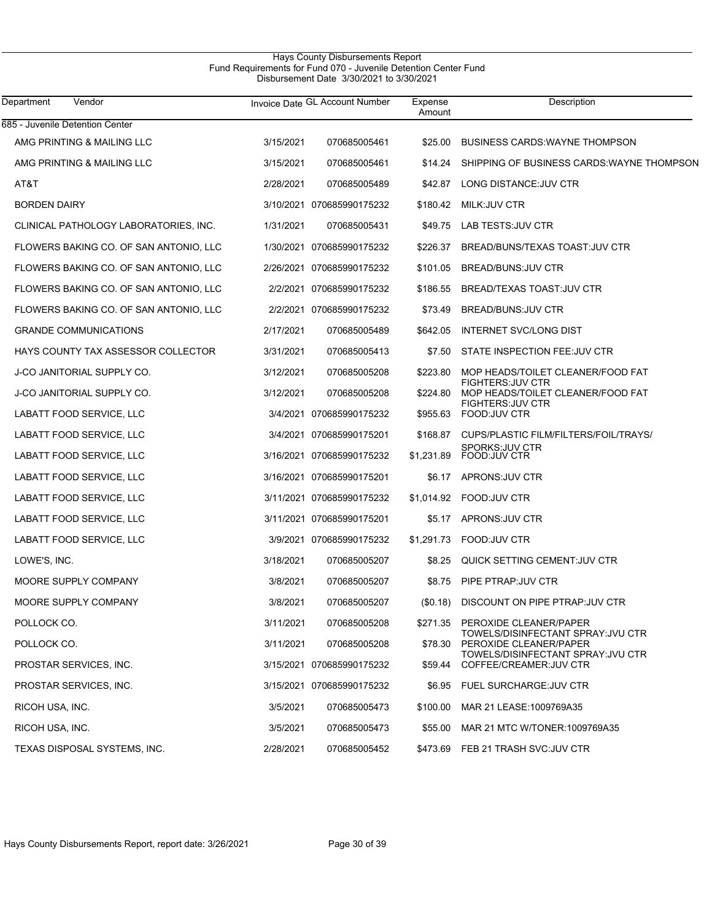# Hays County Disbursements Report

## Fund Requirements for Fund 070 - Juvenile Detention Center Fund

Disbursement Date 3/30/2021 to 3/30/2021

| Department | Vendor | Invoice Date | GL Account Number | Expense Amount | Description |
|---|---|---|---|---|---|
| 685 - Juvenile Detention Center | | | | | |
| | AMG PRINTING & MAILING LLC | 3/15/2021 | 070685005461 | $25.00 | BUSINESS CARDS:WAYNE THOMPSON |
| | AMG PRINTING & MAILING LLC | 3/15/2021 | 070685005461 | $14.24 | SHIPPING OF BUSINESS CARDS:WAYNE THOMPSON |
| | AT&T | 2/28/2021 | 070685005489 | $42.87 | LONG DISTANCE:JUV CTR |
| | BORDEN DAIRY | 3/10/2021 | 070685990175232 | $180.42 | MILK:JUV CTR |
| | CLINICAL PATHOLOGY LABORATORIES, INC. | 1/31/2021 | 070685005431 | $49.75 | LAB TESTS:JUV CTR |
| | FLOWERS BAKING CO. OF SAN ANTONIO, LLC | 1/30/2021 | 070685990175232 | $226.37 | BREAD/BUNS/TEXAS TOAST:JUV CTR |
| | FLOWERS BAKING CO. OF SAN ANTONIO, LLC | 2/26/2021 | 070685990175232 | $101.05 | BREAD/BUNS:JUV CTR |
| | FLOWERS BAKING CO. OF SAN ANTONIO, LLC | 2/2/2021 | 070685990175232 | $186.55 | BREAD/TEXAS TOAST:JUV CTR |
| | FLOWERS BAKING CO. OF SAN ANTONIO, LLC | 2/2/2021 | 070685990175232 | $73.49 | BREAD/BUNS:JUV CTR |
| | GRANDE COMMUNICATIONS | 2/17/2021 | 070685005489 | $642.05 | INTERNET SVC/LONG DIST |
| | HAYS COUNTY TAX ASSESSOR COLLECTOR | 3/31/2021 | 070685005413 | $7.50 | STATE INSPECTION FEE:JUV CTR |
| | J-CO JANITORIAL SUPPLY CO. | 3/12/2021 | 070685005208 | $223.80 | MOP HEADS/TOILET CLEANER/FOOD FAT FIGHTERS:JUV CTR |
| | J-CO JANITORIAL SUPPLY CO. | 3/12/2021 | 070685005208 | $224.80 | MOP HEADS/TOILET CLEANER/FOOD FAT FIGHTERS:JUV CTR |
| | LABATT FOOD SERVICE, LLC | 3/4/2021 | 070685990175232 | $955.63 | FOOD:JUV CTR |
| | LABATT FOOD SERVICE, LLC | 3/4/2021 | 070685990175201 | $168.87 | CUPS/PLASTIC FILM/FILTERS/FOIL/TRAYS/ SPORKS:JUV CTR |
| | LABATT FOOD SERVICE, LLC | 3/16/2021 | 070685990175232 | $1,231.89 | FOOD:JUV CTR |
| | LABATT FOOD SERVICE, LLC | 3/16/2021 | 070685990175201 | $6.17 | APRONS:JUV CTR |
| | LABATT FOOD SERVICE, LLC | 3/11/2021 | 070685990175232 | $1,014.92 | FOOD:JUV CTR |
| | LABATT FOOD SERVICE, LLC | 3/11/2021 | 070685990175201 | $5.17 | APRONS:JUV CTR |
| | LABATT FOOD SERVICE, LLC | 3/9/2021 | 070685990175232 | $1,291.73 | FOOD:JUV CTR |
| | LOWE'S, INC. | 3/18/2021 | 070685005207 | $8.25 | QUICK SETTING CEMENT:JUV CTR |
| | MOORE SUPPLY COMPANY | 3/8/2021 | 070685005207 | $8.75 | PIPE PTRAP:JUV CTR |
| | MOORE SUPPLY COMPANY | 3/8/2021 | 070685005207 | ($0.18) | DISCOUNT ON PIPE PTRAP:JUV CTR |
| | POLLOCK CO. | 3/11/2021 | 070685005208 | $271.35 | PEROXIDE CLEANER/PAPER TOWELS/DISINFECTANT SPRAY:JVU CTR |
| | POLLOCK CO. | 3/11/2021 | 070685005208 | $78.30 | PEROXIDE CLEANER/PAPER TOWELS/DISINFECTANT SPRAY:JVU CTR |
| | PROSTAR SERVICES, INC. | 3/15/2021 | 070685990175232 | $59.44 | COFFEE/CREAMER:JUV CTR |
| | PROSTAR SERVICES, INC. | 3/15/2021 | 070685990175232 | $6.95 | FUEL SURCHARGE:JUV CTR |
| | RICOH USA, INC. | 3/5/2021 | 070685005473 | $100.00 | MAR 21 LEASE:1009769A35 |
| | RICOH USA, INC. | 3/5/2021 | 070685005473 | $55.00 | MAR 21 MTC W/TONER:1009769A35 |
| | TEXAS DISPOSAL SYSTEMS, INC. | 2/28/2021 | 070685005452 | $473.69 | FEB 21 TRASH SVC:JUV CTR |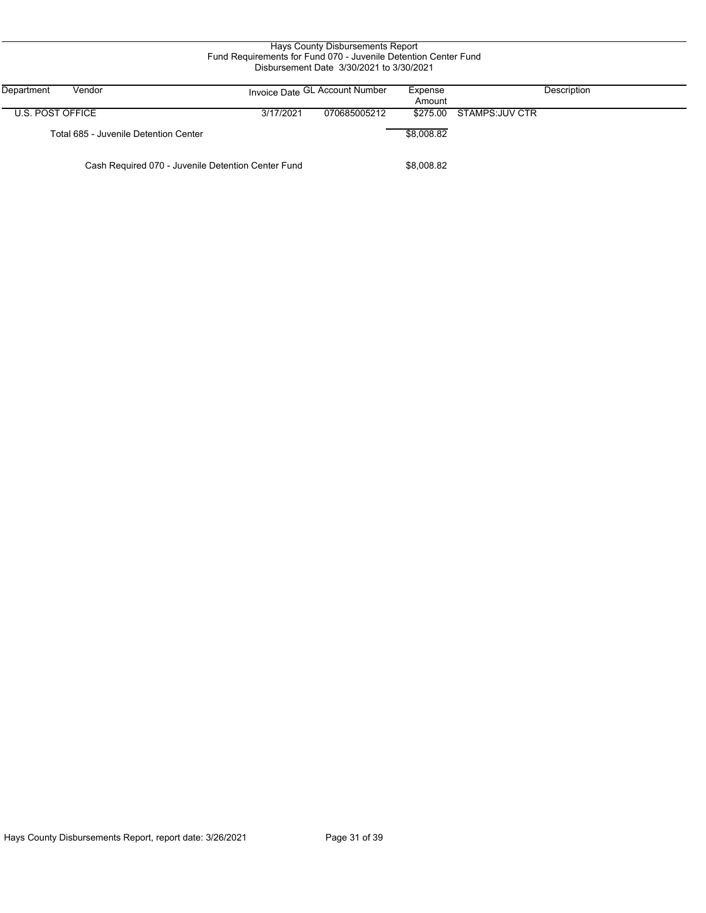# Hays County Disbursements Report
## Fund Requirements for Fund 070 - Juvenile Detention Center Fund
### Disbursement Date 3/30/2021 to 3/30/2021

| Department | Vendor | Invoice Date | GL Account Number | Expense Amount | Description |
|---|---|---|---|---|---|
| U.S. POST OFFICE | | 3/17/2021 | 070685005212 | $275.00 | STAMPS:JUV CTR |
| | Total 685 - Juvenile Detention Center | | | $8,008.82 | |
| | Cash Required 070 - Juvenile Detention Center Fund | | | $8,008.82 | |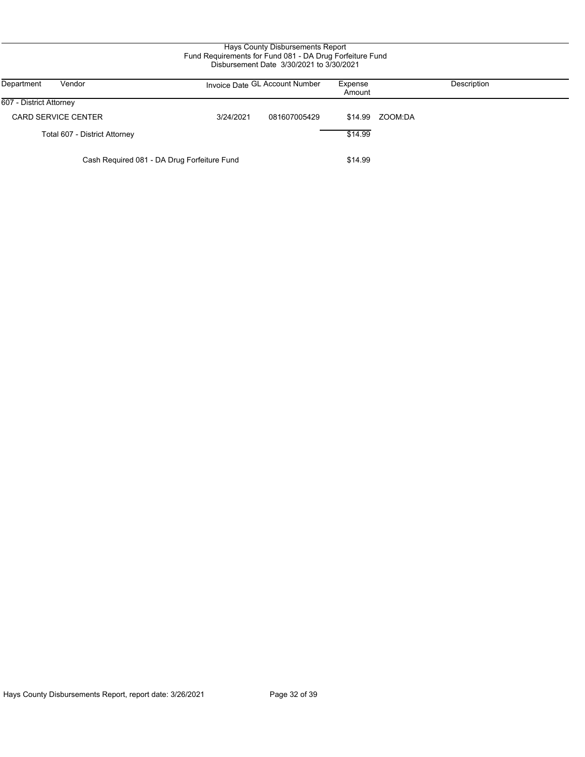# Hays County Disbursements Report

## Fund Requirements for Fund 081 - DA Drug Forfeiture Fund

Disbursement Date 3/30/2021 to 3/30/2021

| Department | Vendor | Invoice Date | GL Account Number | Expense Amount | Description |
|---|---|---|---|---|---|
| 607 - District Attorney | | | | | |
| | CARD SERVICE CENTER | 3/24/2021 | 081607005429 | $14.99 | ZOOM:DA |
| | Total 607 - District Attorney | | | $14.99 | |
| | Cash Required 081 - DA Drug Forfeiture Fund | | | $14.99 | |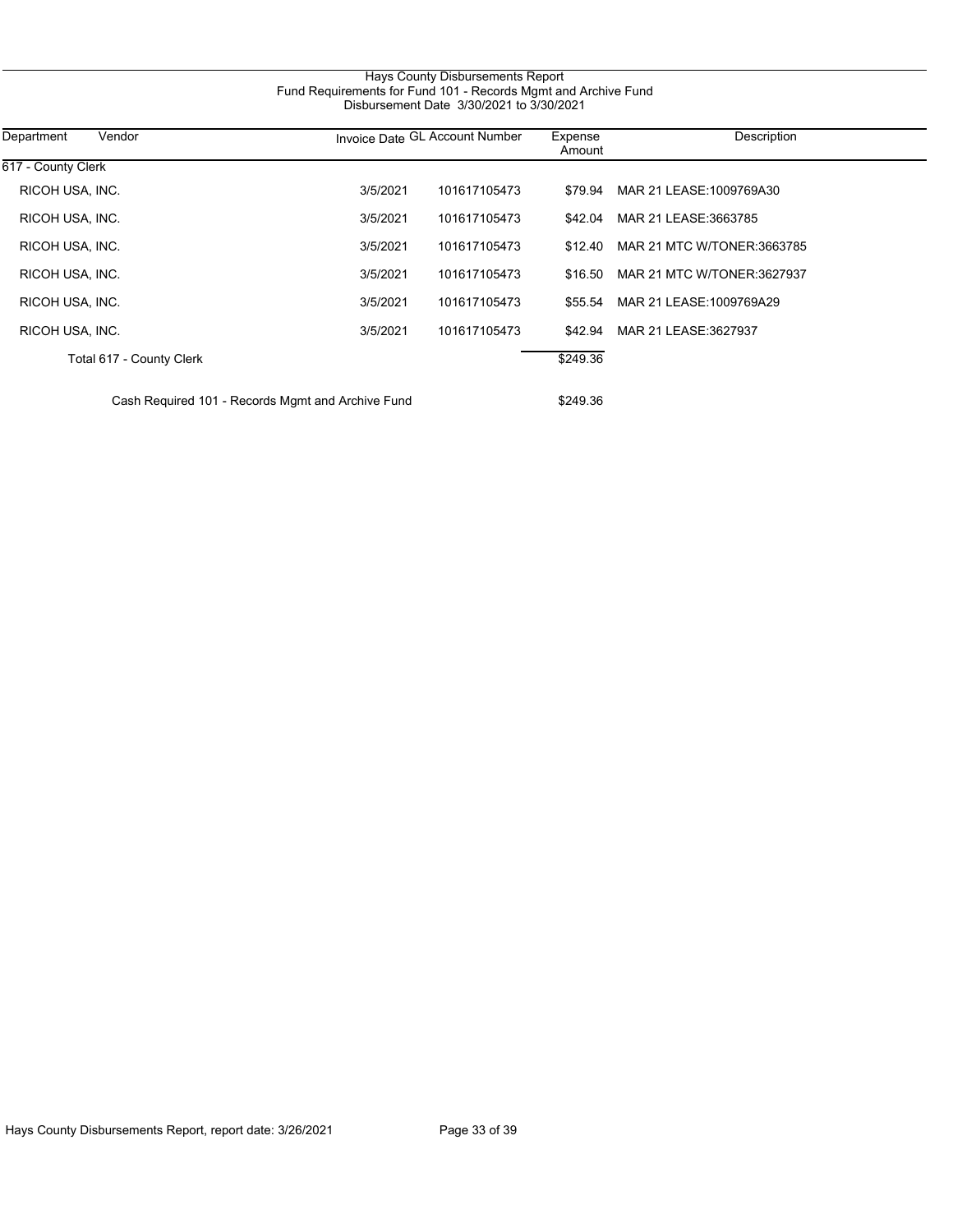# Hays County Disbursements Report

## Fund Requirements for Fund 101 - Records Mgmt and Archive Fund

Disbursement Date 3/30/2021 to 3/30/2021

| Department | Vendor | Invoice Date | GL Account Number | Expense Amount | Description |
|---|---|---|---|---|---|
| 617 - County Clerk | | | | | |
| | RICOH USA, INC. | 3/5/2021 | 101617105473 | $79.94 | MAR 21 LEASE:1009769A30 |
| | RICOH USA, INC. | 3/5/2021 | 101617105473 | $42.04 | MAR 21 LEASE:3663785 |
| | RICOH USA, INC. | 3/5/2021 | 101617105473 | $12.40 | MAR 21 MTC W/TONER:3663785 |
| | RICOH USA, INC. | 3/5/2021 | 101617105473 | $16.50 | MAR 21 MTC W/TONER:3627937 |
| | RICOH USA, INC. | 3/5/2021 | 101617105473 | $55.54 | MAR 21 LEASE:1009769A29 |
| | RICOH USA, INC. | 3/5/2021 | 101617105473 | $42.94 | MAR 21 LEASE:3627937 |
| | Total 617 - County Clerk | | | $249.36 | |
| | Cash Required 101 - Records Mgmt and Archive Fund | | | $249.36 | |

Hays County Disbursements Report, report date: 3/26/2021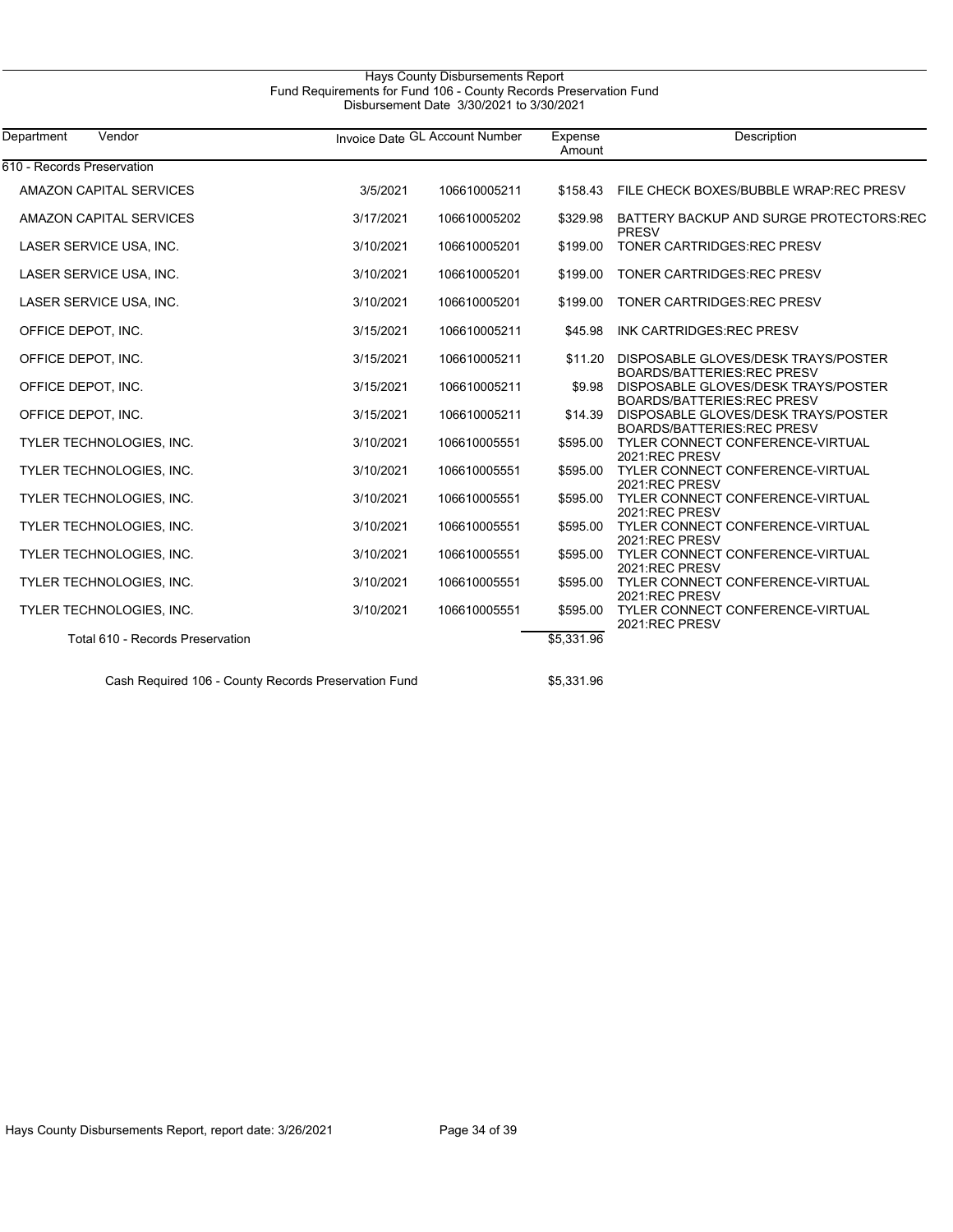# Hays County Disbursements Report

## Fund Requirements for Fund 106 - County Records Preservation Fund

Disbursement Date 3/30/2021 to 3/30/2021

| Department | Vendor | Invoice Date | GL Account Number | Expense Amount | Description |
|---|---|---|---|---|---|
| 610 - Records Preservation | | | | | |
| | AMAZON CAPITAL SERVICES | 3/5/2021 | 106610005211 | $158.43 | FILE CHECK BOXES/BUBBLE WRAP:REC PRESV |
| | AMAZON CAPITAL SERVICES | 3/17/2021 | 106610005202 | $329.98 | BATTERY BACKUP AND SURGE PROTECTORS:REC PRESV |
| | LASER SERVICE USA, INC. | 3/10/2021 | 106610005201 | $199.00 | TONER CARTRIDGES:REC PRESV |
| | LASER SERVICE USA, INC. | 3/10/2021 | 106610005201 | $199.00 | TONER CARTRIDGES:REC PRESV |
| | LASER SERVICE USA, INC. | 3/10/2021 | 106610005201 | $199.00 | TONER CARTRIDGES:REC PRESV |
| | OFFICE DEPOT, INC. | 3/15/2021 | 106610005211 | $45.98 | INK CARTRIDGES:REC PRESV |
| | OFFICE DEPOT, INC. | 3/15/2021 | 106610005211 | $11.20 | DISPOSABLE GLOVES/DESK TRAYS/POSTER BOARDS/BATTERIES:REC PRESV |
| | OFFICE DEPOT, INC. | 3/15/2021 | 106610005211 | $9.98 | DISPOSABLE GLOVES/DESK TRAYS/POSTER BOARDS/BATTERIES:REC PRESV |
| | OFFICE DEPOT, INC. | 3/15/2021 | 106610005211 | $14.39 | DISPOSABLE GLOVES/DESK TRAYS/POSTER BOARDS/BATTERIES:REC PRESV |
| | TYLER TECHNOLOGIES, INC. | 3/10/2021 | 106610005551 | $595.00 | TYLER CONNECT CONFERENCE-VIRTUAL 2021:REC PRESV |
| | TYLER TECHNOLOGIES, INC. | 3/10/2021 | 106610005551 | $595.00 | TYLER CONNECT CONFERENCE-VIRTUAL 2021:REC PRESV |
| | TYLER TECHNOLOGIES, INC. | 3/10/2021 | 106610005551 | $595.00 | TYLER CONNECT CONFERENCE-VIRTUAL 2021:REC PRESV |
| | TYLER TECHNOLOGIES, INC. | 3/10/2021 | 106610005551 | $595.00 | TYLER CONNECT CONFERENCE-VIRTUAL 2021:REC PRESV |
| | TYLER TECHNOLOGIES, INC. | 3/10/2021 | 106610005551 | $595.00 | TYLER CONNECT CONFERENCE-VIRTUAL 2021:REC PRESV |
| | TYLER TECHNOLOGIES, INC. | 3/10/2021 | 106610005551 | $595.00 | TYLER CONNECT CONFERENCE-VIRTUAL 2021:REC PRESV |
| | TYLER TECHNOLOGIES, INC. | 3/10/2021 | 106610005551 | $595.00 | TYLER CONNECT CONFERENCE-VIRTUAL 2021:REC PRESV |
| | Total 610 - Records Preservation | | | $5,331.96 | |
| | Cash Required 106 - County Records Preservation Fund | | | $5,331.96 | |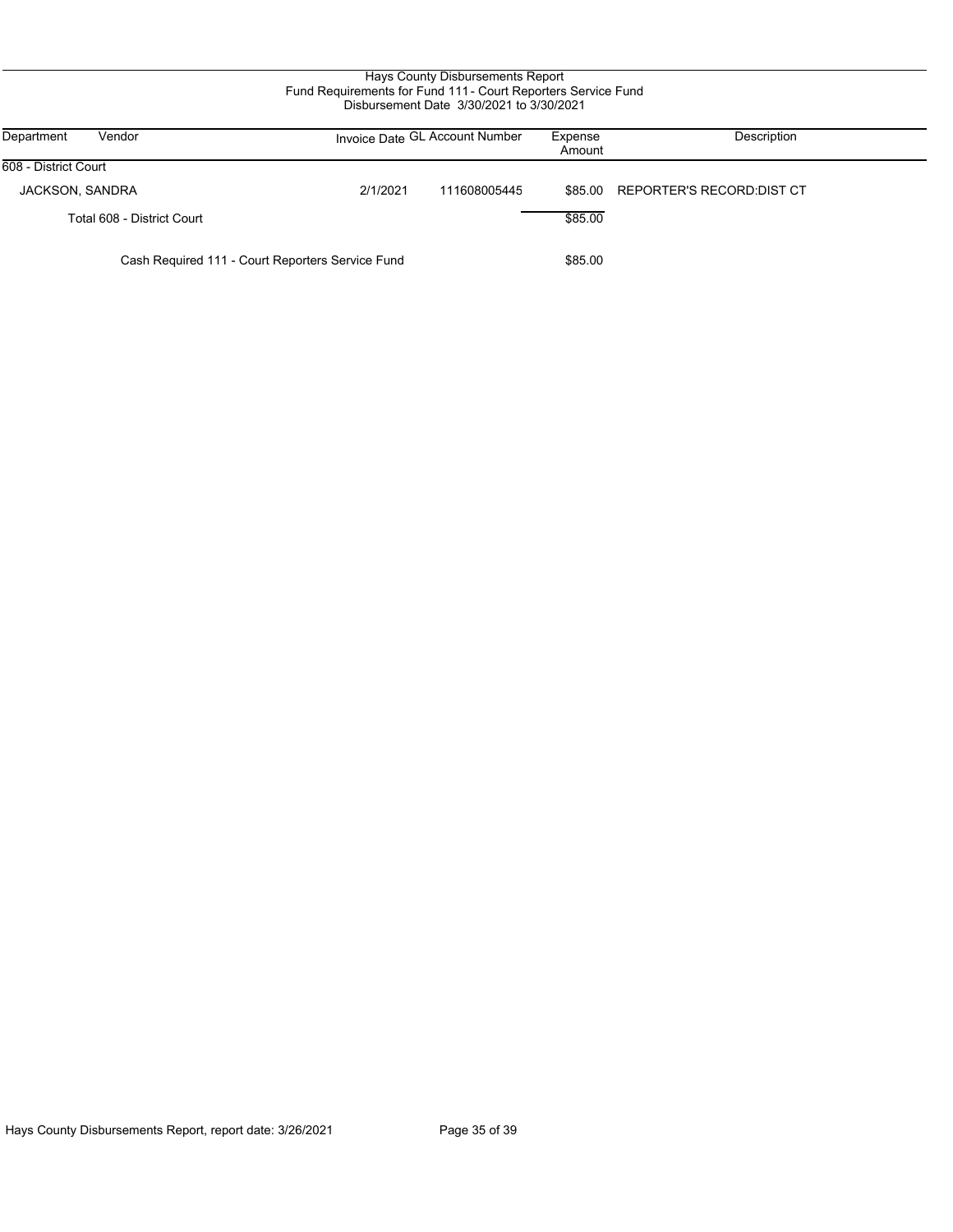# Hays County Disbursements Report

## Fund Requirements for Fund 111 - Court Reporters Service Fund

### Disbursement Date 3/30/2021 to 3/30/2021

| Department | Vendor | Invoice Date | GL Account Number | Expense Amount | Description |
|---|---|---|---|---|---|
| 608 - District Court | | | | | |
| | JACKSON, SANDRA | 2/1/2021 | 111608005445 | $85.00 | REPORTER'S RECORD:DIST CT |
| | Total 608 - District Court | | | $85.00 | |
| | Cash Required 111 - Court Reporters Service Fund | | | $85.00 | |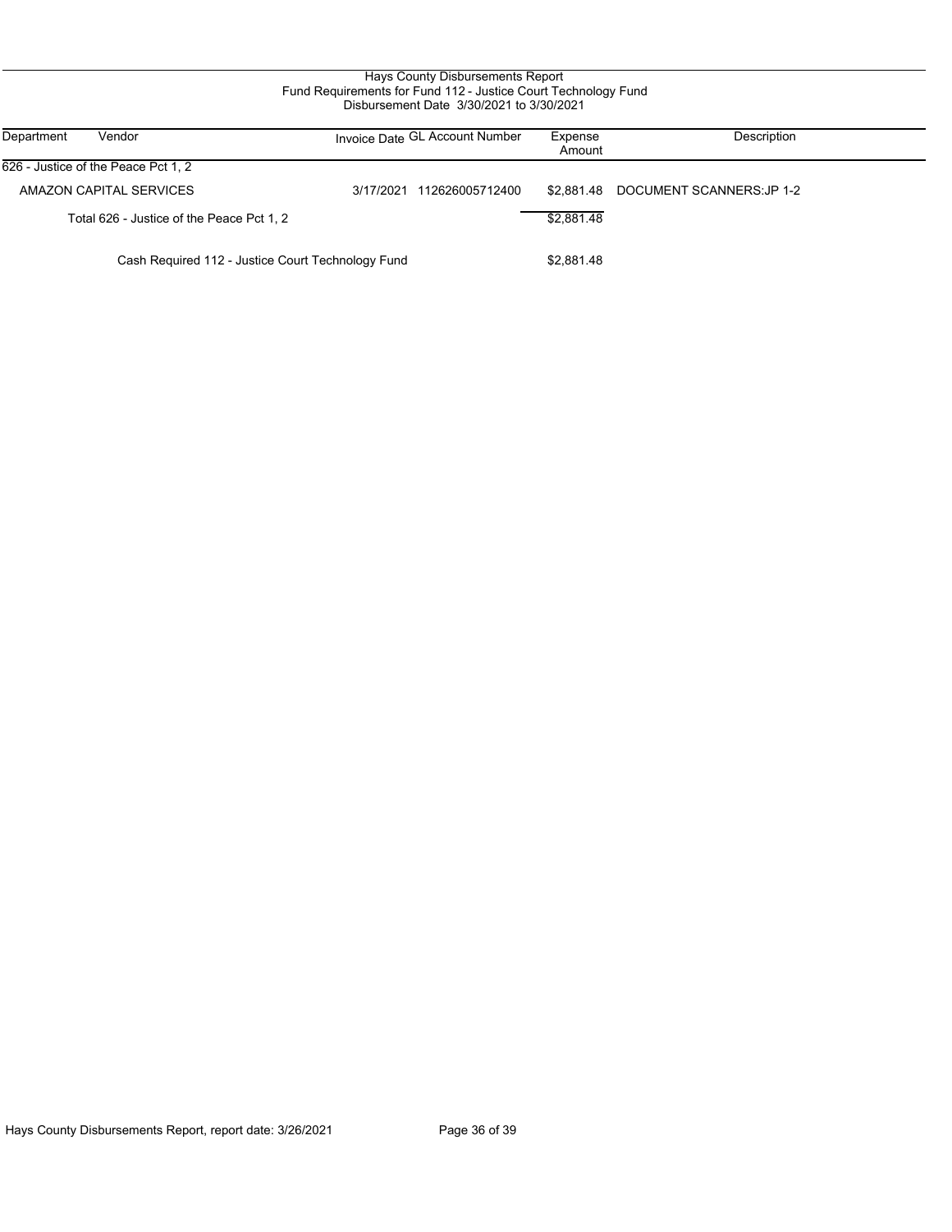Hays County Disbursements Report
Fund Requirements for Fund 112 - Justice Court Technology Fund
Disbursement Date 3/30/2021 to 3/30/2021

| Department | Vendor | Invoice Date | GL Account Number | Expense Amount | Description |
|---|---|---|---|---|---|
| 626 - Justice of the Peace Pct 1, 2 | | | | | |
| | AMAZON CAPITAL SERVICES | 3/17/2021 | 112626005712400 | $2,881.48 | DOCUMENT SCANNERS:JP 1-2 |
| | Total 626 - Justice of the Peace Pct 1, 2 | | | $2,881.48 | |
| | Cash Required 112 - Justice Court Technology Fund | | | $2,881.48 | |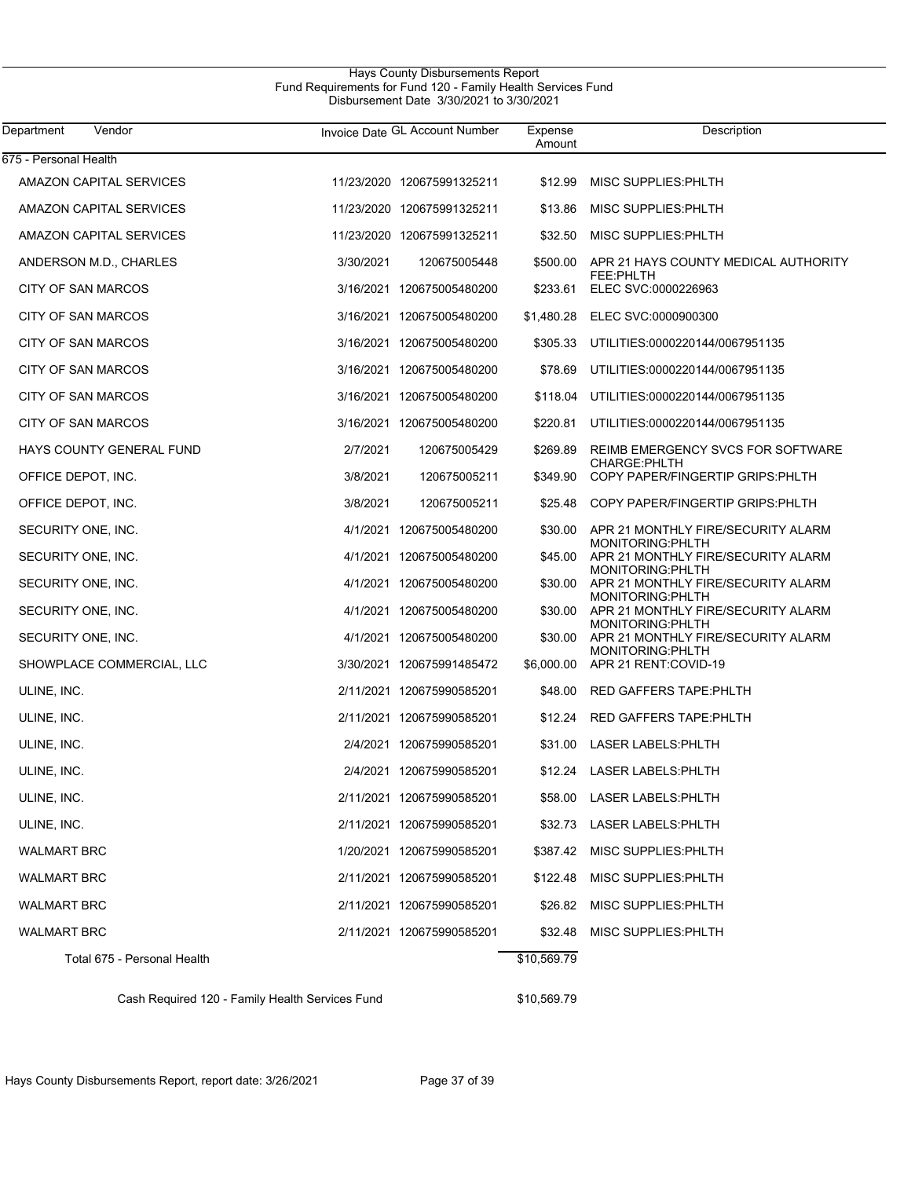# Hays County Disbursements Report

## Fund Requirements for Fund 120 - Family Health Services Fund

### Disbursement Date 3/30/2021 to 3/30/2021

| Department | Vendor | Invoice Date | GL Account Number | Expense Amount | Description |
|---|---|---|---|---|---|
| 675 - Personal Health | | | | | |
| | AMAZON CAPITAL SERVICES | 11/23/2020 | 120675991325211 | $12.99 | MISC SUPPLIES:PHLTH |
| | AMAZON CAPITAL SERVICES | 11/23/2020 | 120675991325211 | $13.86 | MISC SUPPLIES:PHLTH |
| | AMAZON CAPITAL SERVICES | 11/23/2020 | 120675991325211 | $32.50 | MISC SUPPLIES:PHLTH |
| | ANDERSON M.D., CHARLES | 3/30/2021 | 120675005448 | $500.00 | APR 21 HAYS COUNTY MEDICAL AUTHORITY FEE:PHLTH |
| | CITY OF SAN MARCOS | 3/16/2021 | 120675005480200 | $233.61 | ELEC SVC:0000226963 |
| | CITY OF SAN MARCOS | 3/16/2021 | 120675005480200 | $1,480.28 | ELEC SVC:0000900300 |
| | CITY OF SAN MARCOS | 3/16/2021 | 120675005480200 | $305.33 | UTILITIES:0000220144/0067951135 |
| | CITY OF SAN MARCOS | 3/16/2021 | 120675005480200 | $78.69 | UTILITIES:0000220144/0067951135 |
| | CITY OF SAN MARCOS | 3/16/2021 | 120675005480200 | $118.04 | UTILITIES:0000220144/0067951135 |
| | CITY OF SAN MARCOS | 3/16/2021 | 120675005480200 | $220.81 | UTILITIES:0000220144/0067951135 |
| | HAYS COUNTY GENERAL FUND | 2/7/2021 | 120675005429 | $269.89 | REIMB EMERGENCY SVCS FOR SOFTWARE CHARGE:PHLTH |
| | OFFICE DEPOT, INC. | 3/8/2021 | 120675005211 | $349.90 | COPY PAPER/FINGERTIP GRIPS:PHLTH |
| | OFFICE DEPOT, INC. | 3/8/2021 | 120675005211 | $25.48 | COPY PAPER/FINGERTIP GRIPS:PHLTH |
| | SECURITY ONE, INC. | 4/1/2021 | 120675005480200 | $30.00 | APR 21 MONTHLY FIRE/SECURITY ALARM MONITORING:PHLTH |
| | SECURITY ONE, INC. | 4/1/2021 | 120675005480200 | $45.00 | APR 21 MONTHLY FIRE/SECURITY ALARM MONITORING:PHLTH |
| | SECURITY ONE, INC. | 4/1/2021 | 120675005480200 | $30.00 | APR 21 MONTHLY FIRE/SECURITY ALARM MONITORING:PHLTH |
| | SECURITY ONE, INC. | 4/1/2021 | 120675005480200 | $30.00 | APR 21 MONTHLY FIRE/SECURITY ALARM MONITORING:PHLTH |
| | SECURITY ONE, INC. | 4/1/2021 | 120675005480200 | $30.00 | APR 21 MONTHLY FIRE/SECURITY ALARM MONITORING:PHLTH |
| | SHOWPLACE COMMERCIAL, LLC | 3/30/2021 | 120675991485472 | $6,000.00 | APR 21 RENT:COVID-19 |
| | ULINE, INC. | 2/11/2021 | 120675990585201 | $48.00 | RED GAFFERS TAPE:PHLTH |
| | ULINE, INC. | 2/11/2021 | 120675990585201 | $12.24 | RED GAFFERS TAPE:PHLTH |
| | ULINE, INC. | 2/4/2021 | 120675990585201 | $31.00 | LASER LABELS:PHLTH |
| | ULINE, INC. | 2/4/2021 | 120675990585201 | $12.24 | LASER LABELS:PHLTH |
| | ULINE, INC. | 2/11/2021 | 120675990585201 | $58.00 | LASER LABELS:PHLTH |
| | ULINE, INC. | 2/11/2021 | 120675990585201 | $32.73 | LASER LABELS:PHLTH |
| | WALMART BRC | 1/20/2021 | 120675990585201 | $387.42 | MISC SUPPLIES:PHLTH |
| | WALMART BRC | 2/11/2021 | 120675990585201 | $122.48 | MISC SUPPLIES:PHLTH |
| | WALMART BRC | 2/11/2021 | 120675990585201 | $26.82 | MISC SUPPLIES:PHLTH |
| | WALMART BRC | 2/11/2021 | 120675990585201 | $32.48 | MISC SUPPLIES:PHLTH |
| | Total 675 - Personal Health | | | $10,569.79 | |
| | Cash Required 120 - Family Health Services Fund | | | $10,569.79 | |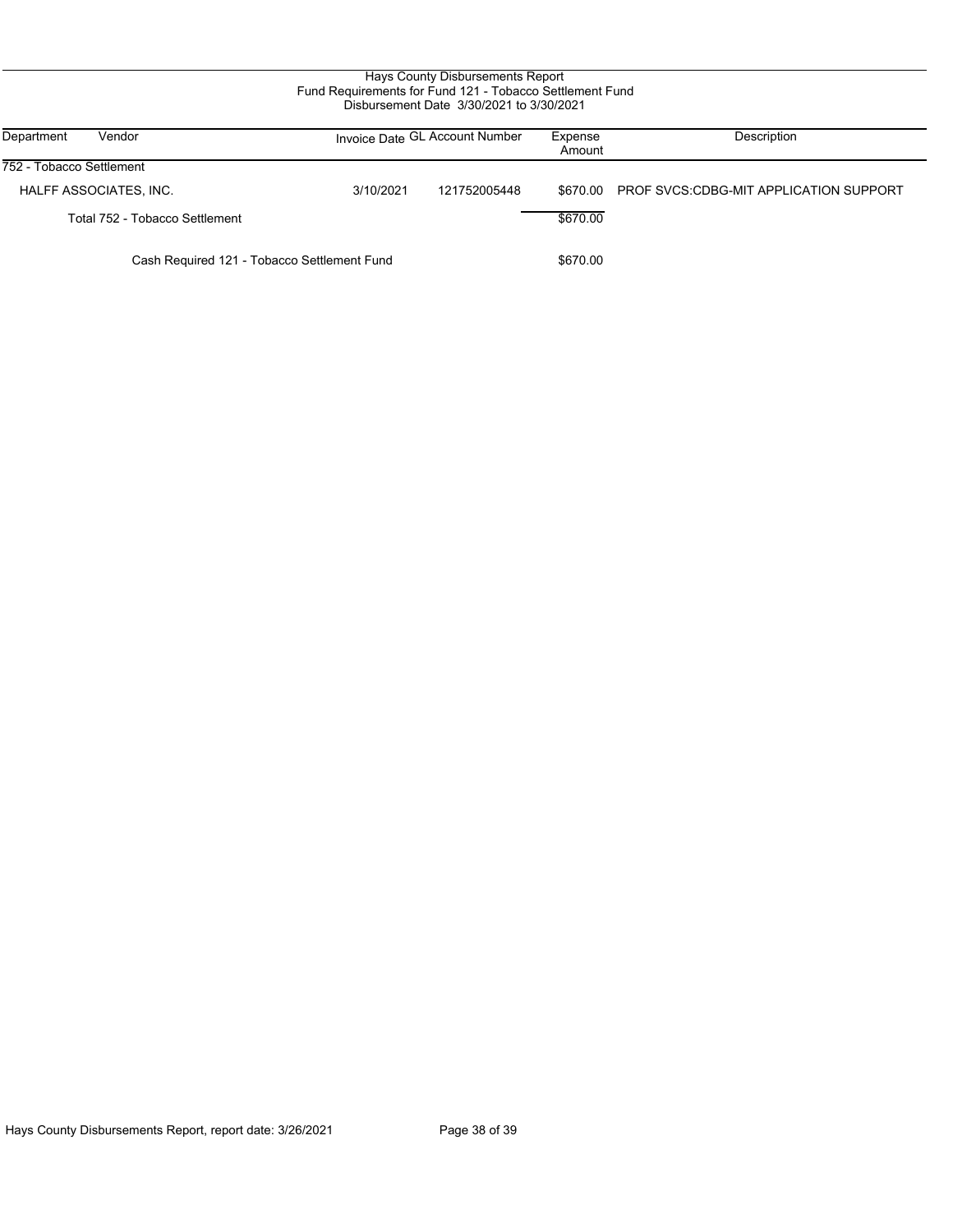# Hays County Disbursements Report

## Fund Requirements for Fund 121 - Tobacco Settlement Fund

Disbursement Date 3/30/2021 to 3/30/2021

| Department | Vendor | Invoice Date | GL Account Number | Expense Amount | Description |
|---|---|---|---|---|---|
| 752 - Tobacco Settlement | | | | | |
| | HALFF ASSOCIATES, INC. | 3/10/2021 | 121752005448 | $670.00 | PROF SVCS:CDBG-MIT APPLICATION SUPPORT |
| | Total 752 - Tobacco Settlement | | | $670.00 | |
| | Cash Required 121 - Tobacco Settlement Fund | | | $670.00 | |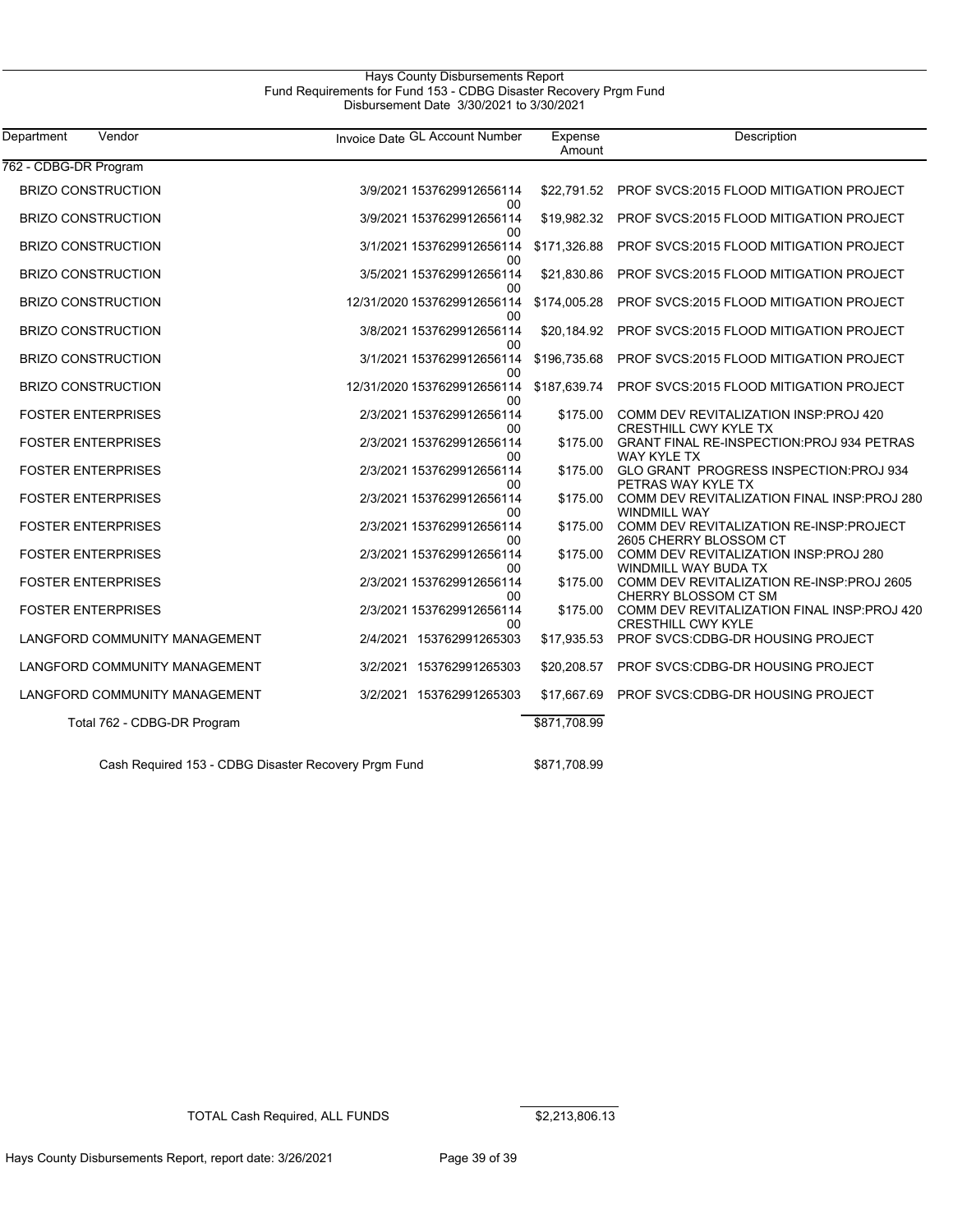Hays County Disbursements Report
Fund Requirements for Fund 153 - CDBG Disaster Recovery Prgm Fund
Disbursement Date 3/30/2021 to 3/30/2021

| Department | Vendor | Invoice Date | GL Account Number | Expense Amount | Description |
|---|---|---|---|---|---|
| 762 - CDBG-DR Program | | | | | |
| | BRIZO CONSTRUCTION | 3/9/2021 | 153762991265611400 | $22,791.52 | PROF SVCS:2015 FLOOD MITIGATION PROJECT |
| | BRIZO CONSTRUCTION | 3/9/2021 | 153762991265611400 | $19,982.32 | PROF SVCS:2015 FLOOD MITIGATION PROJECT |
| | BRIZO CONSTRUCTION | 3/1/2021 | 153762991265611400 | $171,326.88 | PROF SVCS:2015 FLOOD MITIGATION PROJECT |
| | BRIZO CONSTRUCTION | 3/5/2021 | 153762991265611400 | $21,830.86 | PROF SVCS:2015 FLOOD MITIGATION PROJECT |
| | BRIZO CONSTRUCTION | 12/31/2020 | 153762991265611400 | $174,005.28 | PROF SVCS:2015 FLOOD MITIGATION PROJECT |
| | BRIZO CONSTRUCTION | 3/8/2021 | 153762991265611400 | $20,184.92 | PROF SVCS:2015 FLOOD MITIGATION PROJECT |
| | BRIZO CONSTRUCTION | 3/1/2021 | 153762991265611400 | $196,735.68 | PROF SVCS:2015 FLOOD MITIGATION PROJECT |
| | BRIZO CONSTRUCTION | 12/31/2020 | 153762991265611400 | $187,639.74 | PROF SVCS:2015 FLOOD MITIGATION PROJECT |
| | FOSTER ENTERPRISES | 2/3/2021 | 153762991265611400 | $175.00 | COMM DEV REVITALIZATION INSP:PROJ 420 CRESTHILL CWY KYLE TX |
| | FOSTER ENTERPRISES | 2/3/2021 | 153762991265611400 | $175.00 | GRANT FINAL RE-INSPECTION:PROJ 934 PETRAS WAY KYLE TX |
| | FOSTER ENTERPRISES | 2/3/2021 | 153762991265611400 | $175.00 | GLO GRANT PROGRESS INSPECTION:PROJ 934 PETRAS WAY KYLE TX |
| | FOSTER ENTERPRISES | 2/3/2021 | 153762991265611400 | $175.00 | COMM DEV REVITALIZATION FINAL INSP:PROJ 280 WINDMILL WAY |
| | FOSTER ENTERPRISES | 2/3/2021 | 153762991265611400 | $175.00 | COMM DEV REVITALIZATION RE-INSP:PROJECT 2605 CHERRY BLOSSOM CT |
| | FOSTER ENTERPRISES | 2/3/2021 | 153762991265611400 | $175.00 | COMM DEV REVITALIZATION INSP:PROJ 280 WINDMILL WAY BUDA TX |
| | FOSTER ENTERPRISES | 2/3/2021 | 153762991265611400 | $175.00 | COMM DEV REVITALIZATION RE-INSP:PROJ 2605 CHERRY BLOSSOM CT SM |
| | FOSTER ENTERPRISES | 2/3/2021 | 153762991265611400 | $175.00 | COMM DEV REVITALIZATION FINAL INSP:PROJ 420 CRESTHILL CWY KYLE |
| | LANGFORD COMMUNITY MANAGEMENT | 2/4/2021 | 153762991265303 | $17,935.53 | PROF SVCS:CDBG-DR HOUSING PROJECT |
| | LANGFORD COMMUNITY MANAGEMENT | 3/2/2021 | 153762991265303 | $20,208.57 | PROF SVCS:CDBG-DR HOUSING PROJECT |
| | LANGFORD COMMUNITY MANAGEMENT | 3/2/2021 | 153762991265303 | $17,667.69 | PROF SVCS:CDBG-DR HOUSING PROJECT |
| | Total 762 - CDBG-DR Program | | | $871,708.99 | |

Cash Required 153 - CDBG Disaster Recovery Prgm Fund $871,708.99

TOTAL Cash Required, ALL FUNDS $2,213,806.13

Hays County Disbursements Report, report date: 3/26/2021